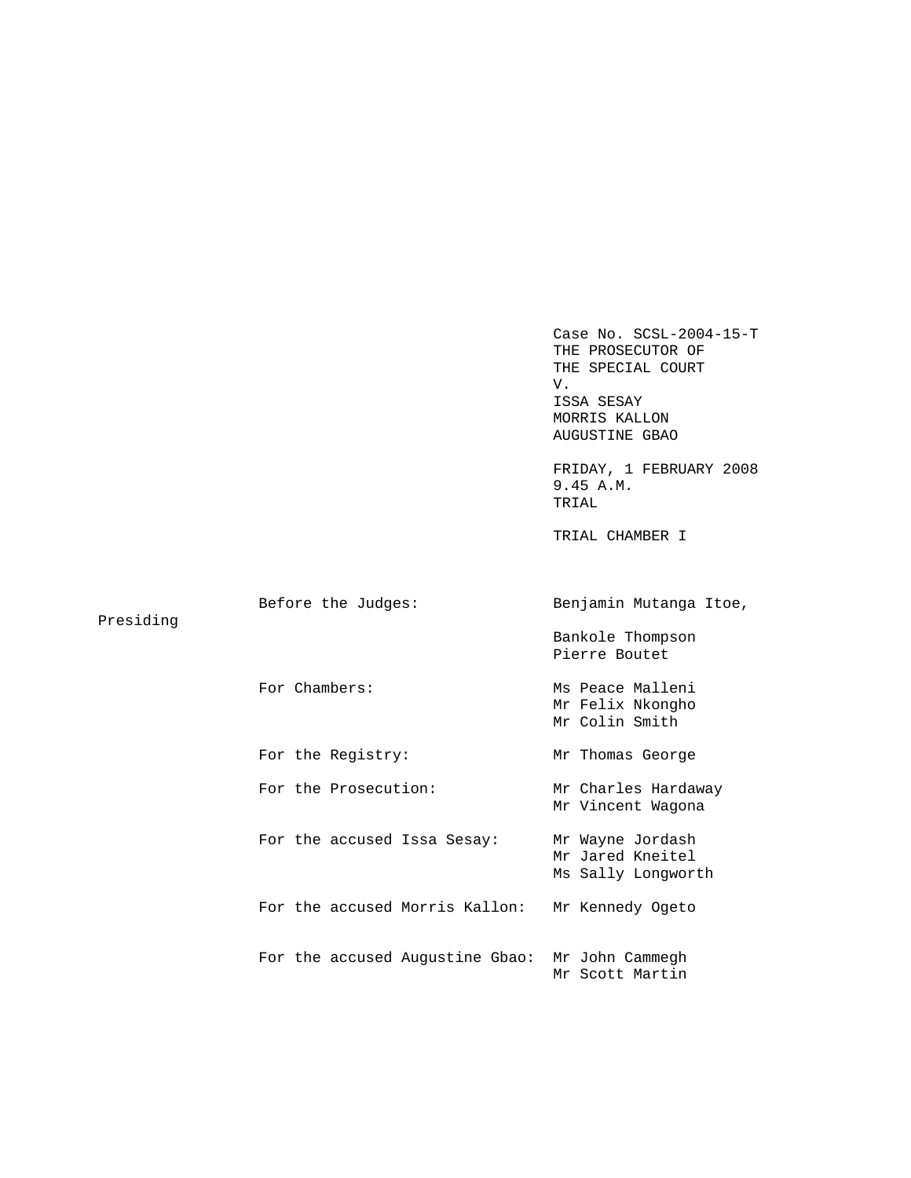Case No. SCSL-2004-15-T
THE PROSECUTOR OF
THE SPECIAL COURT
V.
ISSA SESAY
MORRIS KALLON
AUGUSTINE GBAO

FRIDAY, 1 FEBRUARY 2008
9.45 A.M.
TRIAL

TRIAL CHAMBER I

| | |
|---|---|
| Before the Judges: | Benjamin Mutanga Itoe, Presiding |
| | Bankole Thompson |
| | Pierre Boutet |
| For Chambers: | Ms Peace Malleni |
| | Mr Felix Nkongho |
| | Mr Colin Smith |
| For the Registry: | Mr Thomas George |
| For the Prosecution: | Mr Charles Hardaway |
| | Mr Vincent Wagona |
| For the accused Issa Sesay: | Mr Wayne Jordash |
| | Mr Jared Kneitel |
| | Ms Sally Longworth |
| For the accused Morris Kallon: | Mr Kennedy Ogeto |
| For the accused Augustine Gbao: | Mr John Cammegh |
| | Mr Scott Martin |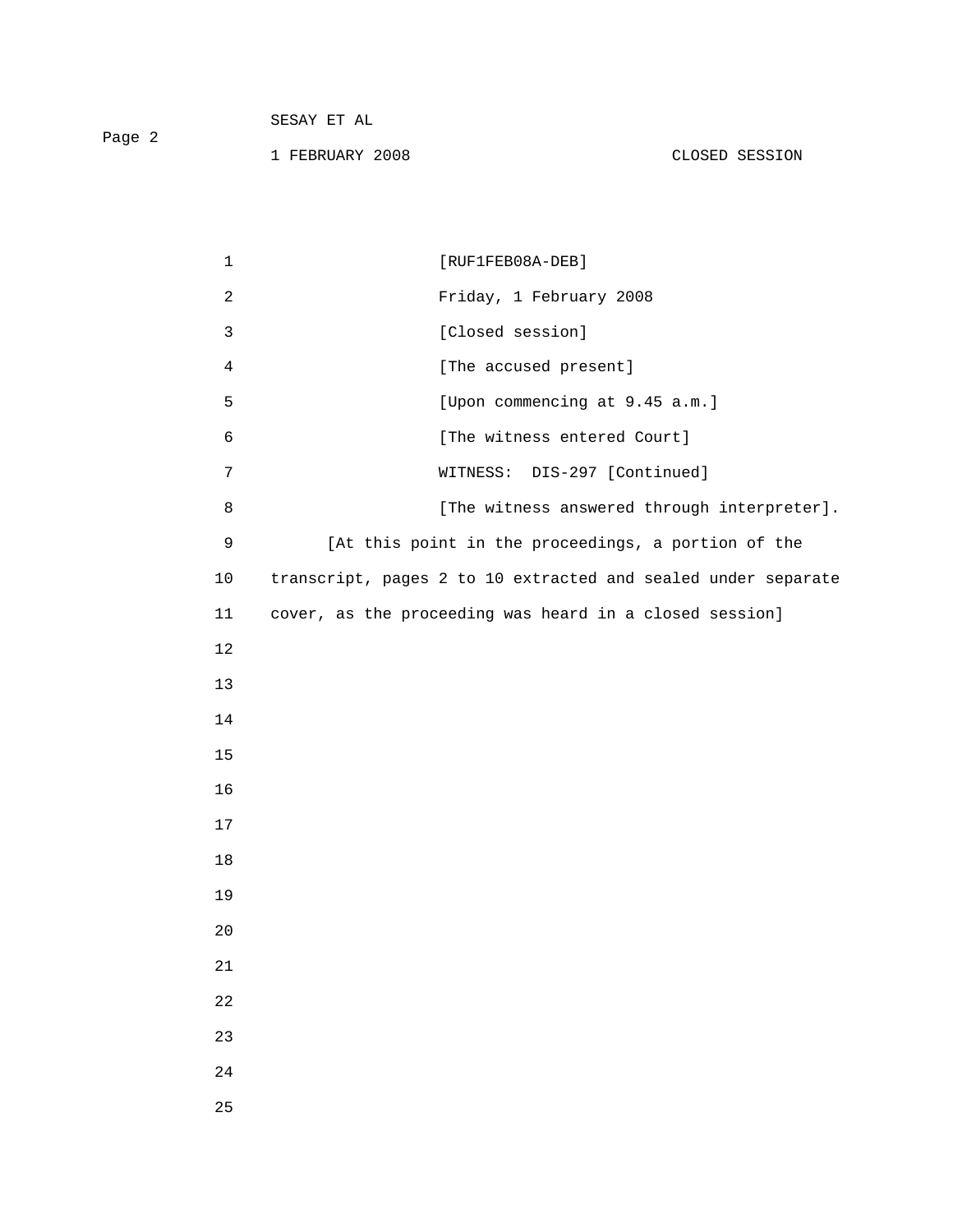[RUF1FEB08A-DEB]

Friday, 1 February 2008

[Closed session]

[The accused present]

[Upon commencing at 9.45 a.m.]

[The witness entered Court]

WITNESS: DIS-297 [Continued]

[The witness answered through interpreter].

[At this point in the proceedings, a portion of the transcript, pages 2 to 10 extracted and sealed under separate cover, as the proceeding was heard in a closed session]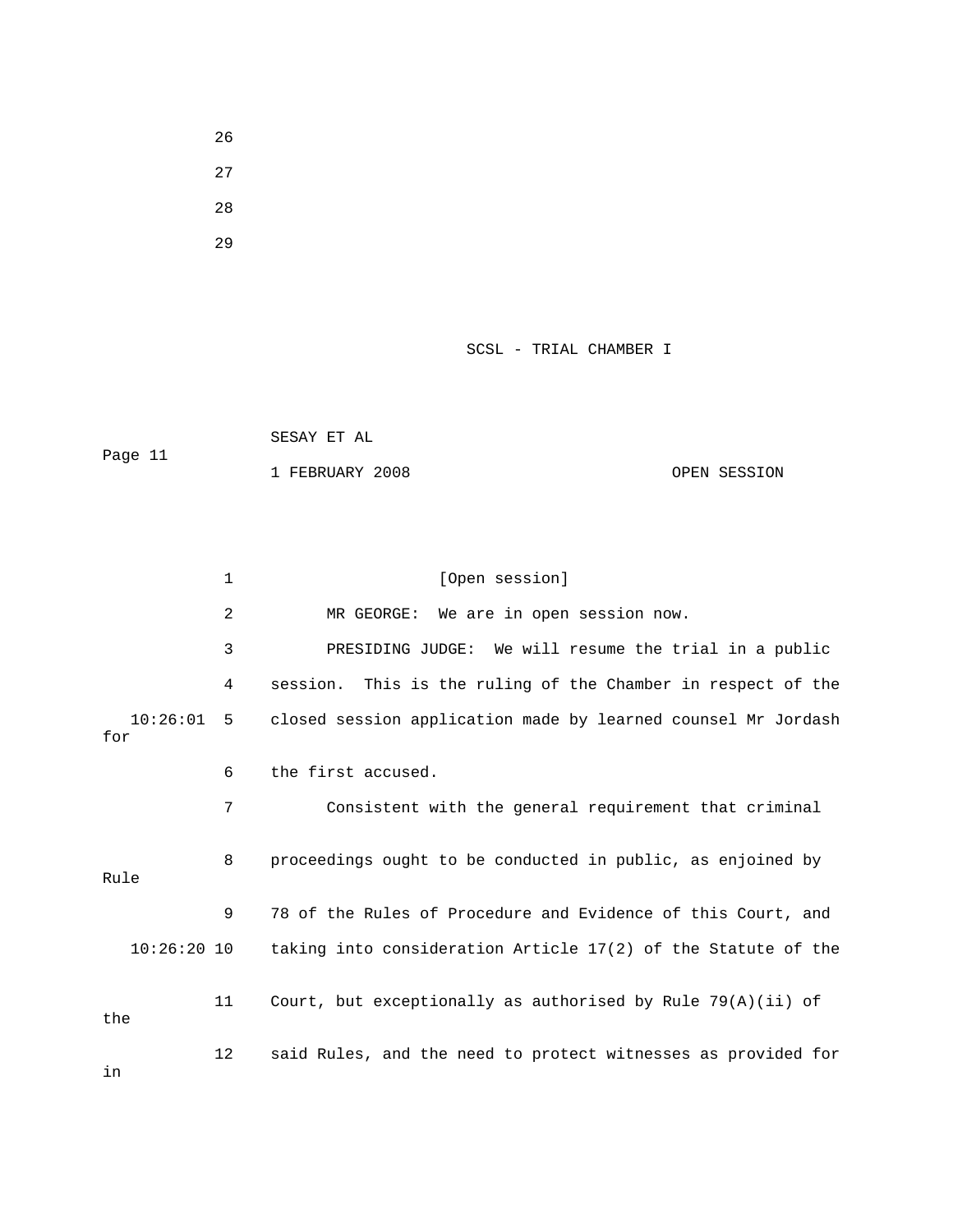26

27

28

29

SCSL - TRIAL CHAMBER I

SESAY ET AL

1 FEBRUARY 2008 OPEN SESSION

1 [Open session]

2 MR GEORGE: We are in open session now.

3 PRESIDING JUDGE: We will resume the trial in a public

4 session. This is the ruling of the Chamber in respect of the

10:26:01 5 closed session application made by learned counsel Mr Jordash for

6 the first accused.

7 Consistent with the general requirement that criminal

8 proceedings ought to be conducted in public, as enjoined by Rule

9 78 of the Rules of Procedure and Evidence of this Court, and

10:26:20 10 taking into consideration Article 17(2) of the Statute of the

11 Court, but exceptionally as authorised by Rule 79(A)(ii) of the

12 said Rules, and the need to protect witnesses as provided for in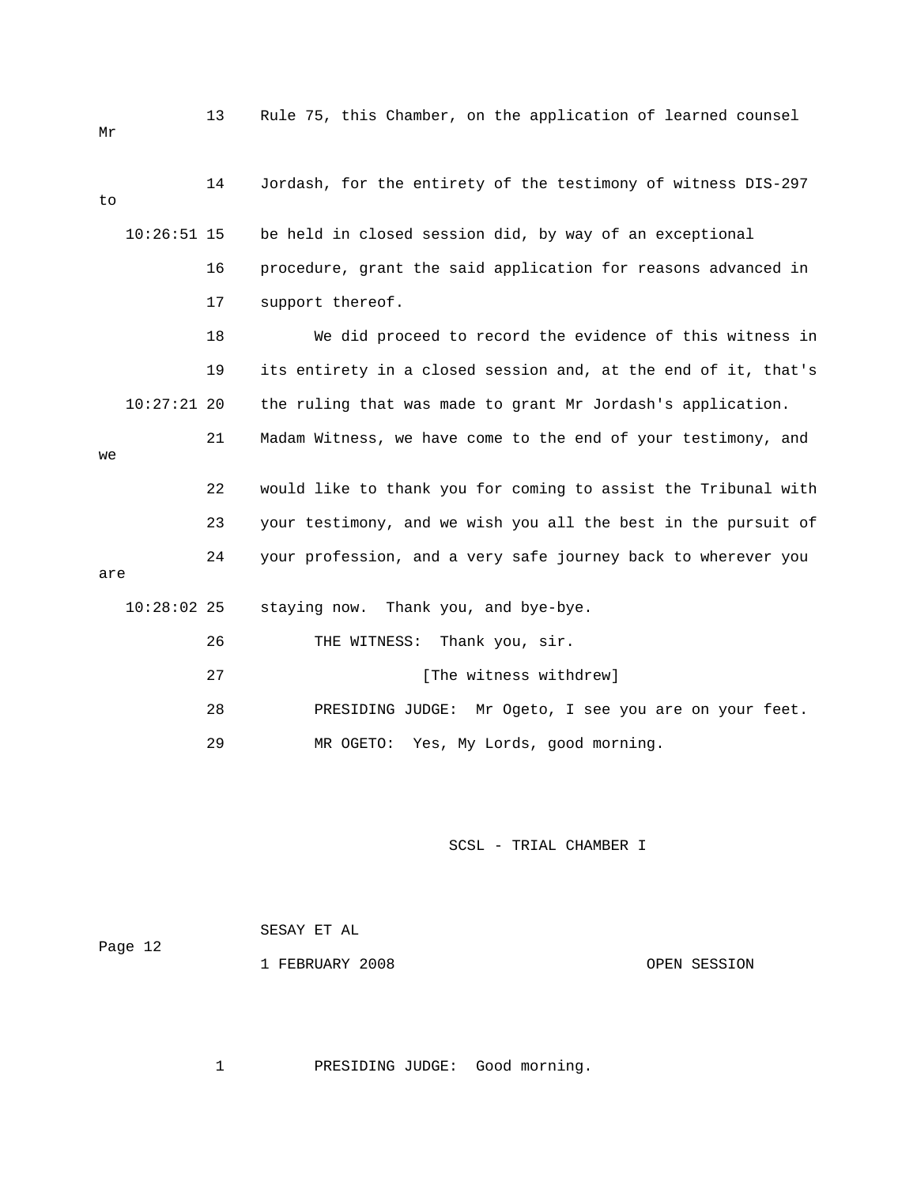13 Rule 75, this Chamber, on the application of learned counsel Mr

14 Jordash, for the entirety of the testimony of witness DIS-297 to

10:26:51 15 be held in closed session did, by way of an exceptional

16 procedure, grant the said application for reasons advanced in

17 support thereof.

18 We did proceed to record the evidence of this witness in

19 its entirety in a closed session and, at the end of it, that's

10:27:21 20 the ruling that was made to grant Mr Jordash's application.

21 Madam Witness, we have come to the end of your testimony, and we

22 would like to thank you for coming to assist the Tribunal with

23 your testimony, and we wish you all the best in the pursuit of

24 your profession, and a very safe journey back to wherever you are

10:28:02 25 staying now. Thank you, and bye-bye.

26 THE WITNESS: Thank you, sir.

27 [The witness withdrew]

28 PRESIDING JUDGE: Mr Ogeto, I see you are on your feet.

29 MR OGETO: Yes, My Lords, good morning.

1 PRESIDING JUDGE: Good morning.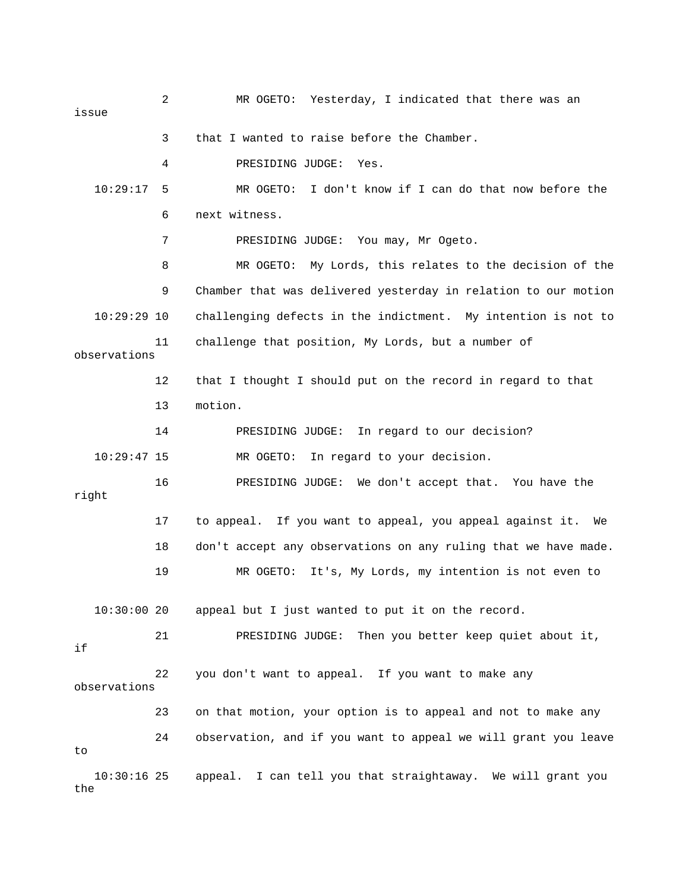2 MR OGETO: Yesterday, I indicated that there was an issue

3 that I wanted to raise before the Chamber.

4 PRESIDING JUDGE: Yes.

10:29:17 5 MR OGETO: I don't know if I can do that now before the

6 next witness.

7 PRESIDING JUDGE: You may, Mr Ogeto.

8 MR OGETO: My Lords, this relates to the decision of the

9 Chamber that was delivered yesterday in relation to our motion

10:29:29 10 challenging defects in the indictment. My intention is not to

11 challenge that position, My Lords, but a number of observations

12 that I thought I should put on the record in regard to that

13 motion.

14 PRESIDING JUDGE: In regard to our decision?

10:29:47 15 MR OGETO: In regard to your decision.

16 PRESIDING JUDGE: We don't accept that. You have the right

17 to appeal. If you want to appeal, you appeal against it. We

18 don't accept any observations on any ruling that we have made.

19 MR OGETO: It's, My Lords, my intention is not even to

10:30:00 20 appeal but I just wanted to put it on the record.

21 PRESIDING JUDGE: Then you better keep quiet about it, if

22 you don't want to appeal. If you want to make any observations

23 on that motion, your option is to appeal and not to make any

24 observation, and if you want to appeal we will grant you leave to

10:30:16 25 appeal. I can tell you that straightaway. We will grant you the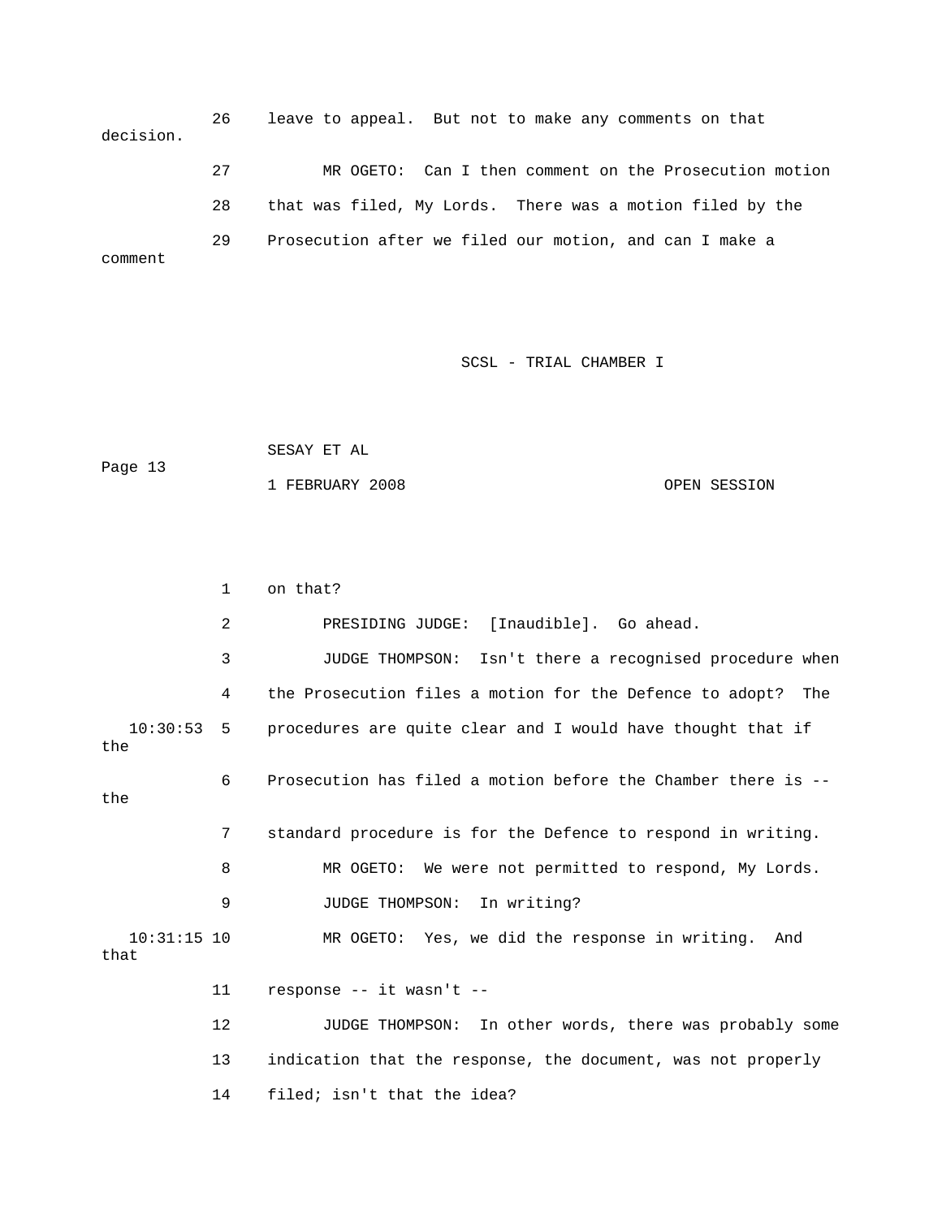26 leave to appeal. But not to make any comments on that decision.

27 MR OGETO: Can I then comment on the Prosecution motion

28 that was filed, My Lords. There was a motion filed by the

29 Prosecution after we filed our motion, and can I make a comment

1 on that?

2 PRESIDING JUDGE: [Inaudible]. Go ahead.

3 JUDGE THOMPSON: Isn't there a recognised procedure when

4 the Prosecution files a motion for the Defence to adopt? The

10:30:53 5 procedures are quite clear and I would have thought that if the

6 Prosecution has filed a motion before the Chamber there is -- the

7 standard procedure is for the Defence to respond in writing.

8 MR OGETO: We were not permitted to respond, My Lords.

9 JUDGE THOMPSON: In writing?

10:31:15 10 MR OGETO: Yes, we did the response in writing. And that

11 response -- it wasn't --

12 JUDGE THOMPSON: In other words, there was probably some

13 indication that the response, the document, was not properly

14 filed; isn't that the idea?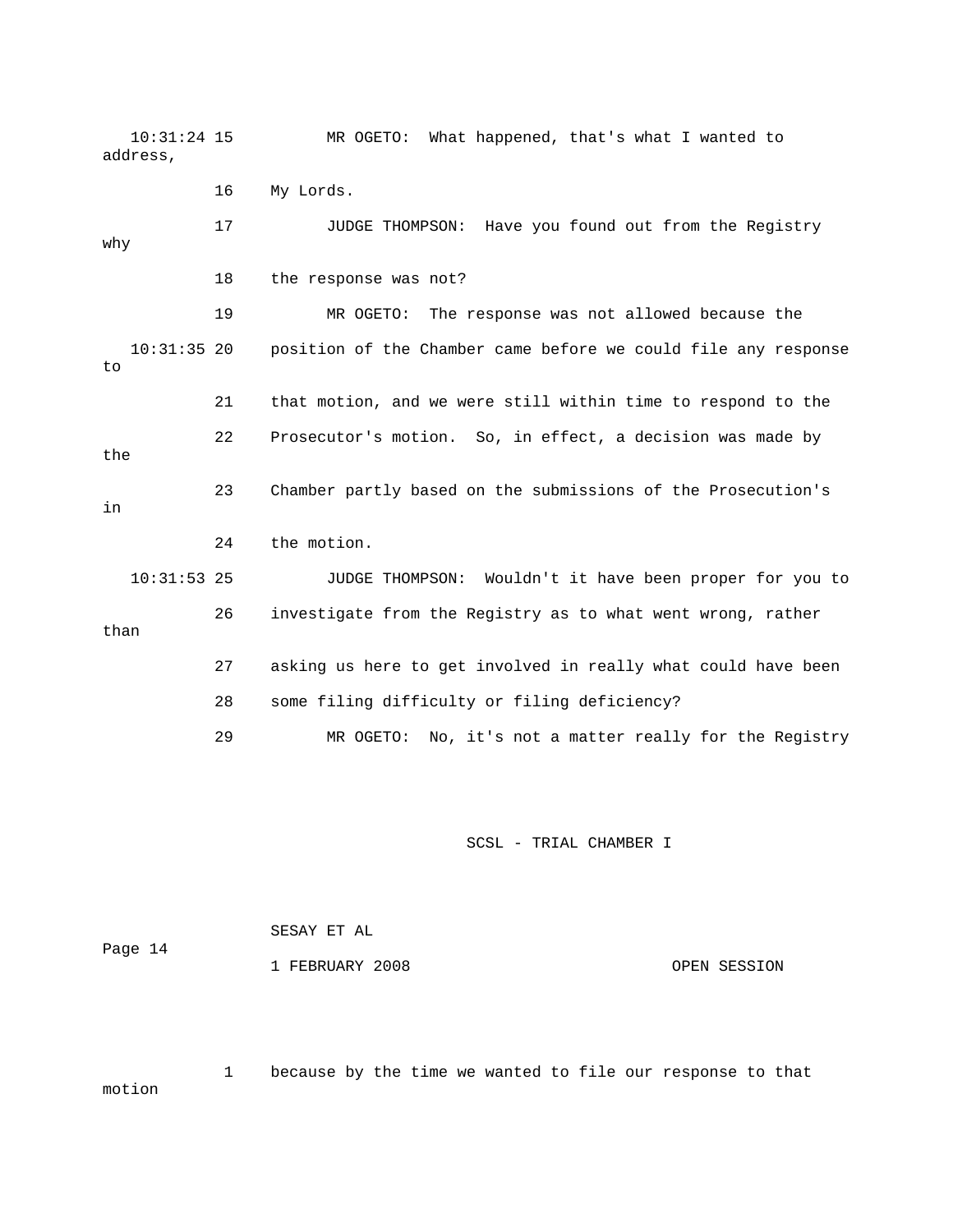10:31:24 15 MR OGETO: What happened, that's what I wanted to address,

16 My Lords.

17 JUDGE THOMPSON: Have you found out from the Registry why

18 the response was not?

19 MR OGETO: The response was not allowed because the

10:31:35 20 position of the Chamber came before we could file any response to

21 that motion, and we were still within time to respond to the

22 Prosecutor's motion. So, in effect, a decision was made by the

23 Chamber partly based on the submissions of the Prosecution's in

24 the motion.

10:31:53 25 JUDGE THOMPSON: Wouldn't it have been proper for you to

26 investigate from the Registry as to what went wrong, rather than

27 asking us here to get involved in really what could have been

28 some filing difficulty or filing deficiency?

29 MR OGETO: No, it's not a matter really for the Registry

1 because by the time we wanted to file our response to that motion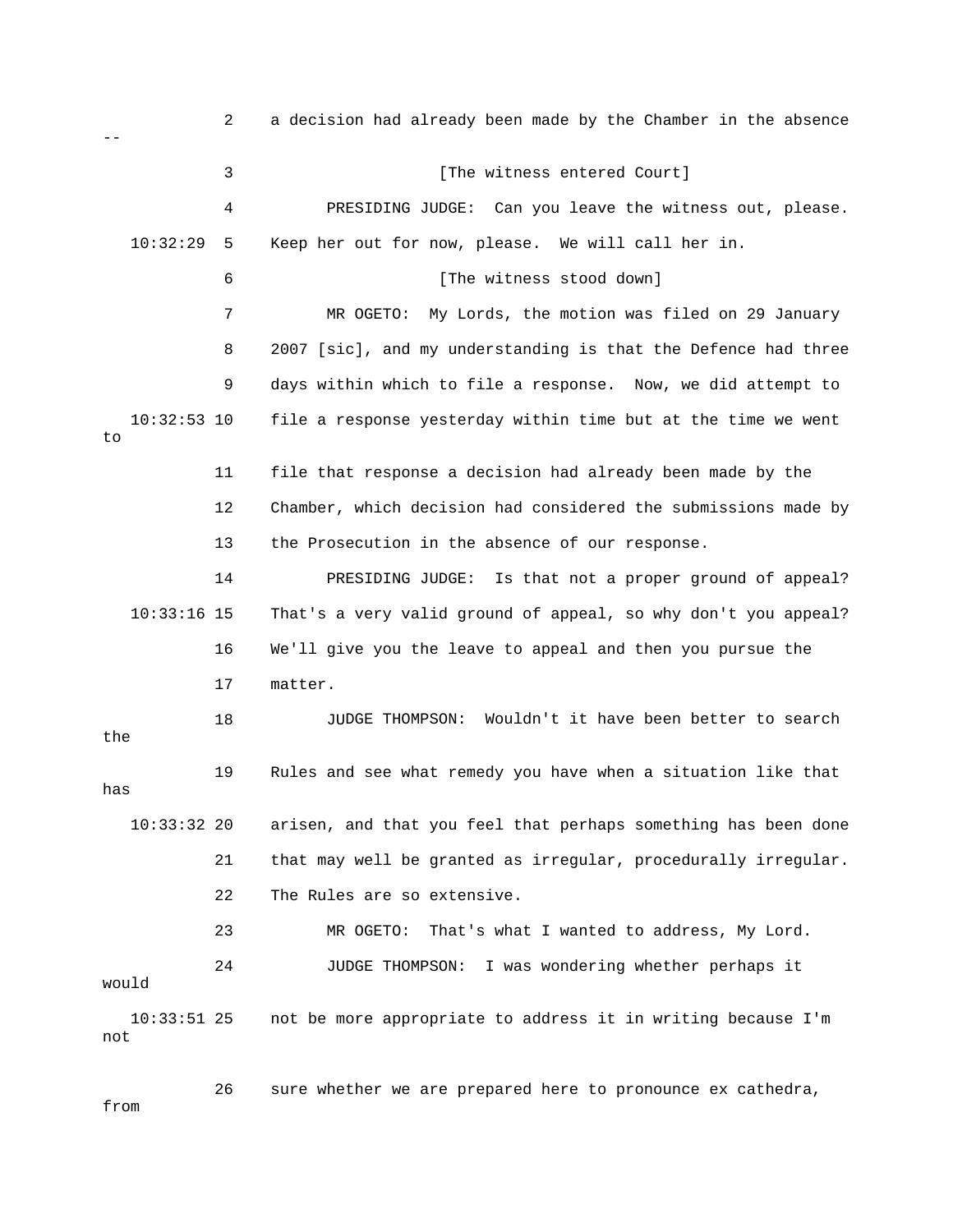2 a decision had already been made by the Chamber in the absence --

3 [The witness entered Court]

4 PRESIDING JUDGE: Can you leave the witness out, please.

10:32:29 5 Keep her out for now, please. We will call her in.

6 [The witness stood down]

7 MR OGETO: My Lords, the motion was filed on 29 January

8 2007 [sic], and my understanding is that the Defence had three

9 days within which to file a response. Now, we did attempt to

10:32:53 10 file a response yesterday within time but at the time we went to

11 file that response a decision had already been made by the

12 Chamber, which decision had considered the submissions made by

13 the Prosecution in the absence of our response.

14 PRESIDING JUDGE: Is that not a proper ground of appeal?

10:33:16 15 That's a very valid ground of appeal, so why don't you appeal?

16 We'll give you the leave to appeal and then you pursue the

17 matter.

18 JUDGE THOMPSON: Wouldn't it have been better to search the

19 Rules and see what remedy you have when a situation like that has

10:33:32 20 arisen, and that you feel that perhaps something has been done

21 that may well be granted as irregular, procedurally irregular.

22 The Rules are so extensive.

23 MR OGETO: That's what I wanted to address, My Lord.

24 JUDGE THOMPSON: I was wondering whether perhaps it would

10:33:51 25 not be more appropriate to address it in writing because I'm not

26 sure whether we are prepared here to pronounce ex cathedra, from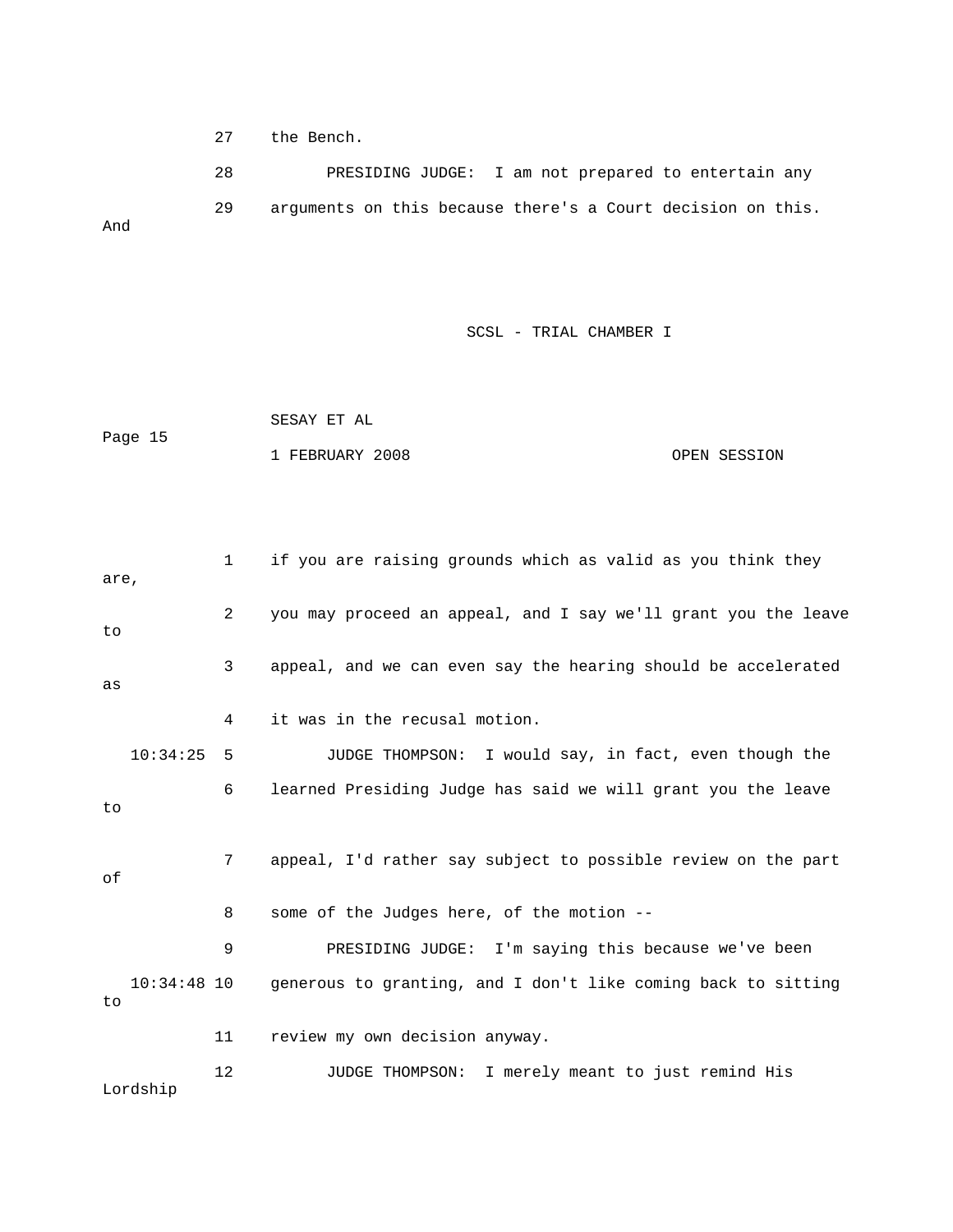27 the Bench.

28 PRESIDING JUDGE: I am not prepared to entertain any

29 arguments on this because there's a Court decision on this. And

1 if you are raising grounds which as valid as you think they are,

2 you may proceed an appeal, and I say we'll grant you the leave to

3 appeal, and we can even say the hearing should be accelerated as

4 it was in the recusal motion.

10:34:25 5 JUDGE THOMPSON: I would say, in fact, even though the

6 learned Presiding Judge has said we will grant you the leave to

7 appeal, I'd rather say subject to possible review on the part of

8 some of the Judges here, of the motion --

9 PRESIDING JUDGE: I'm saying this because we've been

10:34:48 10 generous to granting, and I don't like coming back to sitting to

11 review my own decision anyway.

12 JUDGE THOMPSON: I merely meant to just remind His Lordship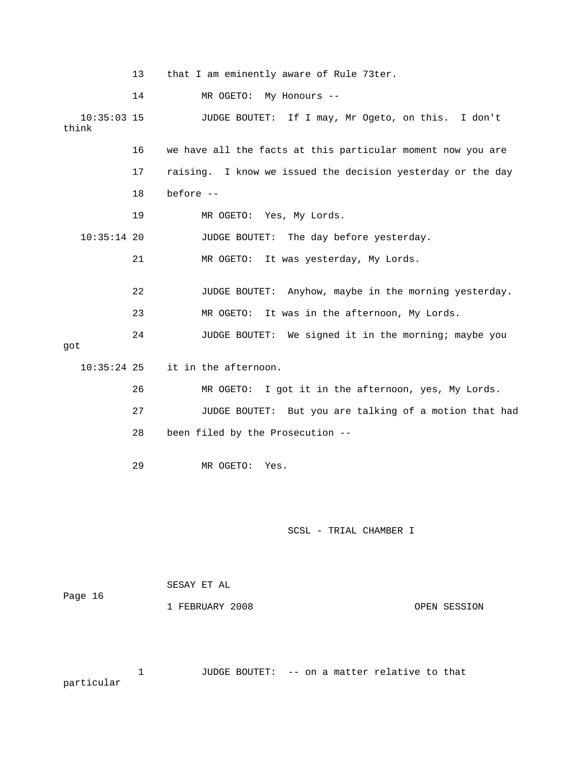13 that I am eminently aware of Rule 73ter.

14 MR OGETO: My Honours --

10:35:03 15 JUDGE BOUTET: If I may, Mr Ogeto, on this. I don't think

16 we have all the facts at this particular moment now you are

17 raising. I know we issued the decision yesterday or the day

18 before --

19 MR OGETO: Yes, My Lords.

10:35:14 20 JUDGE BOUTET: The day before yesterday.

21 MR OGETO: It was yesterday, My Lords.

22 JUDGE BOUTET: Anyhow, maybe in the morning yesterday.

23 MR OGETO: It was in the afternoon, My Lords.

24 JUDGE BOUTET: We signed it in the morning; maybe you got

10:35:24 25 it in the afternoon.

26 MR OGETO: I got it in the afternoon, yes, My Lords.

27 JUDGE BOUTET: But you are talking of a motion that had

28 been filed by the Prosecution --

29 MR OGETO: Yes.

1 JUDGE BOUTET: -- on a matter relative to that particular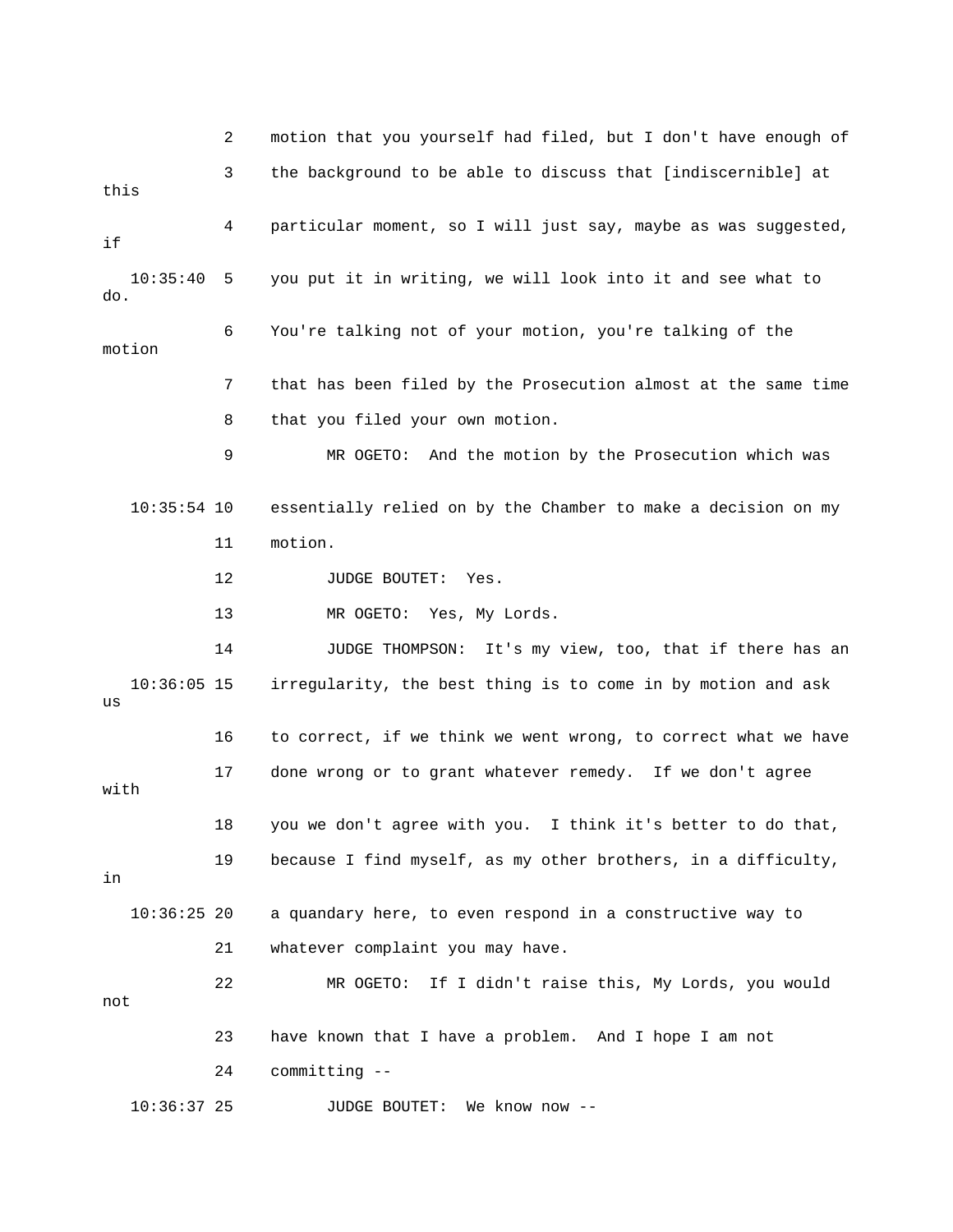2 motion that you yourself had filed, but I don't have enough of

3 the background to be able to discuss that [indiscernible] at this

4 particular moment, so I will just say, maybe as was suggested, if

10:35:40 5 you put it in writing, we will look into it and see what to do.

6 You're talking not of your motion, you're talking of the motion

7 that has been filed by the Prosecution almost at the same time

8 that you filed your own motion.

9 MR OGETO: And the motion by the Prosecution which was

10:35:54 10 essentially relied on by the Chamber to make a decision on my

11 motion.

12 JUDGE BOUTET: Yes.

13 MR OGETO: Yes, My Lords.

14 JUDGE THOMPSON: It's my view, too, that if there has an

10:36:05 15 irregularity, the best thing is to come in by motion and ask us

16 to correct, if we think we went wrong, to correct what we have

17 done wrong or to grant whatever remedy. If we don't agree with

18 you we don't agree with you. I think it's better to do that,

19 because I find myself, as my other brothers, in a difficulty, in

10:36:25 20 a quandary here, to even respond in a constructive way to

21 whatever complaint you may have.

22 MR OGETO: If I didn't raise this, My Lords, you would not

23 have known that I have a problem. And I hope I am not

24 committing --

10:36:37 25 JUDGE BOUTET: We know now --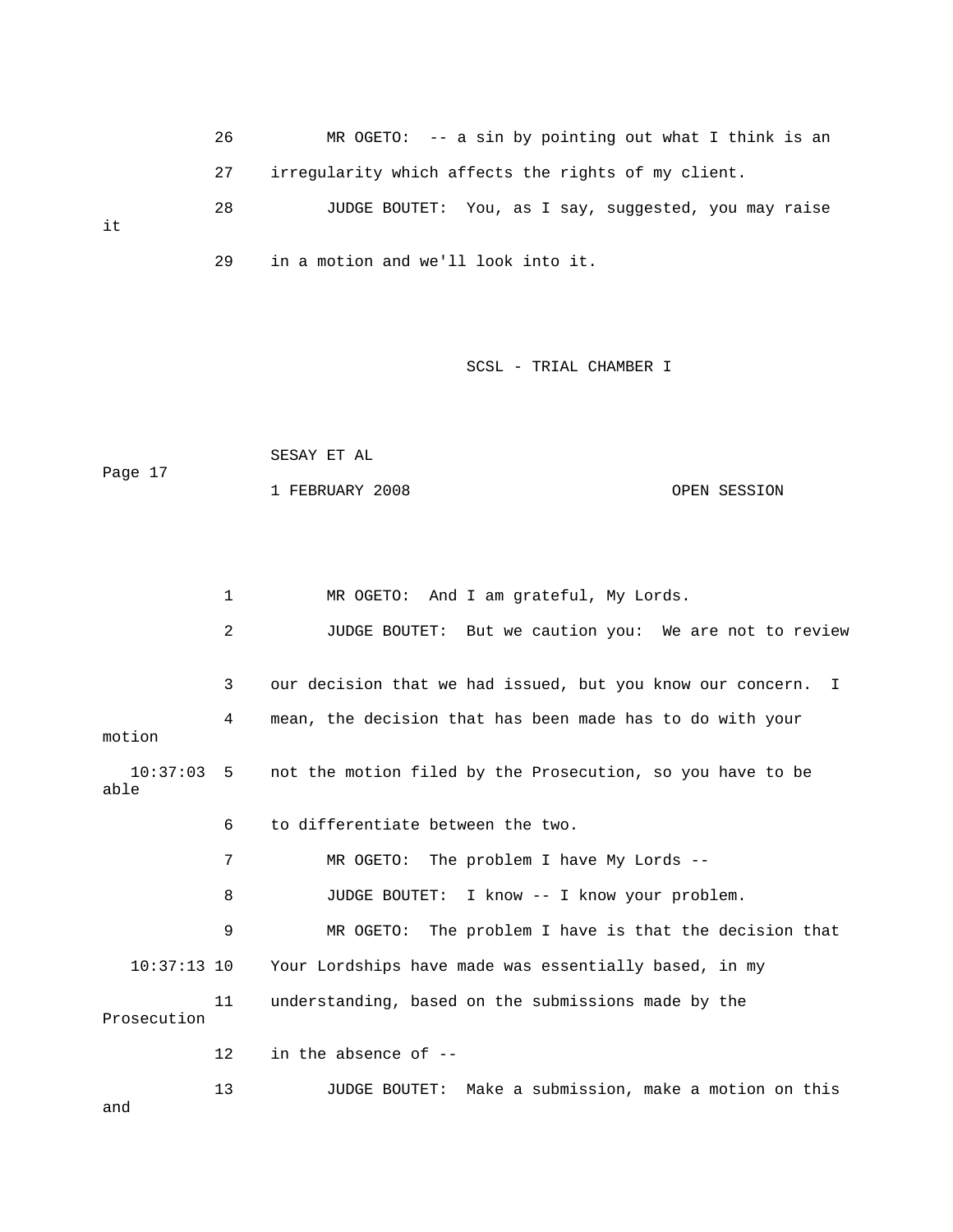26 MR OGETO: -- a sin by pointing out what I think is an

27 irregularity which affects the rights of my client.

28 JUDGE BOUTET: You, as I say, suggested, you may raise it

29 in a motion and we'll look into it.

1 MR OGETO: And I am grateful, My Lords.

2 JUDGE BOUTET: But we caution you: We are not to review

3 our decision that we had issued, but you know our concern. I

4 mean, the decision that has been made has to do with your motion

10:37:03 5 not the motion filed by the Prosecution, so you have to be able

6 to differentiate between the two.

7 MR OGETO: The problem I have My Lords --

8 JUDGE BOUTET: I know -- I know your problem.

9 MR OGETO: The problem I have is that the decision that

10:37:13 10 Your Lordships have made was essentially based, in my

11 understanding, based on the submissions made by the Prosecution

12 in the absence of --

13 JUDGE BOUTET: Make a submission, make a motion on this and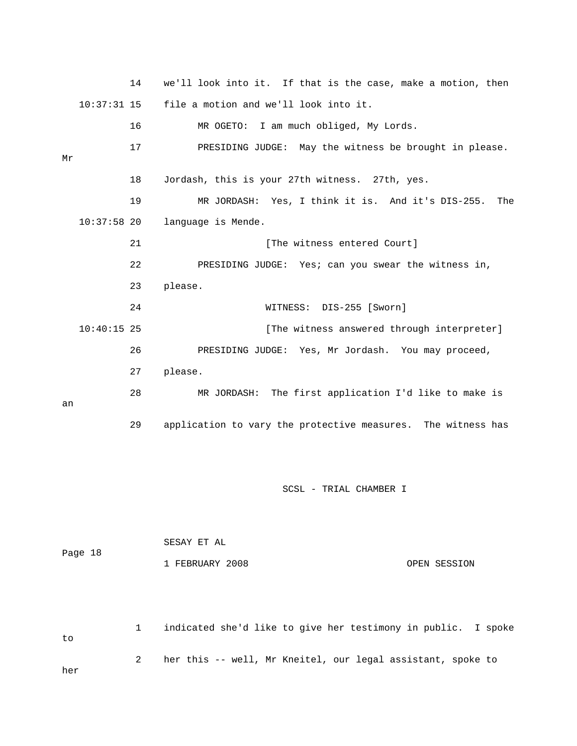14 we'll look into it. If that is the case, make a motion, then

10:37:31 15 file a motion and we'll look into it.

16 MR OGETO: I am much obliged, My Lords.

17 PRESIDING JUDGE: May the witness be brought in please. Mr

18 Jordash, this is your 27th witness. 27th, yes.

19 MR JORDASH: Yes, I think it is. And it's DIS-255. The

10:37:58 20 language is Mende.

21 [The witness entered Court]

22 PRESIDING JUDGE: Yes; can you swear the witness in,

23 please.

24 WITNESS: DIS-255 [Sworn]

10:40:15 25 [The witness answered through interpreter]

26 PRESIDING JUDGE: Yes, Mr Jordash. You may proceed,

27 please.

28 MR JORDASH: The first application I'd like to make is an

29 application to vary the protective measures. The witness has

1 indicated she'd like to give her testimony in public. I spoke to

2 her this -- well, Mr Kneitel, our legal assistant, spoke to her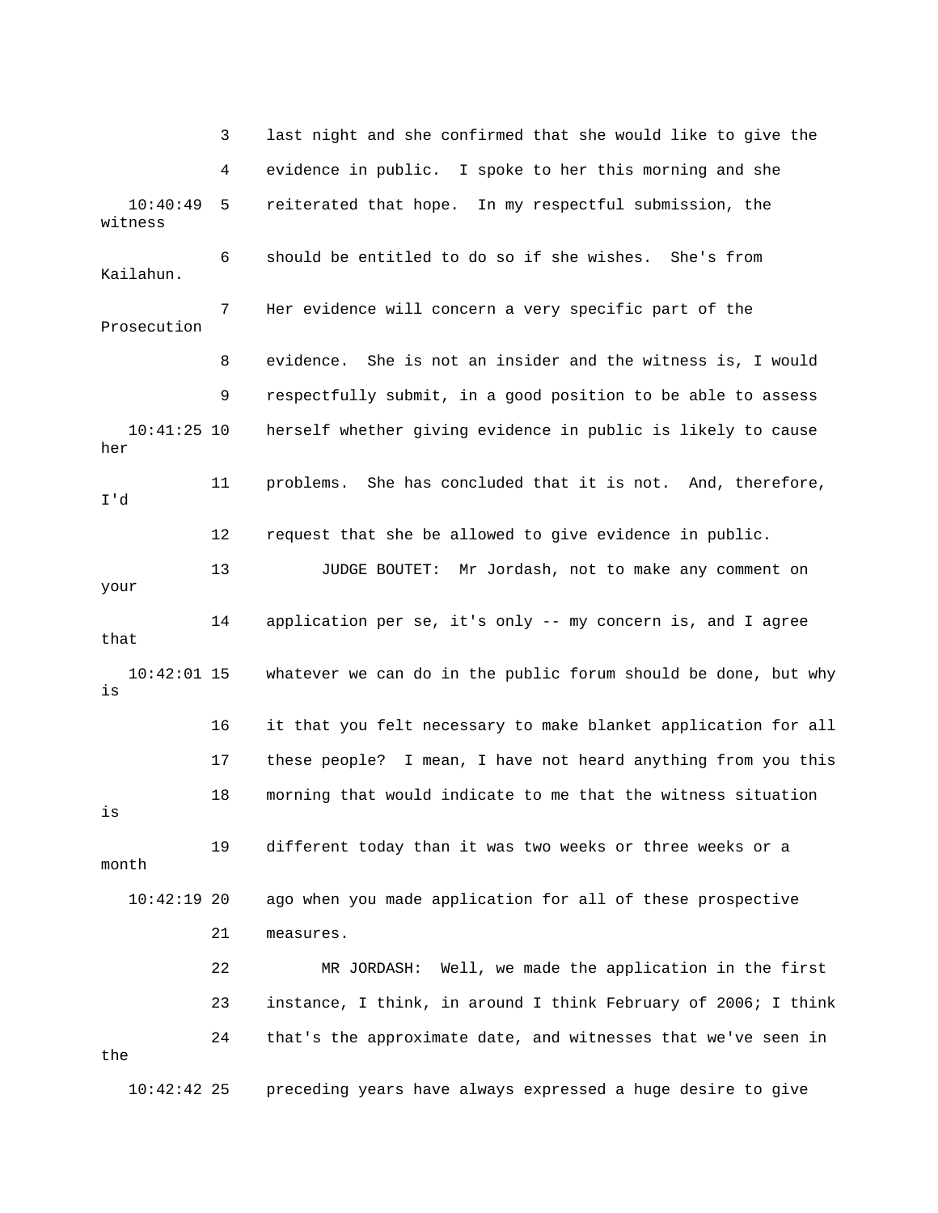3 last night and she confirmed that she would like to give the

4 evidence in public. I spoke to her this morning and she

10:40:49 5 reiterated that hope. In my respectful submission, the witness

6 should be entitled to do so if she wishes. She's from Kailahun.

7 Her evidence will concern a very specific part of the Prosecution

8 evidence. She is not an insider and the witness is, I would

9 respectfully submit, in a good position to be able to assess

10:41:25 10 herself whether giving evidence in public is likely to cause her

11 problems. She has concluded that it is not. And, therefore, I'd

12 request that she be allowed to give evidence in public.

13 JUDGE BOUTET: Mr Jordash, not to make any comment on your

14 application per se, it's only -- my concern is, and I agree that

10:42:01 15 whatever we can do in the public forum should be done, but why is

16 it that you felt necessary to make blanket application for all

17 these people? I mean, I have not heard anything from you this

18 morning that would indicate to me that the witness situation is

19 different today than it was two weeks or three weeks or a month

10:42:19 20 ago when you made application for all of these prospective

21 measures.

22 MR JORDASH: Well, we made the application in the first

23 instance, I think, in around I think February of 2006; I think

24 that's the approximate date, and witnesses that we've seen in the

10:42:42 25 preceding years have always expressed a huge desire to give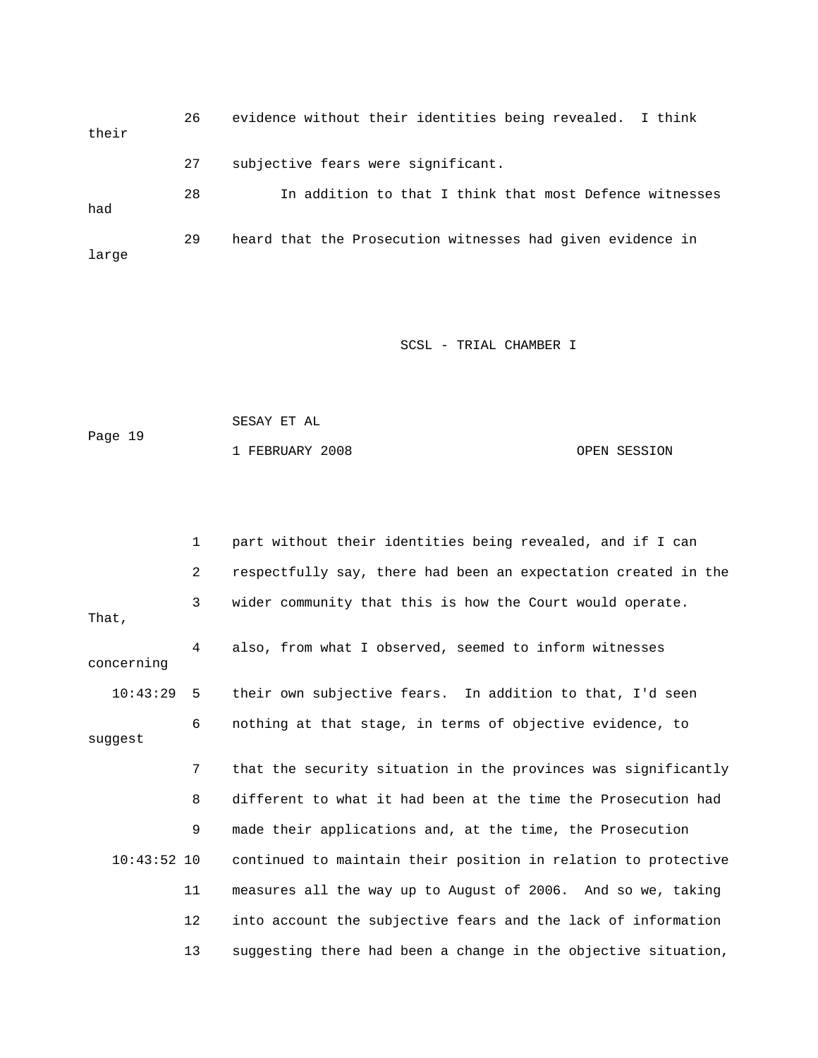26 evidence without their identities being revealed. I think their

27 subjective fears were significant.

28 In addition to that I think that most Defence witnesses had

29 heard that the Prosecution witnesses had given evidence in large

1 part without their identities being revealed, and if I can

2 respectfully say, there had been an expectation created in the

3 wider community that this is how the Court would operate. That,

4 also, from what I observed, seemed to inform witnesses concerning

10:43:29 5 their own subjective fears. In addition to that, I'd seen

6 nothing at that stage, in terms of objective evidence, to suggest

7 that the security situation in the provinces was significantly

8 different to what it had been at the time the Prosecution had

9 made their applications and, at the time, the Prosecution

10:43:52 10 continued to maintain their position in relation to protective

11 measures all the way up to August of 2006. And so we, taking

12 into account the subjective fears and the lack of information

13 suggesting there had been a change in the objective situation,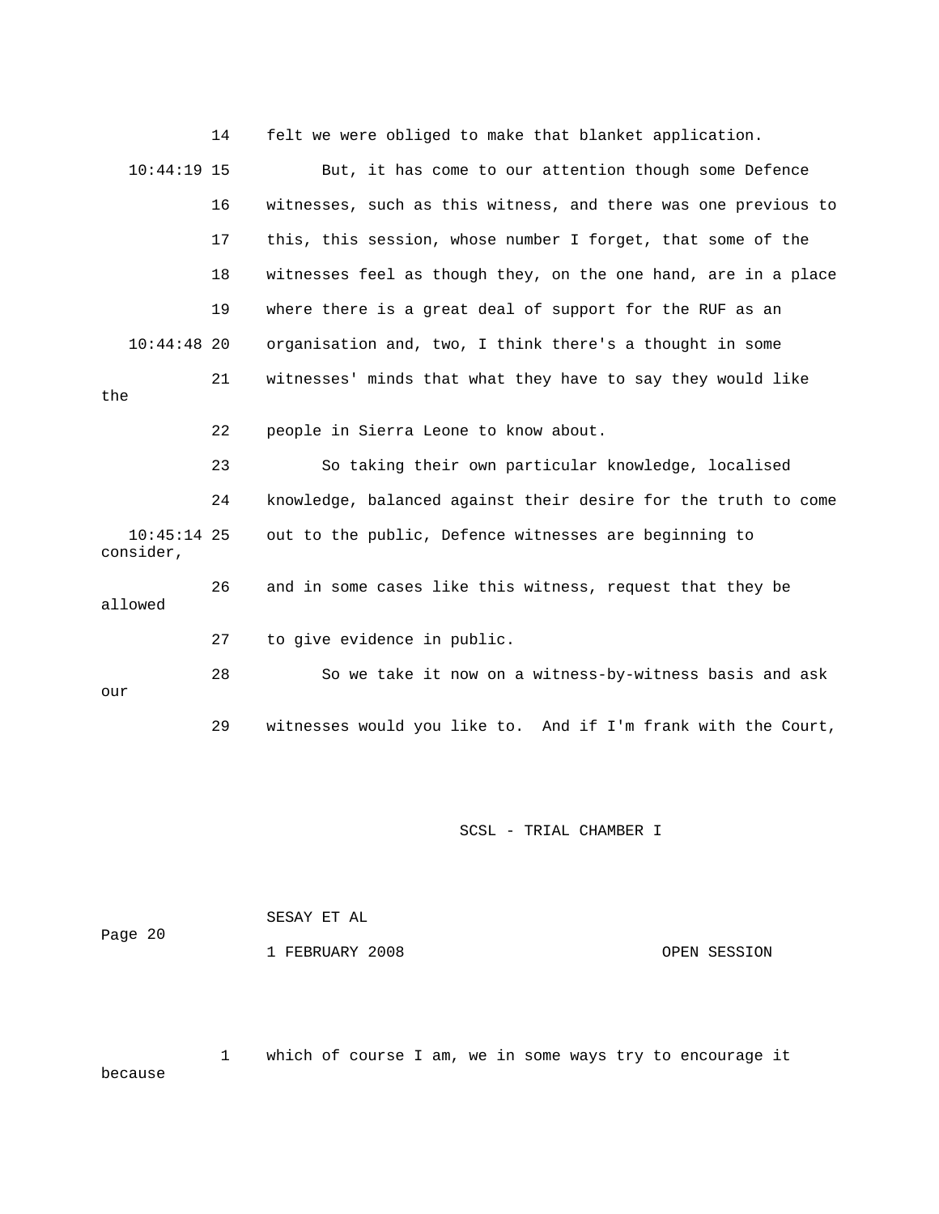14 felt we were obliged to make that blanket application.

10:44:19 15 But, it has come to our attention though some Defence

16 witnesses, such as this witness, and there was one previous to

17 this, this session, whose number I forget, that some of the

18 witnesses feel as though they, on the one hand, are in a place

19 where there is a great deal of support for the RUF as an

10:44:48 20 organisation and, two, I think there's a thought in some

21 witnesses' minds that what they have to say they would like the

22 people in Sierra Leone to know about.

23 So taking their own particular knowledge, localised

24 knowledge, balanced against their desire for the truth to come

10:45:14 25 out to the public, Defence witnesses are beginning to consider,

26 and in some cases like this witness, request that they be allowed

27 to give evidence in public.

28 So we take it now on a witness-by-witness basis and ask our

29 witnesses would you like to. And if I'm frank with the Court,

1 which of course I am, we in some ways try to encourage it because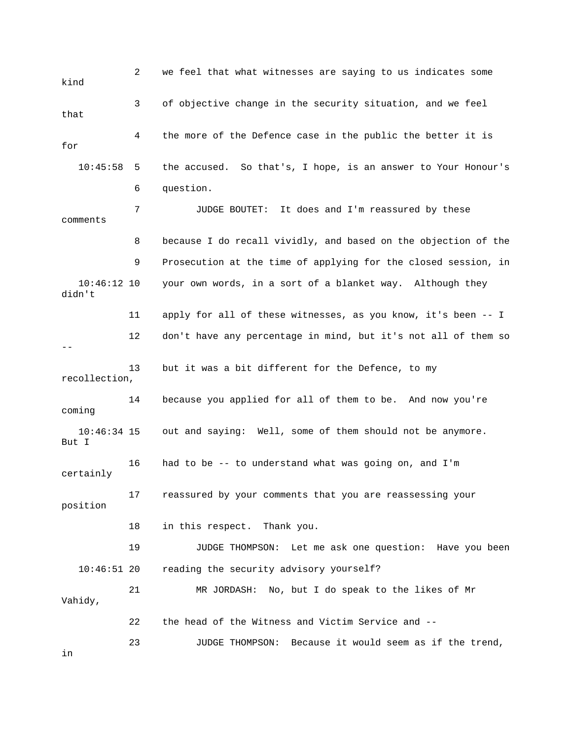2 we feel that what witnesses are saying to us indicates some kind

3 of objective change in the security situation, and we feel that

4 the more of the Defence case in the public the better it is for

10:45:58 5 the accused. So that's, I hope, is an answer to Your Honour's

6 question.

7 JUDGE BOUTET: It does and I'm reassured by these comments

8 because I do recall vividly, and based on the objection of the

9 Prosecution at the time of applying for the closed session, in

10:46:12 10 your own words, in a sort of a blanket way. Although they didn't

11 apply for all of these witnesses, as you know, it's been -- I

12 don't have any percentage in mind, but it's not all of them so --

13 but it was a bit different for the Defence, to my recollection,

14 because you applied for all of them to be. And now you're coming

10:46:34 15 out and saying: Well, some of them should not be anymore. But I

16 had to be -- to understand what was going on, and I'm certainly

17 reassured by your comments that you are reassessing your position

18 in this respect. Thank you.

19 JUDGE THOMPSON: Let me ask one question: Have you been

10:46:51 20 reading the security advisory yourself?

21 MR JORDASH: No, but I do speak to the likes of Mr Vahidy,

22 the head of the Witness and Victim Service and --

23 JUDGE THOMPSON: Because it would seem as if the trend, in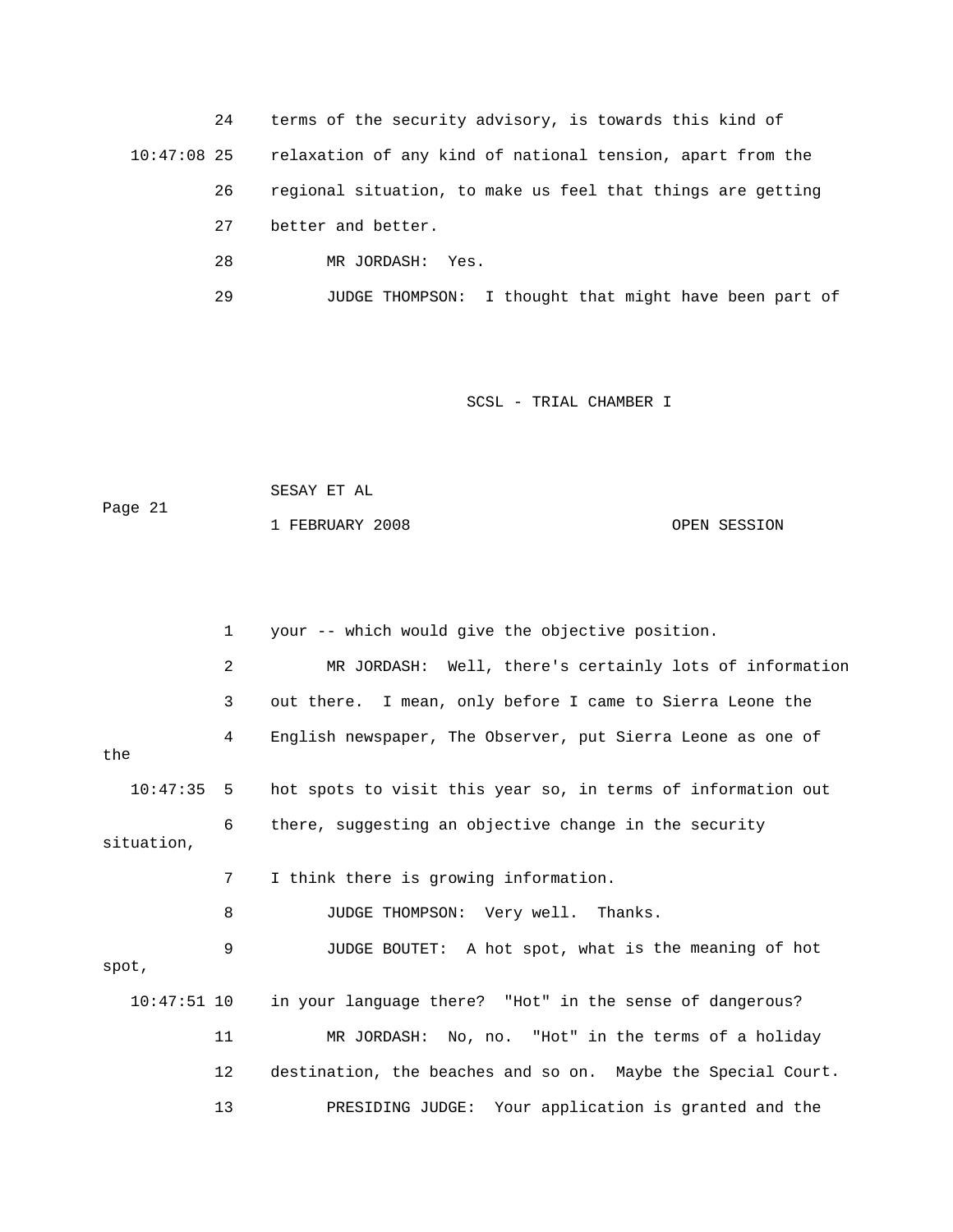24 terms of the security advisory, is towards this kind of

10:47:08 25 relaxation of any kind of national tension, apart from the

26 regional situation, to make us feel that things are getting

27 better and better.

28 MR JORDASH: Yes.

29 JUDGE THOMPSON: I thought that might have been part of

1 your -- which would give the objective position.

2 MR JORDASH: Well, there's certainly lots of information

3 out there. I mean, only before I came to Sierra Leone the

4 English newspaper, The Observer, put Sierra Leone as one of the

10:47:35 5 hot spots to visit this year so, in terms of information out

6 there, suggesting an objective change in the security situation,

7 I think there is growing information.

8 JUDGE THOMPSON: Very well. Thanks.

9 JUDGE BOUTET: A hot spot, what is the meaning of hot spot,

10:47:51 10 in your language there? "Hot" in the sense of dangerous?

11 MR JORDASH: No, no. "Hot" in the terms of a holiday

12 destination, the beaches and so on. Maybe the Special Court.

13 PRESIDING JUDGE: Your application is granted and the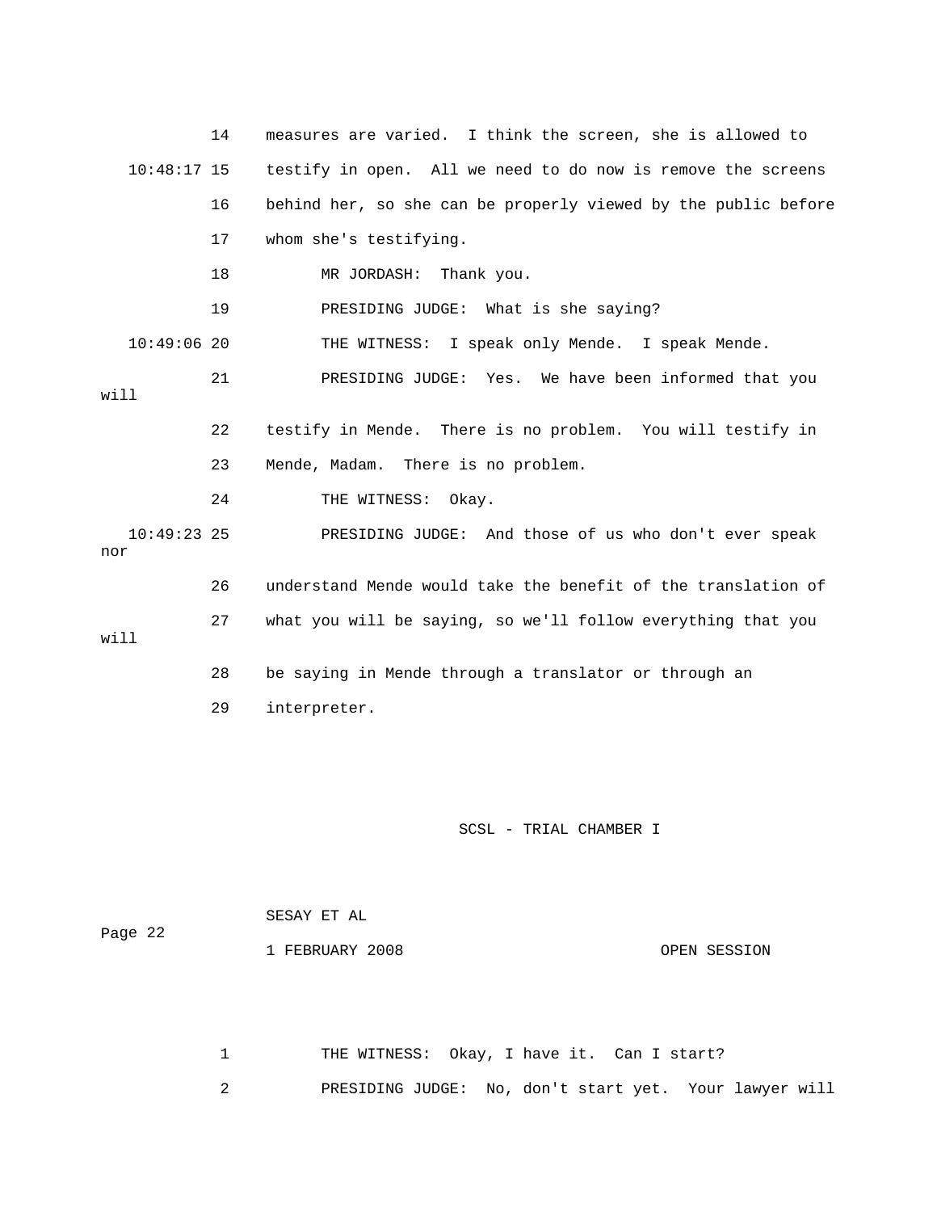14 measures are varied. I think the screen, she is allowed to

10:48:17 15 testify in open. All we need to do now is remove the screens

16 behind her, so she can be properly viewed by the public before

17 whom she's testifying.

18 MR JORDASH: Thank you.

19 PRESIDING JUDGE: What is she saying?

10:49:06 20 THE WITNESS: I speak only Mende. I speak Mende.

21 PRESIDING JUDGE: Yes. We have been informed that you will

22 testify in Mende. There is no problem. You will testify in

23 Mende, Madam. There is no problem.

24 THE WITNESS: Okay.

10:49:23 25 PRESIDING JUDGE: And those of us who don't ever speak nor

26 understand Mende would take the benefit of the translation of

27 what you will be saying, so we'll follow everything that you will

28 be saying in Mende through a translator or through an

29 interpreter.

1 THE WITNESS: Okay, I have it. Can I start?

2 PRESIDING JUDGE: No, don't start yet. Your lawyer will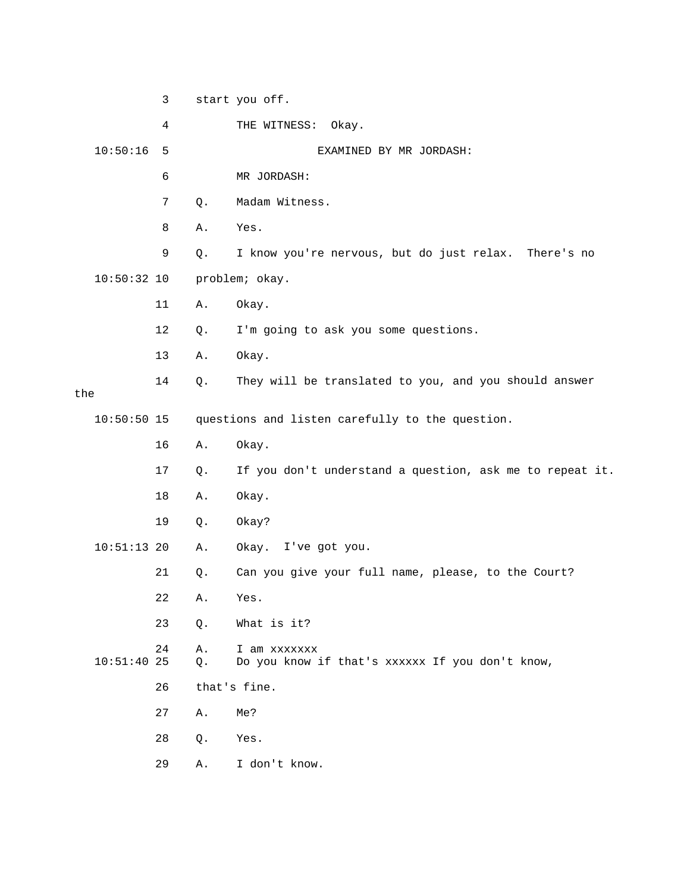3 start you off.

4 THE WITNESS: Okay.

10:50:16 5 EXAMINED BY MR JORDASH:

6 MR JORDASH:

7 Q. Madam Witness.

8 A. Yes.

9 Q. I know you're nervous, but do just relax. There's no

10:50:32 10 problem; okay.

11 A. Okay.

12 Q. I'm going to ask you some questions.

13 A. Okay.

14 Q. They will be translated to you, and you should answer the

10:50:50 15 questions and listen carefully to the question.

16 A. Okay.

17 Q. If you don't understand a question, ask me to repeat it.

18 A. Okay.

19 Q. Okay?

10:51:13 20 A. Okay. I've got you.

21 Q. Can you give your full name, please, to the Court?

22 A. Yes.

23 Q. What is it?

24 A. I am xxxxxxx

10:51:40 25 Q. Do you know if that's xxxxxx If you don't know,

26 that's fine.

27 A. Me?

28 Q. Yes.

29 A. I don't know.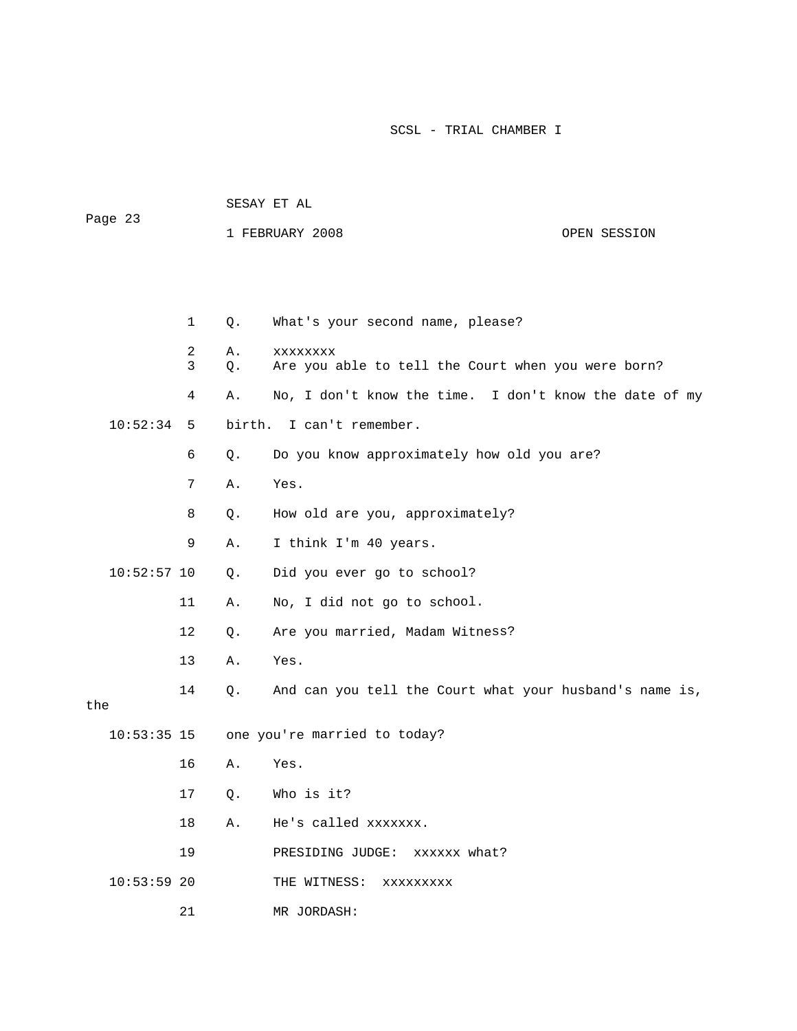1 Q. What's your second name, please?

2 A. xxxxxxxx

3 Q. Are you able to tell the Court when you were born?

4 A. No, I don't know the time. I don't know the date of my

10:52:34 5 birth. I can't remember.

6 Q. Do you know approximately how old you are?

7 A. Yes.

8 Q. How old are you, approximately?

9 A. I think I'm 40 years.

10:52:57 10 Q. Did you ever go to school?

11 A. No, I did not go to school.

12 Q. Are you married, Madam Witness?

13 A. Yes.

14 Q. And can you tell the Court what your husband's name is, the

10:53:35 15 one you're married to today?

16 A. Yes.

17 Q. Who is it?

18 A. He's called xxxxxxx.

19 PRESIDING JUDGE: xxxxxx what?

10:53:59 20 THE WITNESS: xxxxxxxxx

21 MR JORDASH: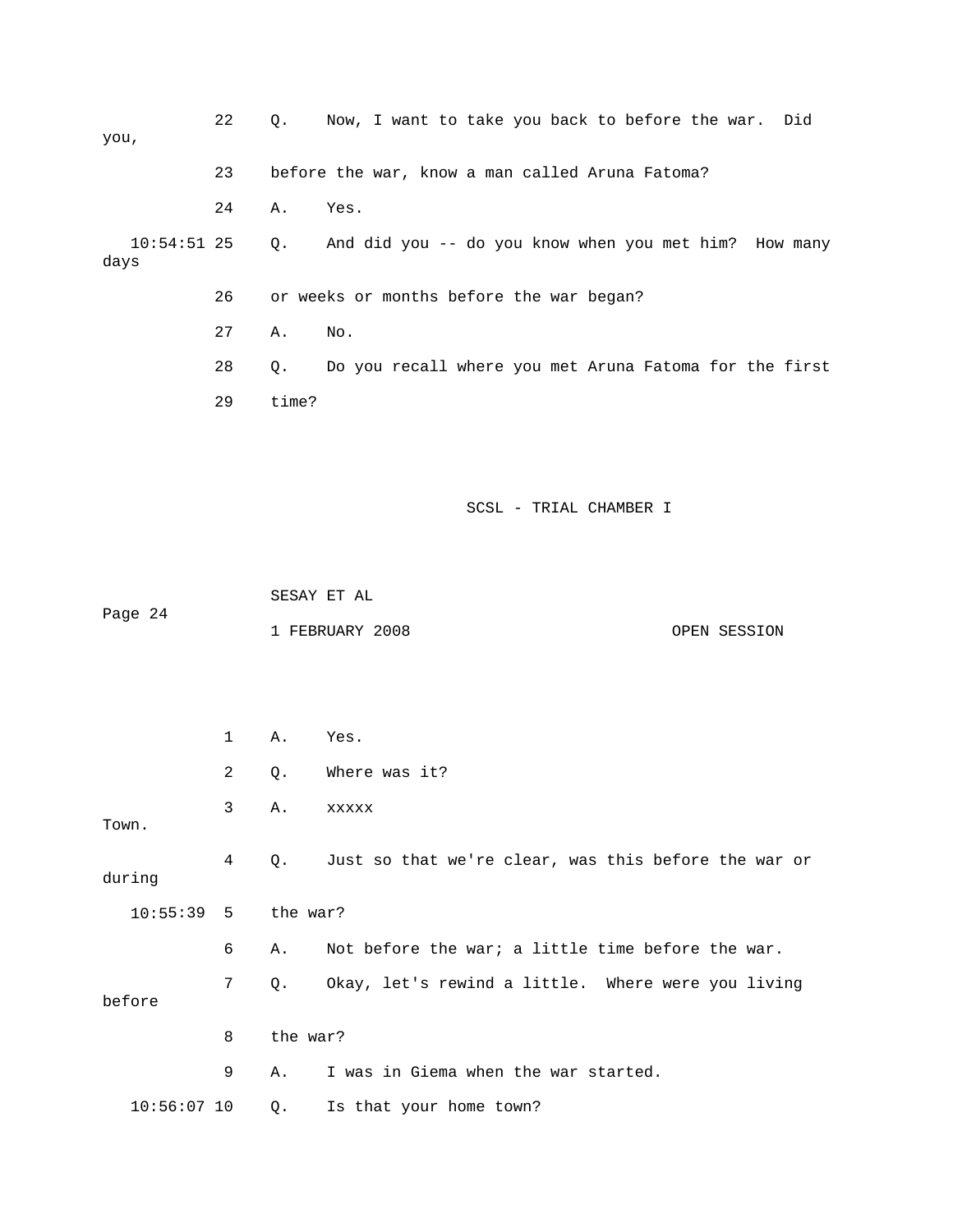22 Q. Now, I want to take you back to before the war. Did you,

23 before the war, know a man called Aruna Fatoma?

24 A. Yes.

10:54:51 25 Q. And did you -- do you know when you met him? How many days

26 or weeks or months before the war began?

27 A. No.

28 Q. Do you recall where you met Aruna Fatoma for the first

29 time?

1 A. Yes.

2 Q. Where was it?

3 A. xxxxx Town.

4 Q. Just so that we're clear, was this before the war or during

10:55:39 5 the war?

6 A. Not before the war; a little time before the war.

7 Q. Okay, let's rewind a little. Where were you living before

8 the war?

9 A. I was in Giema when the war started.

10:56:07 10 Q. Is that your home town?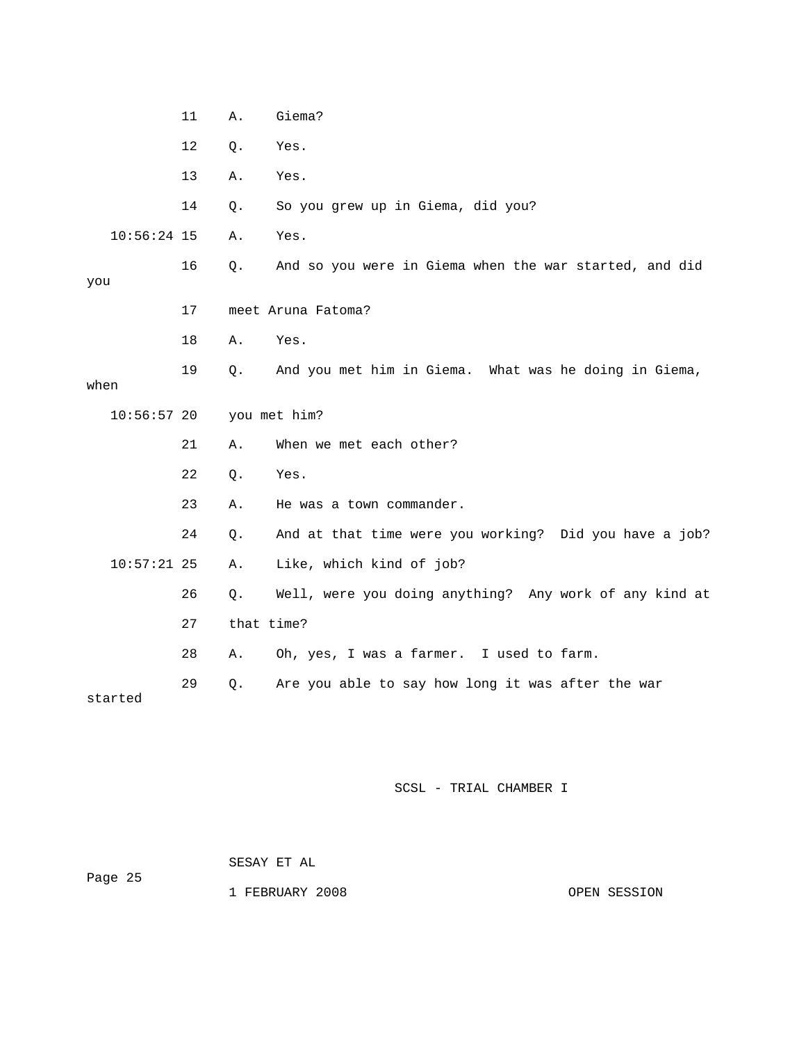11 A. Giema?

12 Q. Yes.

13 A. Yes.

14 Q. So you grew up in Giema, did you?

10:56:24 15 A. Yes.

16 Q. And so you were in Giema when the war started, and did you

17 meet Aruna Fatoma?

18 A. Yes.

19 Q. And you met him in Giema. What was he doing in Giema, when

10:56:57 20 you met him?

21 A. When we met each other?

22 Q. Yes.

23 A. He was a town commander.

24 Q. And at that time were you working? Did you have a job?

10:57:21 25 A. Like, which kind of job?

26 Q. Well, were you doing anything? Any work of any kind at

27 that time?

28 A. Oh, yes, I was a farmer. I used to farm.

29 Q. Are you able to say how long it was after the war started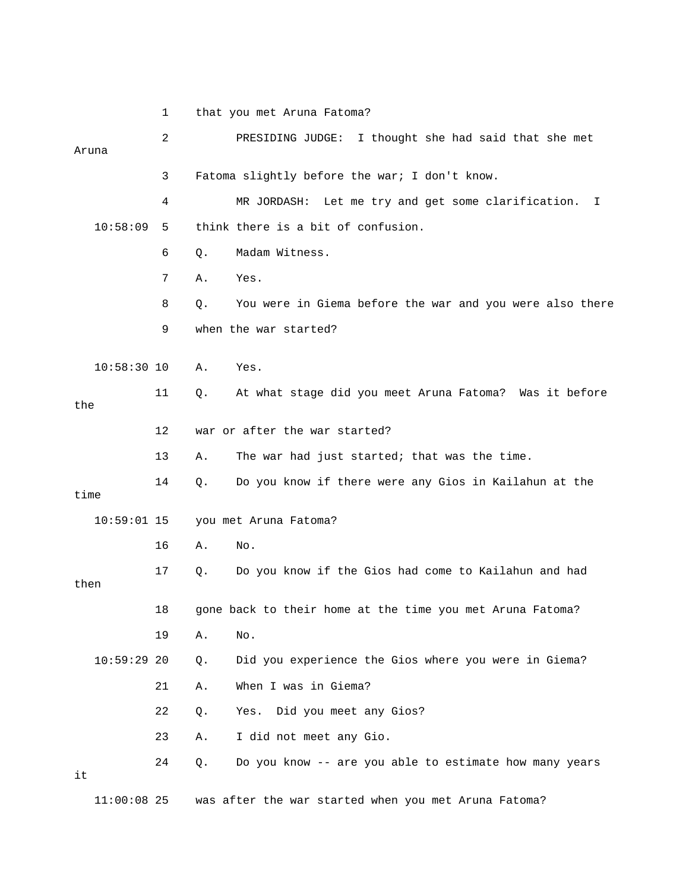1 that you met Aruna Fatoma?

2 PRESIDING JUDGE: I thought she had said that she met Aruna

3 Fatoma slightly before the war; I don't know.

4 MR JORDASH: Let me try and get some clarification. I

10:58:09 5 think there is a bit of confusion.

6 Q. Madam Witness.

7 A. Yes.

8 Q. You were in Giema before the war and you were also there

9 when the war started?

10:58:30 10 A. Yes.

11 Q. At what stage did you meet Aruna Fatoma? Was it before the

12 war or after the war started?

13 A. The war had just started; that was the time.

14 Q. Do you know if there were any Gios in Kailahun at the time

10:59:01 15 you met Aruna Fatoma?

16 A. No.

17 Q. Do you know if the Gios had come to Kailahun and had then

18 gone back to their home at the time you met Aruna Fatoma?

19 A. No.

10:59:29 20 Q. Did you experience the Gios where you were in Giema?

21 A. When I was in Giema?

22 Q. Yes. Did you meet any Gios?

23 A. I did not meet any Gio.

24 Q. Do you know -- are you able to estimate how many years it

11:00:08 25 was after the war started when you met Aruna Fatoma?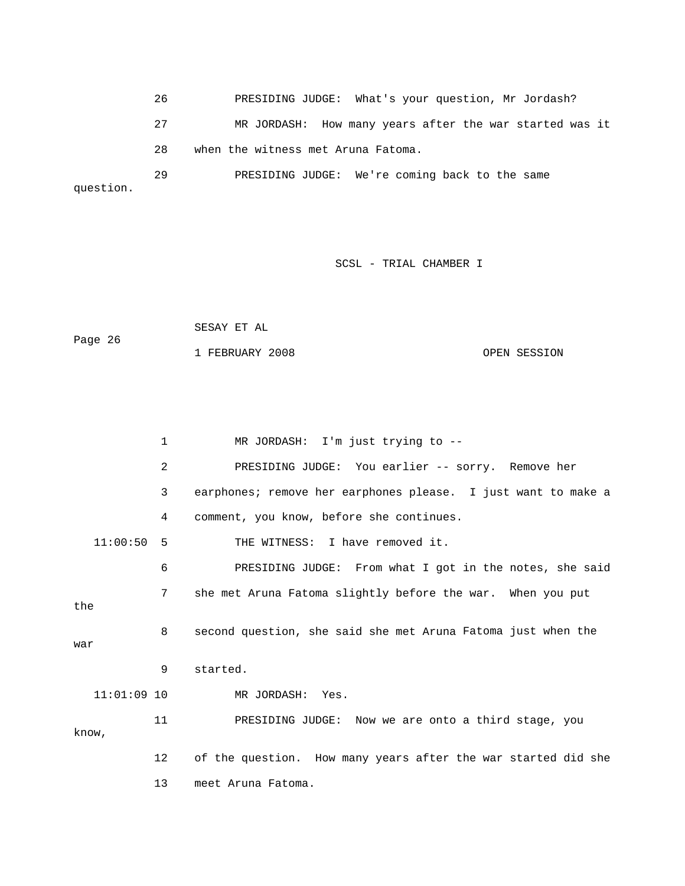26 PRESIDING JUDGE: What's your question, Mr Jordash?

27 MR JORDASH: How many years after the war started was it

28 when the witness met Aruna Fatoma.

29 PRESIDING JUDGE: We're coming back to the same question.

1 MR JORDASH: I'm just trying to --

2 PRESIDING JUDGE: You earlier -- sorry. Remove her

3 earphones; remove her earphones please. I just want to make a

4 comment, you know, before she continues.

11:00:50 5 THE WITNESS: I have removed it.

6 PRESIDING JUDGE: From what I got in the notes, she said

7 she met Aruna Fatoma slightly before the war. When you put the

8 second question, she said she met Aruna Fatoma just when the war

9 started.

11:01:09 10 MR JORDASH: Yes.

11 PRESIDING JUDGE: Now we are onto a third stage, you know,

12 of the question. How many years after the war started did she

13 meet Aruna Fatoma.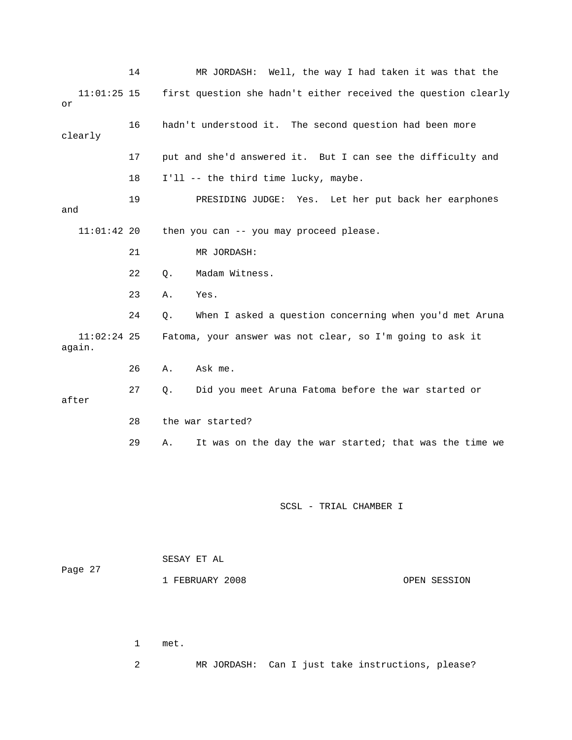14 MR JORDASH: Well, the way I had taken it was that the

11:01:25 15 first question she hadn't either received the question clearly or

16 hadn't understood it. The second question had been more clearly

17 put and she'd answered it. But I can see the difficulty and

18 I'll -- the third time lucky, maybe.

19 PRESIDING JUDGE: Yes. Let her put back her earphones and

11:01:42 20 then you can -- you may proceed please.

21 MR JORDASH:

22 Q. Madam Witness.

23 A. Yes.

24 Q. When I asked a question concerning when you'd met Aruna

11:02:24 25 Fatoma, your answer was not clear, so I'm going to ask it again.

26 A. Ask me.

27 Q. Did you meet Aruna Fatoma before the war started or after

28 the war started?

29 A. It was on the day the war started; that was the time we

1 met.

2 MR JORDASH: Can I just take instructions, please?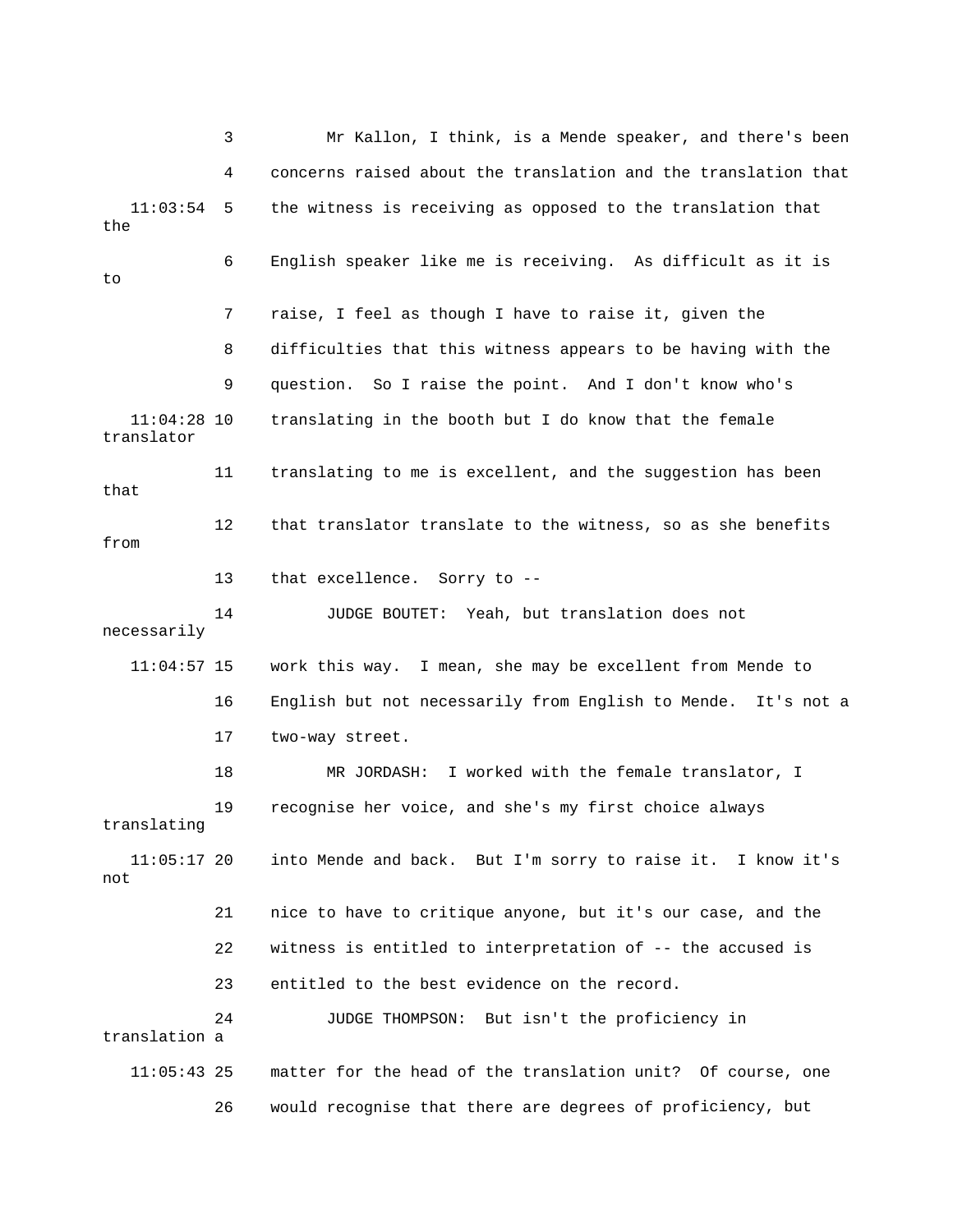3 Mr Kallon, I think, is a Mende speaker, and there's been

4 concerns raised about the translation and the translation that

11:03:54 5 the witness is receiving as opposed to the translation that the

6 English speaker like me is receiving. As difficult as it is to

7 raise, I feel as though I have to raise it, given the

8 difficulties that this witness appears to be having with the

9 question. So I raise the point. And I don't know who's

11:04:28 10 translating in the booth but I do know that the female translator

11 translating to me is excellent, and the suggestion has been that

12 that translator translate to the witness, so as she benefits from

13 that excellence. Sorry to --

14 JUDGE BOUTET: Yeah, but translation does not necessarily

11:04:57 15 work this way. I mean, she may be excellent from Mende to

16 English but not necessarily from English to Mende. It's not a

17 two-way street.

18 MR JORDASH: I worked with the female translator, I

19 recognise her voice, and she's my first choice always translating

11:05:17 20 into Mende and back. But I'm sorry to raise it. I know it's not

21 nice to have to critique anyone, but it's our case, and the

22 witness is entitled to interpretation of -- the accused is

23 entitled to the best evidence on the record.

24 JUDGE THOMPSON: But isn't the proficiency in translation a

11:05:43 25 matter for the head of the translation unit? Of course, one

26 would recognise that there are degrees of proficiency, but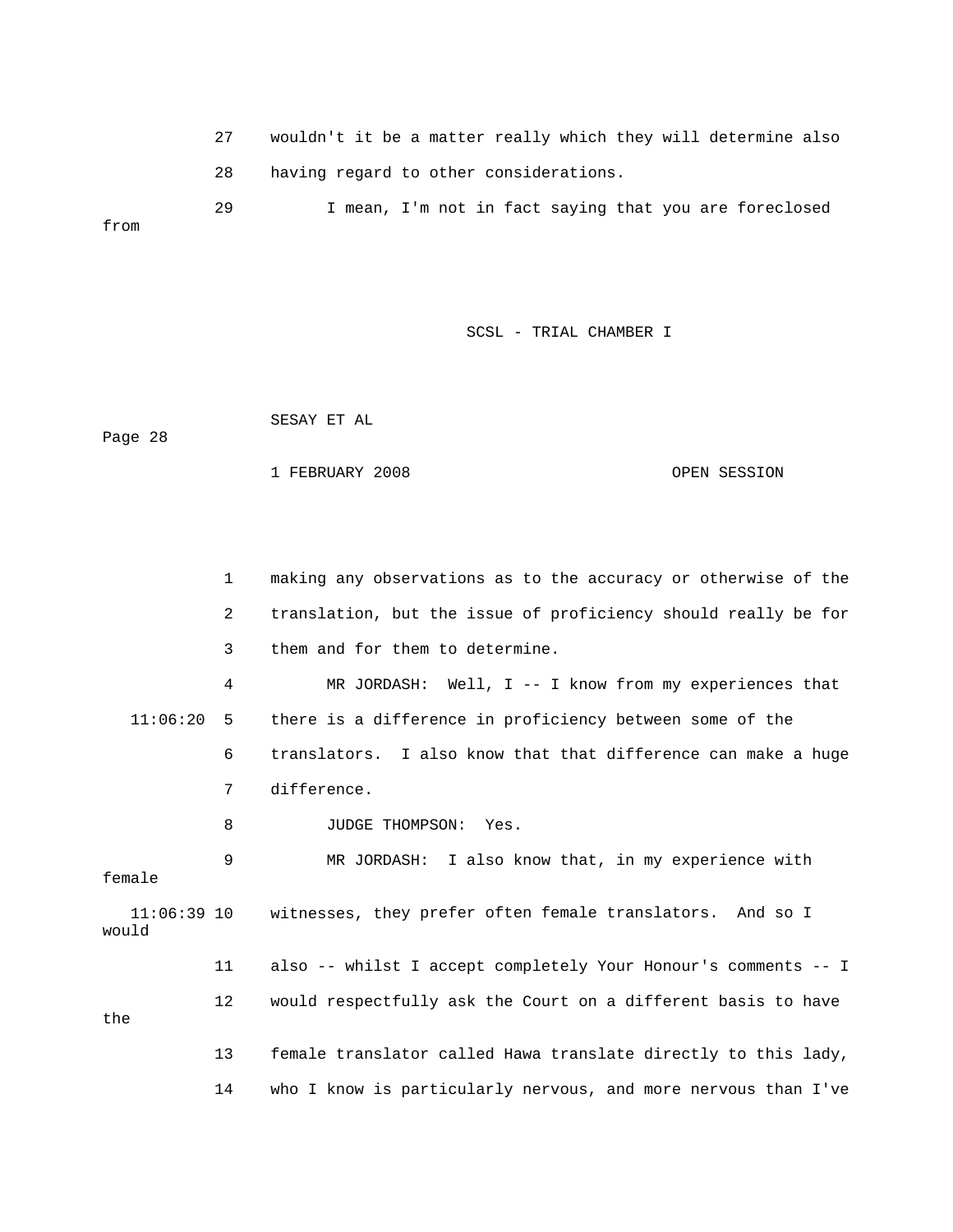27 wouldn't it be a matter really which they will determine also

28 having regard to other considerations.

29 I mean, I'm not in fact saying that you are foreclosed from

1 making any observations as to the accuracy or otherwise of the

2 translation, but the issue of proficiency should really be for

3 them and for them to determine.

4 MR JORDASH: Well, I -- I know from my experiences that

11:06:20 5 there is a difference in proficiency between some of the

6 translators. I also know that that difference can make a huge

7 difference.

8 JUDGE THOMPSON: Yes.

9 MR JORDASH: I also know that, in my experience with female

11:06:39 10 witnesses, they prefer often female translators. And so I would

11 also -- whilst I accept completely Your Honour's comments -- I

12 would respectfully ask the Court on a different basis to have the

13 female translator called Hawa translate directly to this lady,

14 who I know is particularly nervous, and more nervous than I've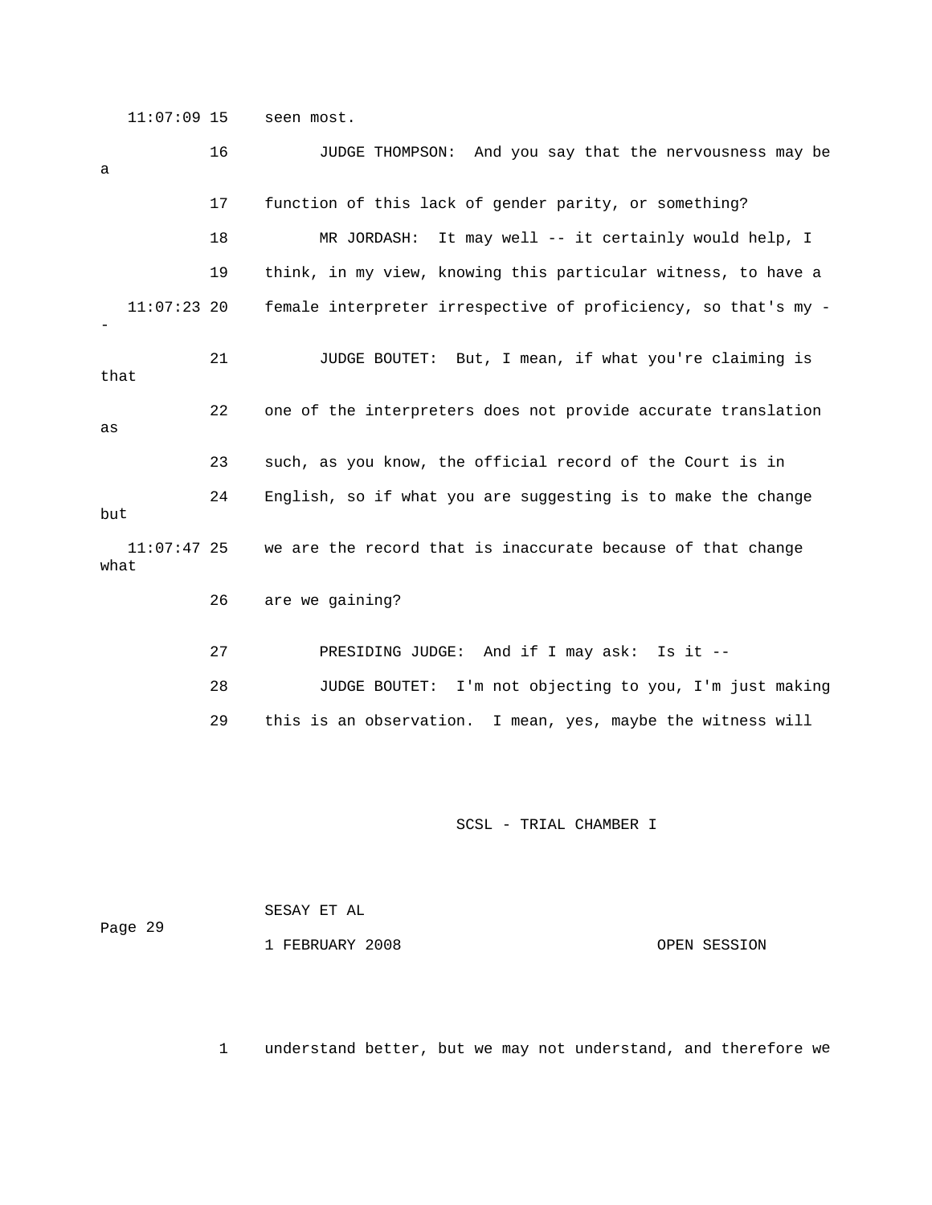11:07:09 15 seen most.

16 JUDGE THOMPSON: And you say that the nervousness may be a

17 function of this lack of gender parity, or something?

18 MR JORDASH: It may well -- it certainly would help, I

19 think, in my view, knowing this particular witness, to have a

11:07:23 20 female interpreter irrespective of proficiency, so that's my --

21 JUDGE BOUTET: But, I mean, if what you're claiming is that

22 one of the interpreters does not provide accurate translation as

23 such, as you know, the official record of the Court is in

24 English, so if what you are suggesting is to make the change but

11:07:47 25 we are the record that is inaccurate because of that change what

26 are we gaining?

27 PRESIDING JUDGE: And if I may ask: Is it --

28 JUDGE BOUTET: I'm not objecting to you, I'm just making

29 this is an observation. I mean, yes, maybe the witness will

1 understand better, but we may not understand, and therefore we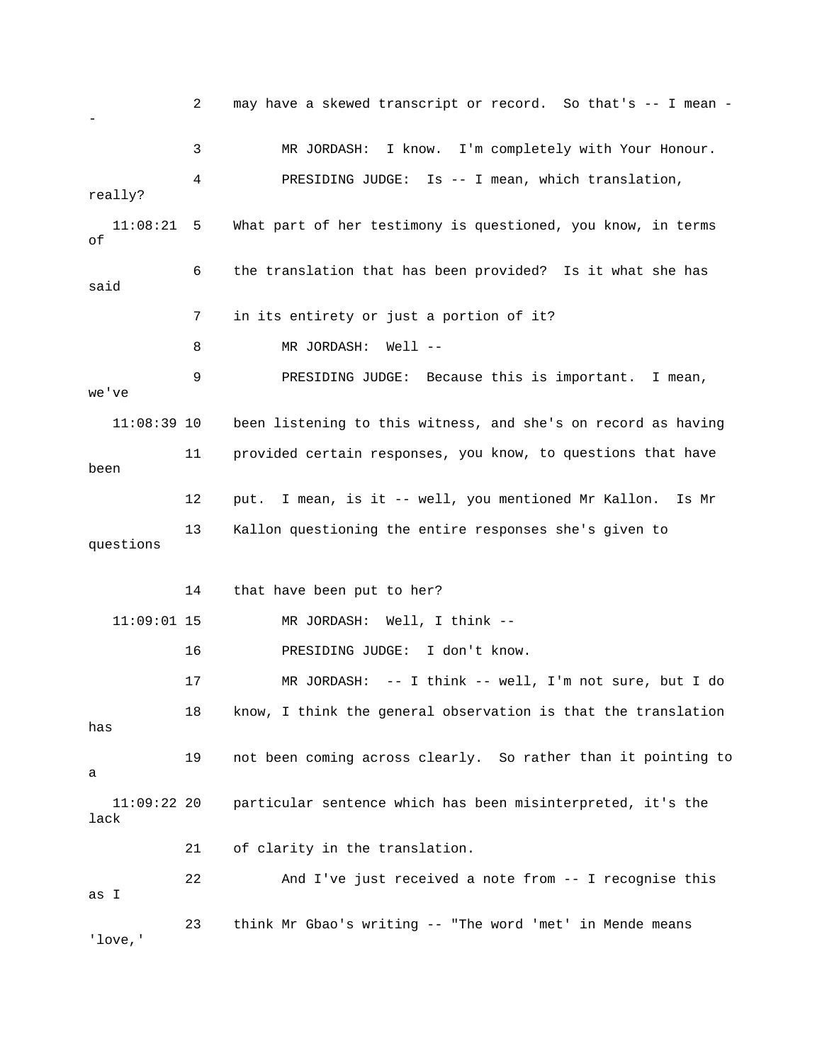2 may have a skewed transcript or record. So that's -- I mean --

3 MR JORDASH: I know. I'm completely with Your Honour.

4 PRESIDING JUDGE: Is -- I mean, which translation, really?

11:08:21 5 What part of her testimony is questioned, you know, in terms of

6 the translation that has been provided? Is it what she has said

7 in its entirety or just a portion of it?

8 MR JORDASH: Well --

9 PRESIDING JUDGE: Because this is important. I mean, we've

11:08:39 10 been listening to this witness, and she's on record as having

11 provided certain responses, you know, to questions that have been

12 put. I mean, is it -- well, you mentioned Mr Kallon. Is Mr

13 Kallon questioning the entire responses she's given to questions

14 that have been put to her?

11:09:01 15 MR JORDASH: Well, I think --

16 PRESIDING JUDGE: I don't know.

17 MR JORDASH: -- I think -- well, I'm not sure, but I do

18 know, I think the general observation is that the translation has

19 not been coming across clearly. So rather than it pointing to a

11:09:22 20 particular sentence which has been misinterpreted, it's the lack

21 of clarity in the translation.

22 And I've just received a note from -- I recognise this as I

23 think Mr Gbao's writing -- "The word 'met' in Mende means 'love,'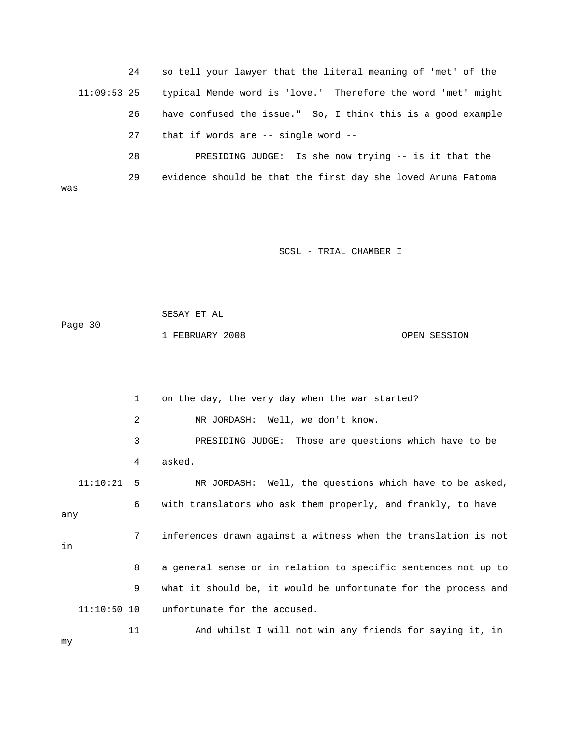24 so tell your lawyer that the literal meaning of 'met' of the

11:09:53 25 typical Mende word is 'love.' Therefore the word 'met' might

26 have confused the issue." So, I think this is a good example

27 that if words are -- single word --

28 PRESIDING JUDGE: Is she now trying -- is it that the

29 evidence should be that the first day she loved Aruna Fatoma was

1 on the day, the very day when the war started?

2 MR JORDASH: Well, we don't know.

3 PRESIDING JUDGE: Those are questions which have to be

4 asked.

11:10:21 5 MR JORDASH: Well, the questions which have to be asked,

6 with translators who ask them properly, and frankly, to have any

7 inferences drawn against a witness when the translation is not in

8 a general sense or in relation to specific sentences not up to

9 what it should be, it would be unfortunate for the process and

11:10:50 10 unfortunate for the accused.

11 And whilst I will not win any friends for saying it, in my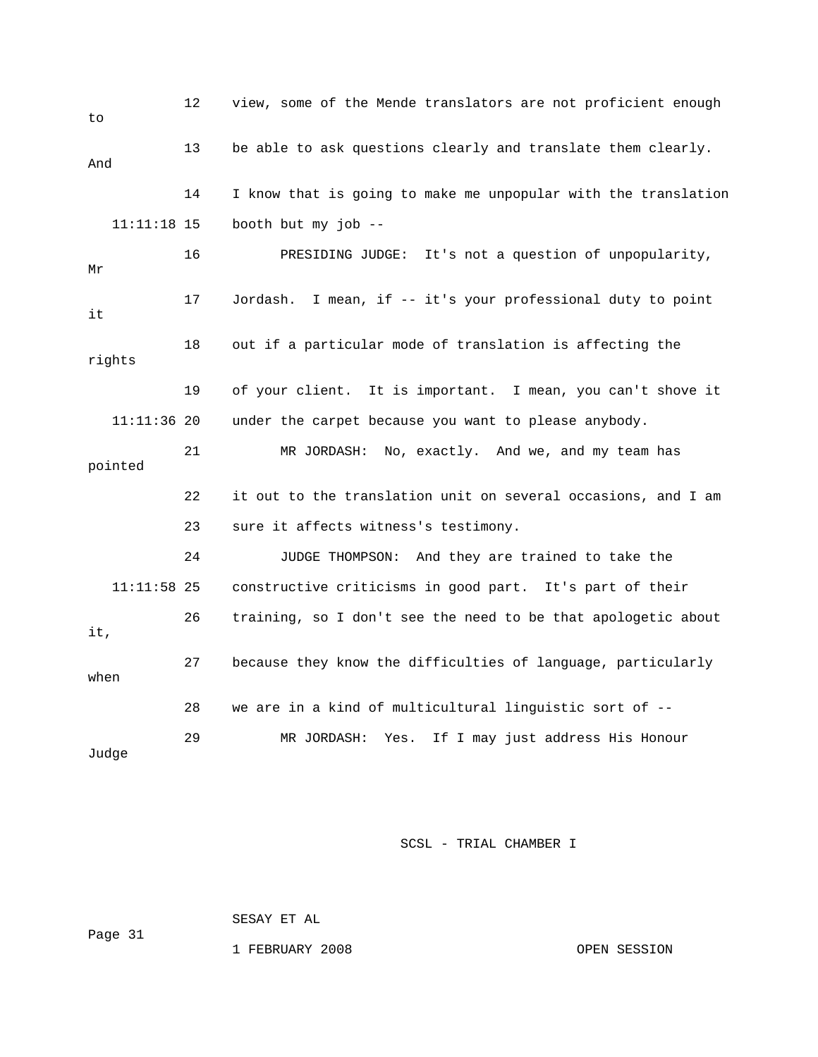12 view, some of the Mende translators are not proficient enough to

13 be able to ask questions clearly and translate them clearly. And

14 I know that is going to make me unpopular with the translation

11:11:18 15 booth but my job --

16 PRESIDING JUDGE: It's not a question of unpopularity, Mr

17 Jordash. I mean, if -- it's your professional duty to point it

18 out if a particular mode of translation is affecting the rights

19 of your client. It is important. I mean, you can't shove it

11:11:36 20 under the carpet because you want to please anybody.

21 MR JORDASH: No, exactly. And we, and my team has pointed

22 it out to the translation unit on several occasions, and I am

23 sure it affects witness's testimony.

24 JUDGE THOMPSON: And they are trained to take the

11:11:58 25 constructive criticisms in good part. It's part of their

26 training, so I don't see the need to be that apologetic about it,

27 because they know the difficulties of language, particularly when

28 we are in a kind of multicultural linguistic sort of --

29 MR JORDASH: Yes. If I may just address His Honour Judge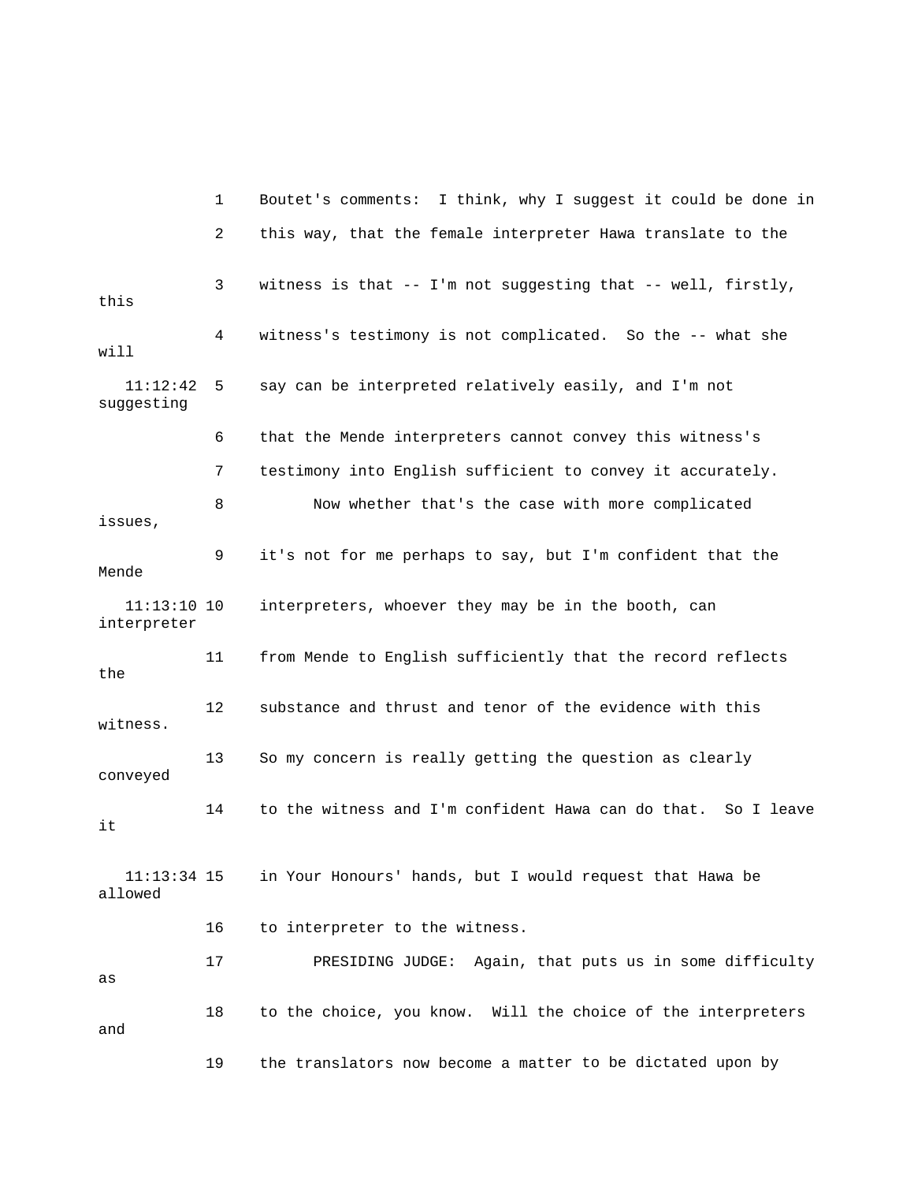1 Boutet's comments: I think, why I suggest it could be done in

2 this way, that the female interpreter Hawa translate to the

3 witness is that -- I'm not suggesting that -- well, firstly, this

4 witness's testimony is not complicated. So the -- what she will

11:12:42 5 say can be interpreted relatively easily, and I'm not suggesting

6 that the Mende interpreters cannot convey this witness's

7 testimony into English sufficient to convey it accurately.

8 Now whether that's the case with more complicated issues,

9 it's not for me perhaps to say, but I'm confident that the Mende

11:13:10 10 interpreters, whoever they may be in the booth, can interpreter

11 from Mende to English sufficiently that the record reflects the

12 substance and thrust and tenor of the evidence with this witness.

13 So my concern is really getting the question as clearly conveyed

14 to the witness and I'm confident Hawa can do that. So I leave it

11:13:34 15 in Your Honours' hands, but I would request that Hawa be allowed

16 to interpreter to the witness.

17 PRESIDING JUDGE: Again, that puts us in some difficulty as

18 to the choice, you know. Will the choice of the interpreters and

19 the translators now become a matter to be dictated upon by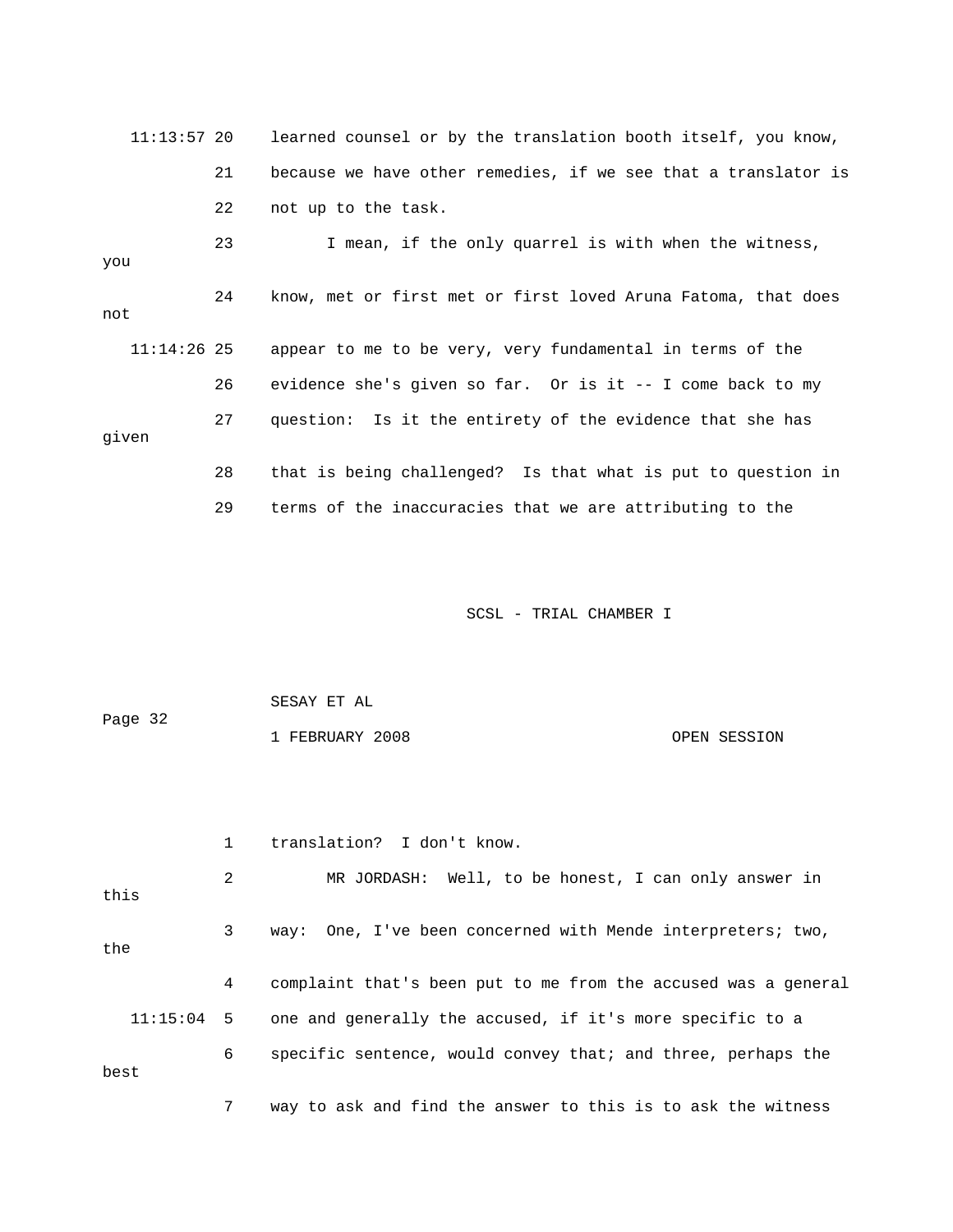learned counsel or by the translation booth itself, you know, because we have other remedies, if we see that a translator is not up to the task.

I mean, if the only quarrel is with when the witness, you know, met or first met or first loved Aruna Fatoma, that does not appear to me to be very, very fundamental in terms of the evidence she's given so far. Or is it -- I come back to my question: Is it the entirety of the evidence that she has given that is being challenged? Is that what is put to question in terms of the inaccuracies that we are attributing to the translation? I don't know.

MR JORDASH: Well, to be honest, I can only answer in this way: One, I've been concerned with Mende interpreters; two, the complaint that's been put to me from the accused was a general one and generally the accused, if it's more specific to a specific sentence, would convey that; and three, perhaps the best way to ask and find the answer to this is to ask the witness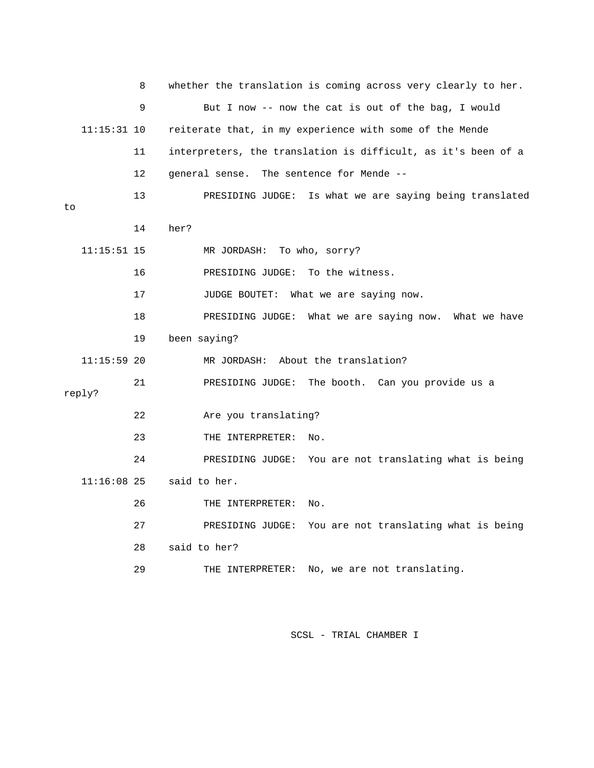8 whether the translation is coming across very clearly to her.

9 But I now -- now the cat is out of the bag, I would

11:15:31 10 reiterate that, in my experience with some of the Mende

11 interpreters, the translation is difficult, as it's been of a

12 general sense. The sentence for Mende --

13 PRESIDING JUDGE: Is what we are saying being translated to

14 her?

11:15:51 15 MR JORDASH: To who, sorry?

16 PRESIDING JUDGE: To the witness.

17 JUDGE BOUTET: What we are saying now.

18 PRESIDING JUDGE: What we are saying now. What we have

19 been saying?

11:15:59 20 MR JORDASH: About the translation?

21 PRESIDING JUDGE: The booth. Can you provide us a reply?

22 Are you translating?

23 THE INTERPRETER: No.

24 PRESIDING JUDGE: You are not translating what is being

11:16:08 25 said to her.

26 THE INTERPRETER: No.

27 PRESIDING JUDGE: You are not translating what is being

28 said to her?

29 THE INTERPRETER: No, we are not translating.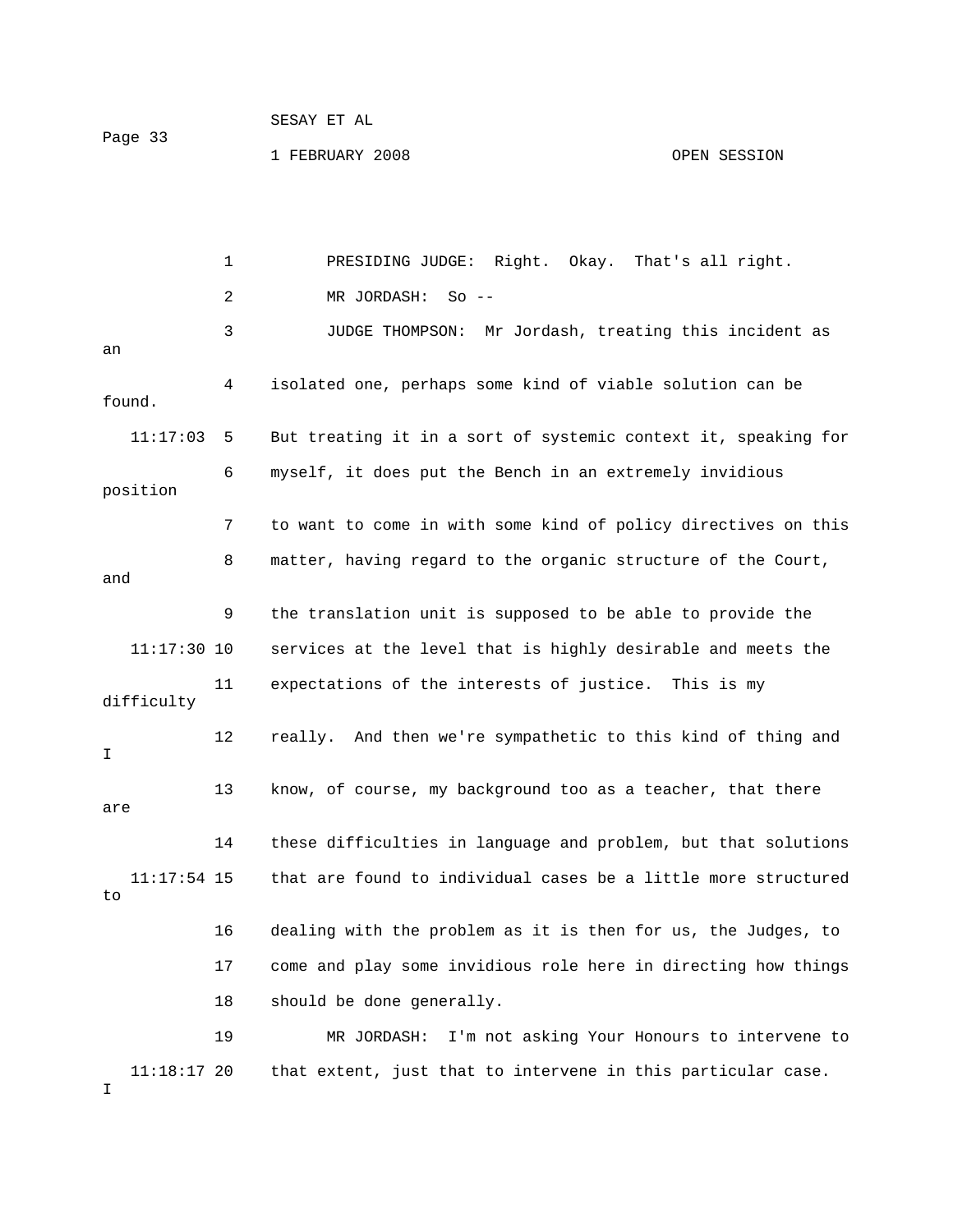PRESIDING JUDGE: Right. Okay. That's all right.

MR JORDASH: So --

JUDGE THOMPSON: Mr Jordash, treating this incident as an isolated one, perhaps some kind of viable solution can be found. But treating it in a sort of systemic context it, speaking for myself, it does put the Bench in an extremely invidious position to want to come in with some kind of policy directives on this matter, having regard to the organic structure of the Court, and the translation unit is supposed to be able to provide the services at the level that is highly desirable and meets the expectations of the interests of justice. This is my difficulty really. And then we're sympathetic to this kind of thing and I know, of course, my background too as a teacher, that there are these difficulties in language and problem, but that solutions that are found to individual cases be a little more structured to dealing with the problem as it is then for us, the Judges, to come and play some invidious role here in directing how things should be done generally.

MR JORDASH: I'm not asking Your Honours to intervene to that extent, just that to intervene in this particular case. I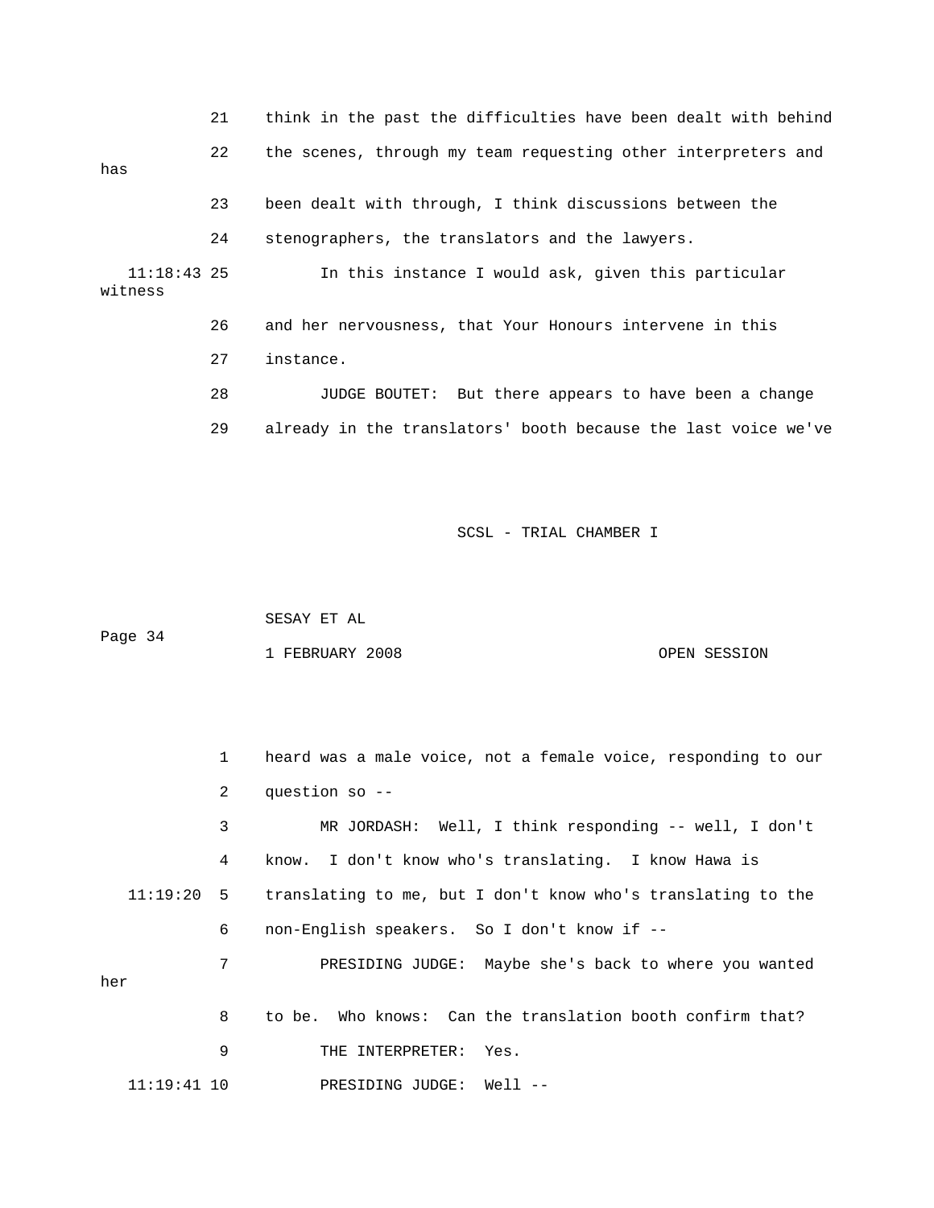21 think in the past the difficulties have been dealt with behind

22 the scenes, through my team requesting other interpreters and has

23 been dealt with through, I think discussions between the

24 stenographers, the translators and the lawyers.

11:18:43 25 In this instance I would ask, given this particular witness

26 and her nervousness, that Your Honours intervene in this

27 instance.

28 JUDGE BOUTET: But there appears to have been a change

29 already in the translators' booth because the last voice we've

1 heard was a male voice, not a female voice, responding to our

2 question so --

3 MR JORDASH: Well, I think responding -- well, I don't

4 know. I don't know who's translating. I know Hawa is

11:19:20 5 translating to me, but I don't know who's translating to the

6 non-English speakers. So I don't know if --

7 PRESIDING JUDGE: Maybe she's back to where you wanted her

8 to be. Who knows: Can the translation booth confirm that?

9 THE INTERPRETER: Yes.

11:19:41 10 PRESIDING JUDGE: Well --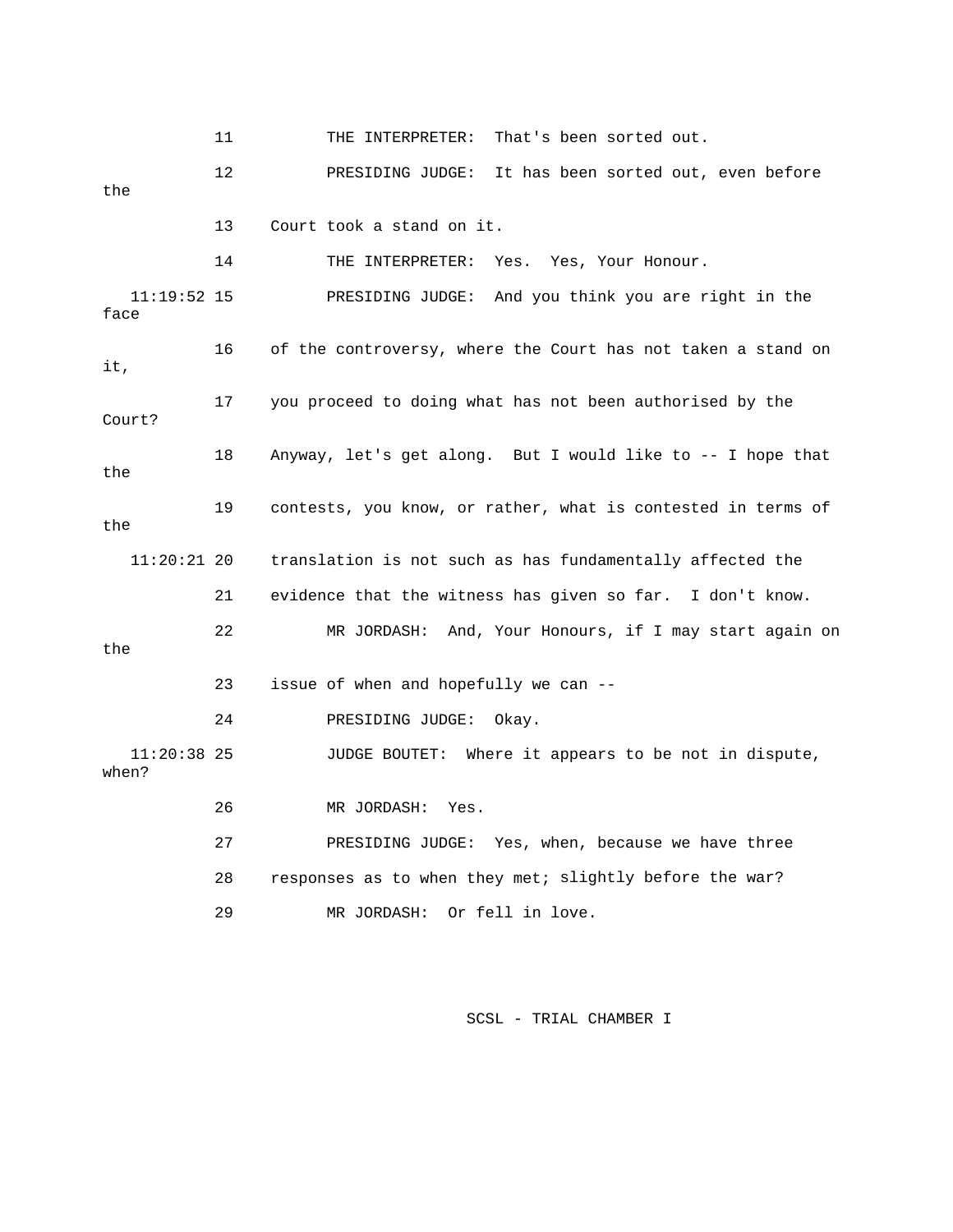11 THE INTERPRETER: That's been sorted out.

12 PRESIDING JUDGE: It has been sorted out, even before the

13 Court took a stand on it.

14 THE INTERPRETER: Yes. Yes, Your Honour.

11:19:52 15 PRESIDING JUDGE: And you think you are right in the face

16 of the controversy, where the Court has not taken a stand on it,

17 you proceed to doing what has not been authorised by the Court?

18 Anyway, let's get along. But I would like to -- I hope that the

19 contests, you know, or rather, what is contested in terms of the

11:20:21 20 translation is not such as has fundamentally affected the

21 evidence that the witness has given so far. I don't know.

22 MR JORDASH: And, Your Honours, if I may start again on the

23 issue of when and hopefully we can --

24 PRESIDING JUDGE: Okay.

11:20:38 25 JUDGE BOUTET: Where it appears to be not in dispute, when?

26 MR JORDASH: Yes.

27 PRESIDING JUDGE: Yes, when, because we have three

28 responses as to when they met; slightly before the war?

29 MR JORDASH: Or fell in love.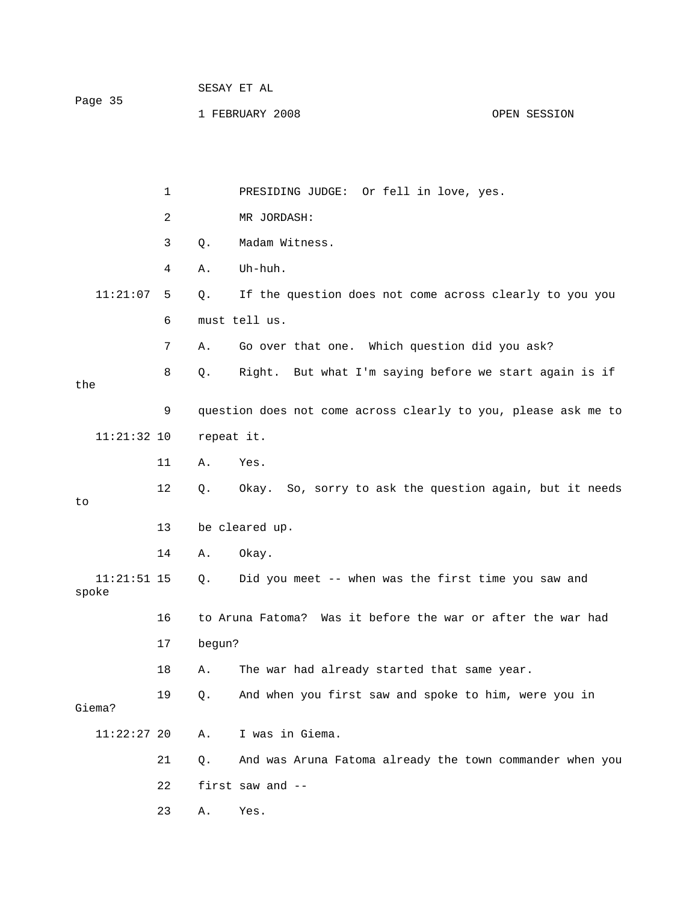PRESIDING JUDGE: Or fell in love, yes.

MR JORDASH:

Q. Madam Witness.

A. Uh-huh.

Q. If the question does not come across clearly to you you must tell us.

A. Go over that one. Which question did you ask?

Q. Right. But what I'm saying before we start again is if the question does not come across clearly to you, please ask me to repeat it.

A. Yes.

Q. Okay. So, sorry to ask the question again, but it needs to be cleared up.

A. Okay.

Q. Did you meet -- when was the first time you saw and spoke to Aruna Fatoma? Was it before the war or after the war had begun?

A. The war had already started that same year.

Q. And when you first saw and spoke to him, were you in Giema?

A. I was in Giema.

Q. And was Aruna Fatoma already the town commander when you first saw and --

A. Yes.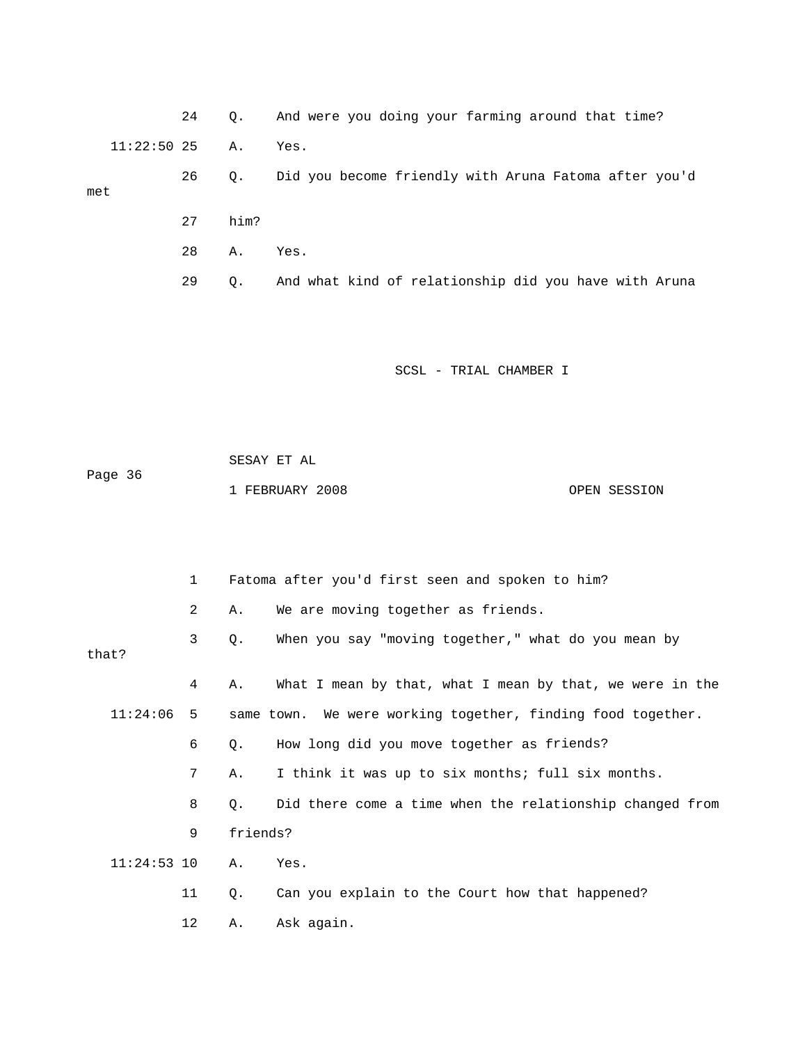24 Q. And were you doing your farming around that time?

11:22:50 25 A. Yes.

26 Q. Did you become friendly with Aruna Fatoma after you'd met

27 him?

28 A. Yes.

29 Q. And what kind of relationship did you have with Aruna

1 Fatoma after you'd first seen and spoken to him?

2 A. We are moving together as friends.

3 Q. When you say "moving together," what do you mean by that?

4 A. What I mean by that, what I mean by that, we were in the

11:24:06 5 same town. We were working together, finding food together.

6 Q. How long did you move together as friends?

7 A. I think it was up to six months; full six months.

8 Q. Did there come a time when the relationship changed from

9 friends?

11:24:53 10 A. Yes.

11 Q. Can you explain to the Court how that happened?

12 A. Ask again.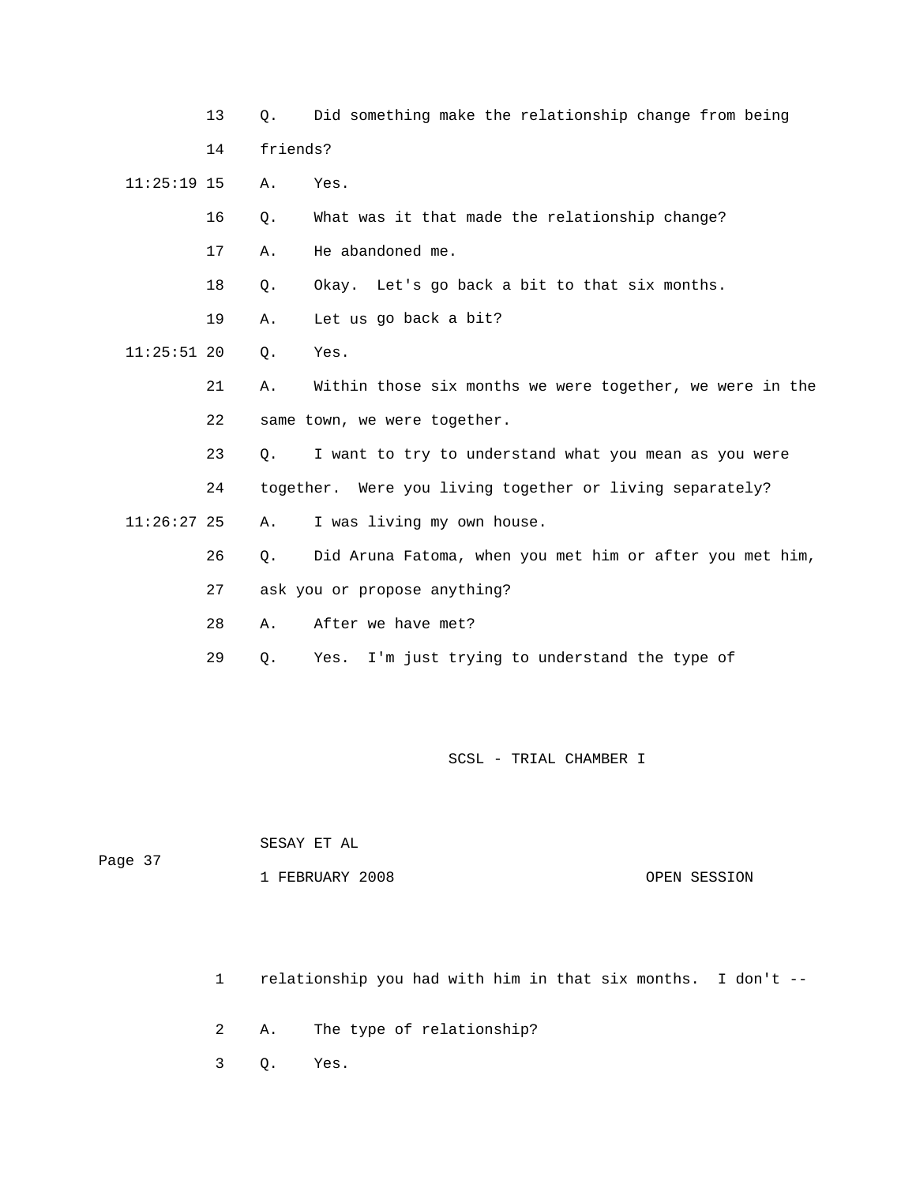13 Q. Did something make the relationship change from being
14 friends?

11:25:19 15 A. Yes.

16 Q. What was it that made the relationship change?

17 A. He abandoned me.

18 Q. Okay. Let's go back a bit to that six months.

19 A. Let us go back a bit?

11:25:51 20 Q. Yes.

21 A. Within those six months we were together, we were in the
22 same town, we were together.

23 Q. I want to try to understand what you mean as you were
24 together. Were you living together or living separately?

11:26:27 25 A. I was living my own house.

26 Q. Did Aruna Fatoma, when you met him or after you met him,
27 ask you or propose anything?

28 A. After we have met?

29 Q. Yes. I'm just trying to understand the type of

1 relationship you had with him in that six months. I don't --

2 A. The type of relationship?

3 Q. Yes.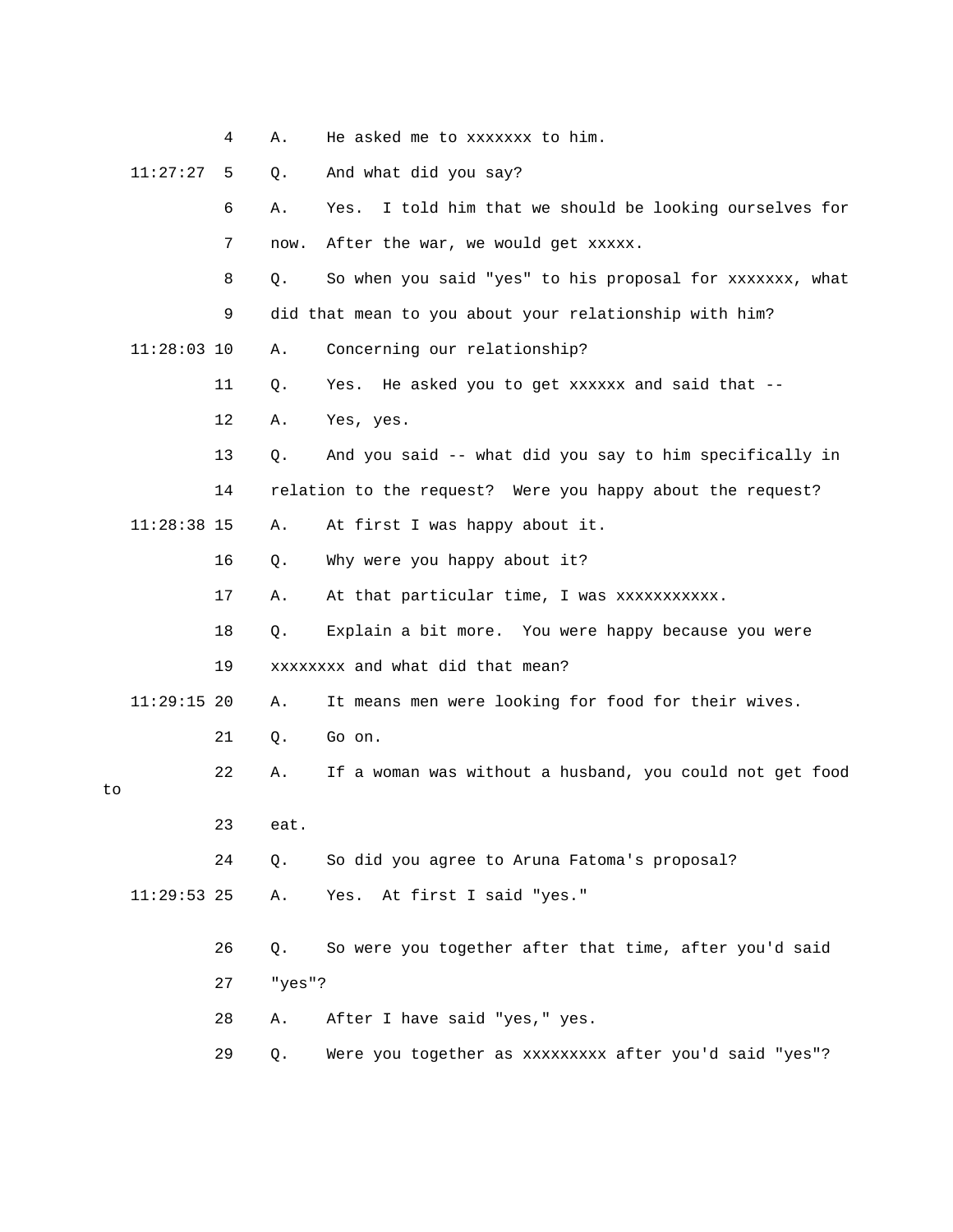4 A. He asked me to xxxxxxx to him.

11:27:27 5 Q. And what did you say?

6 A. Yes. I told him that we should be looking ourselves for

7 now. After the war, we would get xxxxx.

8 Q. So when you said "yes" to his proposal for xxxxxxx, what

9 did that mean to you about your relationship with him?

11:28:03 10 A. Concerning our relationship?

11 Q. Yes. He asked you to get xxxxxx and said that --

12 A. Yes, yes.

13 Q. And you said -- what did you say to him specifically in

14 relation to the request? Were you happy about the request?

11:28:38 15 A. At first I was happy about it.

16 Q. Why were you happy about it?

17 A. At that particular time, I was xxxxxxxxxxx.

18 Q. Explain a bit more. You were happy because you were

19 xxxxxxxx and what did that mean?

11:29:15 20 A. It means men were looking for food for their wives.

21 Q. Go on.

22 A. If a woman was without a husband, you could not get food to

23 eat.

24 Q. So did you agree to Aruna Fatoma's proposal?

11:29:53 25 A. Yes. At first I said "yes."

26 Q. So were you together after that time, after you'd said

27 "yes"?

28 A. After I have said "yes," yes.

29 Q. Were you together as xxxxxxxxx after you'd said "yes"?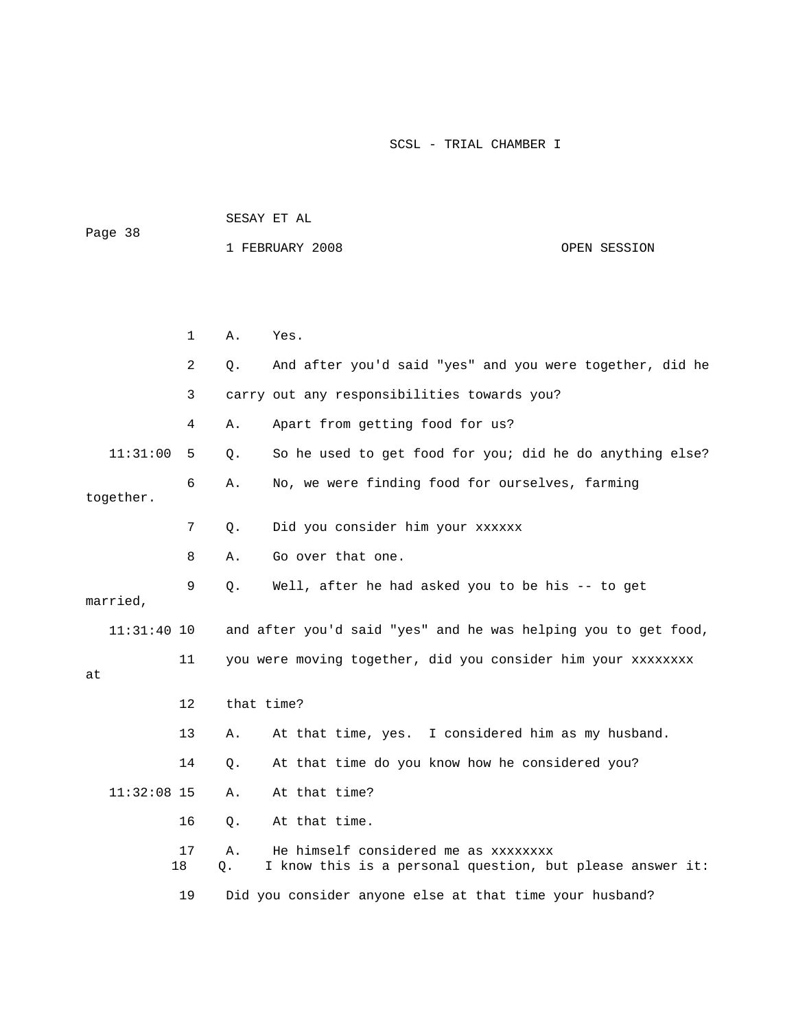1 A. Yes.

2 Q. And after you'd said "yes" and you were together, did he

3 carry out any responsibilities towards you?

4 A. Apart from getting food for us?

11:31:00 5 Q. So he used to get food for you; did he do anything else?

6 A. No, we were finding food for ourselves, farming together.

7 Q. Did you consider him your xxxxxx

8 A. Go over that one.

9 Q. Well, after he had asked you to be his -- to get married,

11:31:40 10 and after you'd said "yes" and he was helping you to get food,

11 you were moving together, did you consider him your xxxxxxxx at

12 that time?

13 A. At that time, yes. I considered him as my husband.

14 Q. At that time do you know how he considered you?

11:32:08 15 A. At that time?

16 Q. At that time.

17 A. He himself considered me as xxxxxxxx

18 Q. I know this is a personal question, but please answer it:

19 Did you consider anyone else at that time your husband?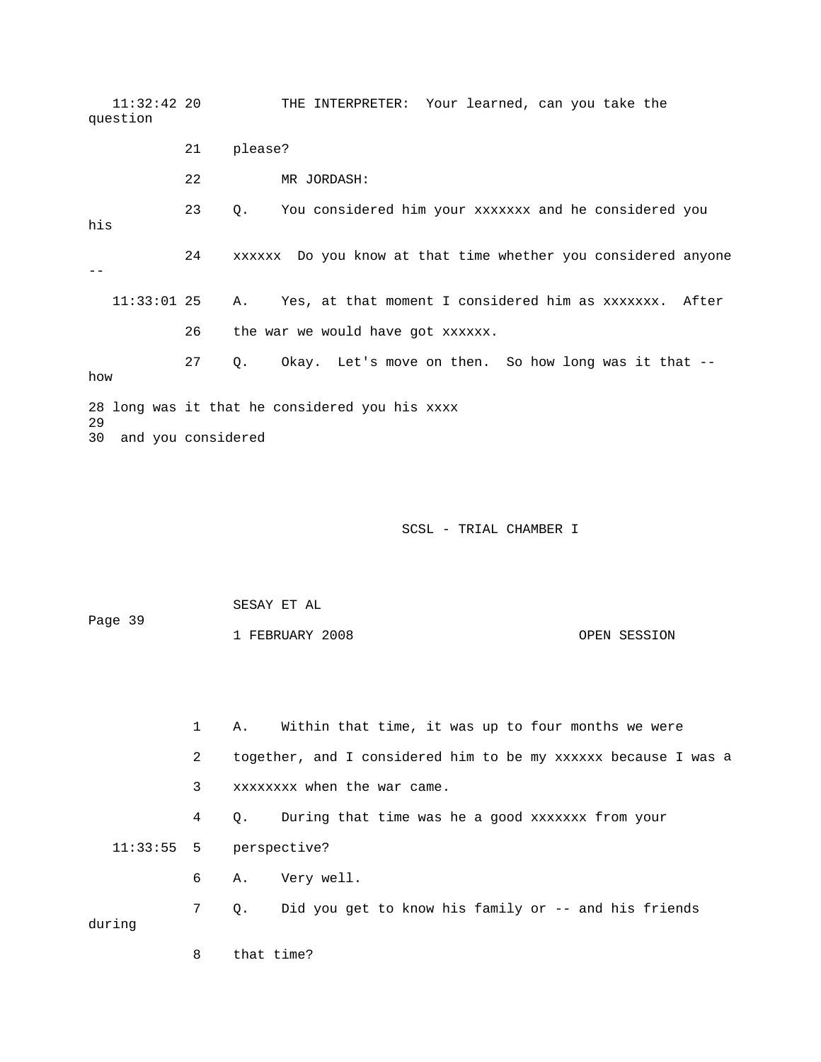11:32:42 20 THE INTERPRETER: Your learned, can you take the question

21 please?

22 MR JORDASH:

23 Q. You considered him your xxxxxxx and he considered you his

24 xxxxxx Do you know at that time whether you considered anyone --

11:33:01 25 A. Yes, at that moment I considered him as xxxxxxx. After

26 the war we would have got xxxxxx.

27 Q. Okay. Let's move on then. So how long was it that -- how

28 long was it that he considered you his xxxx

29

30 and you considered

SESAY ET AL

1 FEBRUARY 2008 OPEN SESSION

1 A. Within that time, it was up to four months we were

2 together, and I considered him to be my xxxxxx because I was a

3 xxxxxxxx when the war came.

4 Q. During that time was he a good xxxxxxx from your

11:33:55 5 perspective?

6 A. Very well.

7 Q. Did you get to know his family or -- and his friends during

8 that time?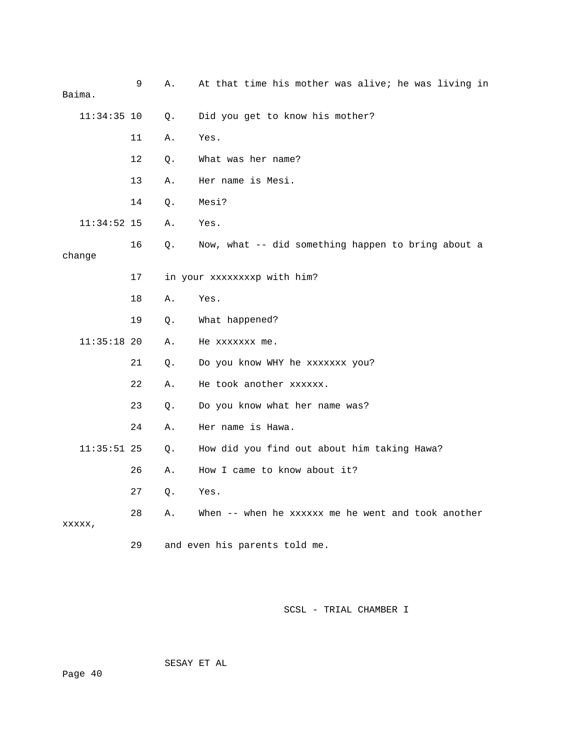9 A. At that time his mother was alive; he was living in Baima.

11:34:35 10 Q. Did you get to know his mother?

11 A. Yes.

12 Q. What was her name?

13 A. Her name is Mesi.

14 Q. Mesi?

11:34:52 15 A. Yes.

16 Q. Now, what -- did something happen to bring about a change

17 in your xxxxxxxxp with him?

18 A. Yes.

19 Q. What happened?

11:35:18 20 A. He xxxxxxx me.

21 Q. Do you know WHY he xxxxxxx you?

22 A. He took another xxxxxx.

23 Q. Do you know what her name was?

24 A. Her name is Hawa.

11:35:51 25 Q. How did you find out about him taking Hawa?

26 A. How I came to know about it?

27 Q. Yes.

28 A. When -- when he xxxxxx me he went and took another xxxxx,

29 and even his parents told me.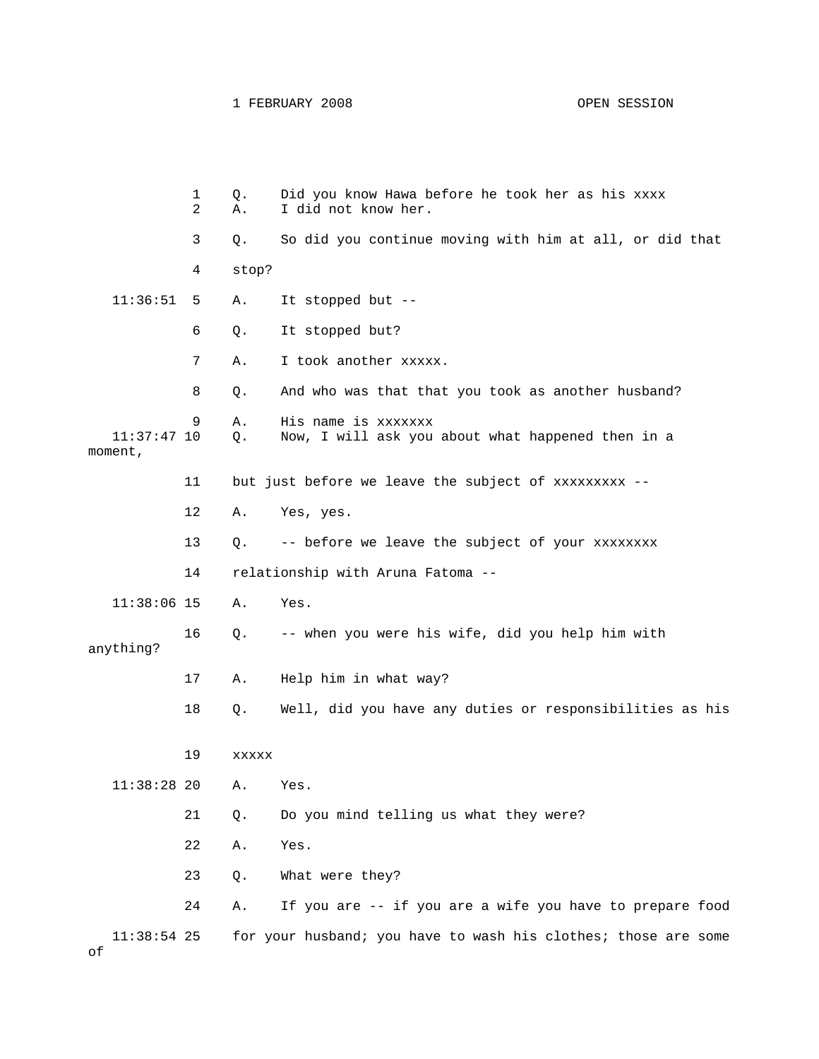1 FEBRUARY 2008 OPEN SESSION

```
            1    Q.    Did you know Hawa before he took her as his xxxx
            2    A.    I did not know her.
            3    Q.    So did you continue moving with him at all, or did that
            4    stop?
   11:36:51 5    A.    It stopped but --
            6    Q.    It stopped but?
            7    A.    I took another xxxxx.
            8    Q.    And who was that that you took as another husband?
            9    A.    His name is xxxxxxx
   11:37:47 10   Q.    Now, I will ask you about what happened then in a
moment,
            11   but just before we leave the subject of xxxxxxxxx --
            12   A.    Yes, yes.
            13   Q.    -- before we leave the subject of your xxxxxxxx
            14   relationship with Aruna Fatoma --
   11:38:06 15   A.    Yes.
            16   Q.    -- when you were his wife, did you help him with
anything?
            17   A.    Help him in what way?
            18   Q.    Well, did you have any duties or responsibilities as his
            19   xxxxx
   11:38:28 20   A.    Yes.
            21   Q.    Do you mind telling us what they were?
            22   A.    Yes.
            23   Q.    What were they?
            24   A.    If you are -- if you are a wife you have to prepare food
   11:38:54 25   for your husband; you have to wash his clothes; those are some
of
```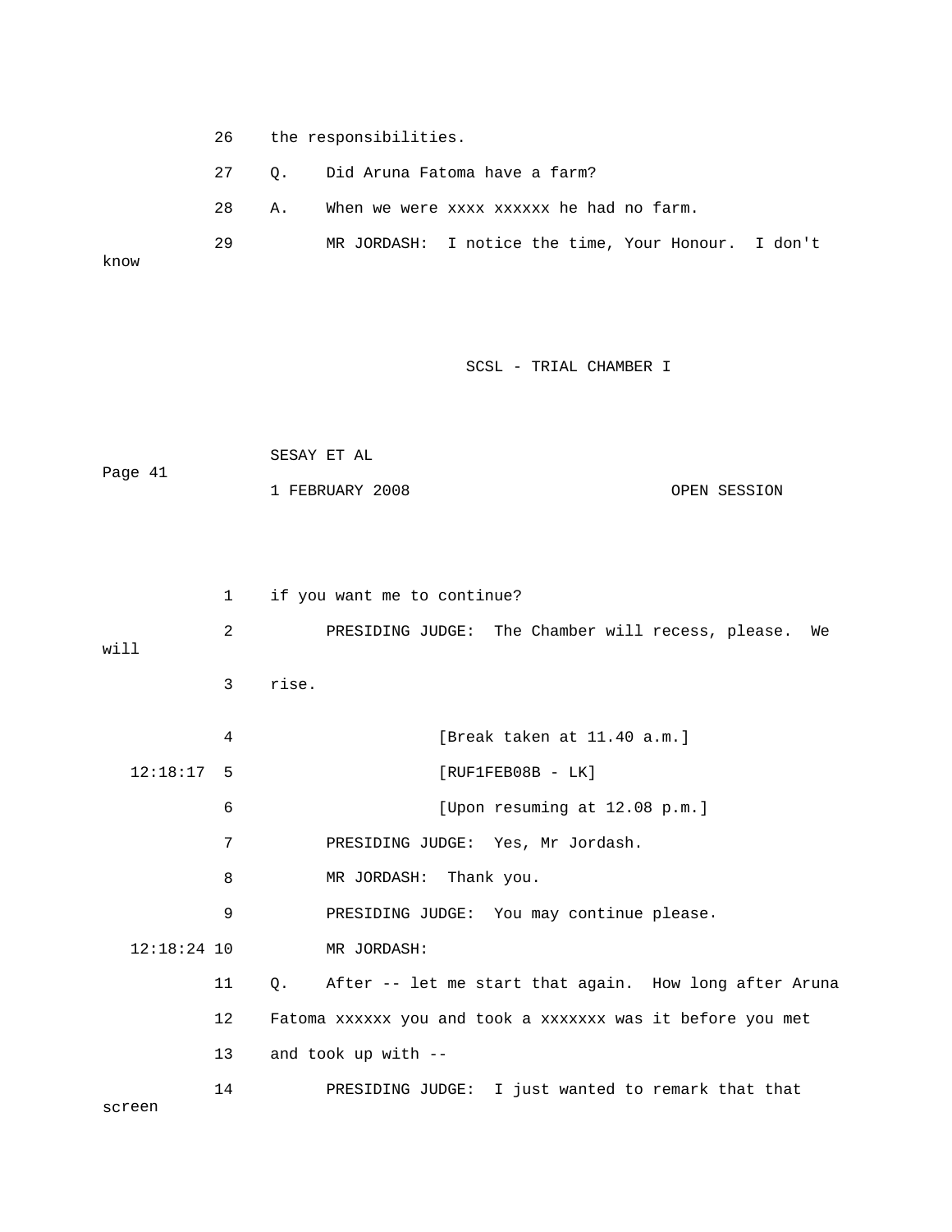26 the responsibilities.

27 Q. Did Aruna Fatoma have a farm?

28 A. When we were xxxx xxxxxx he had no farm.

29 MR JORDASH: I notice the time, Your Honour. I don't know

1 if you want me to continue?

2 PRESIDING JUDGE: The Chamber will recess, please. We will

3 rise.

4 [Break taken at 11.40 a.m.]

12:18:17 5 [RUF1FEB08B - LK]

6 [Upon resuming at 12.08 p.m.]

7 PRESIDING JUDGE: Yes, Mr Jordash.

8 MR JORDASH: Thank you.

9 PRESIDING JUDGE: You may continue please.

12:18:24 10 MR JORDASH:

11 Q. After -- let me start that again. How long after Aruna

12 Fatoma xxxxxx you and took a xxxxxxx was it before you met

13 and took up with --

14 PRESIDING JUDGE: I just wanted to remark that that screen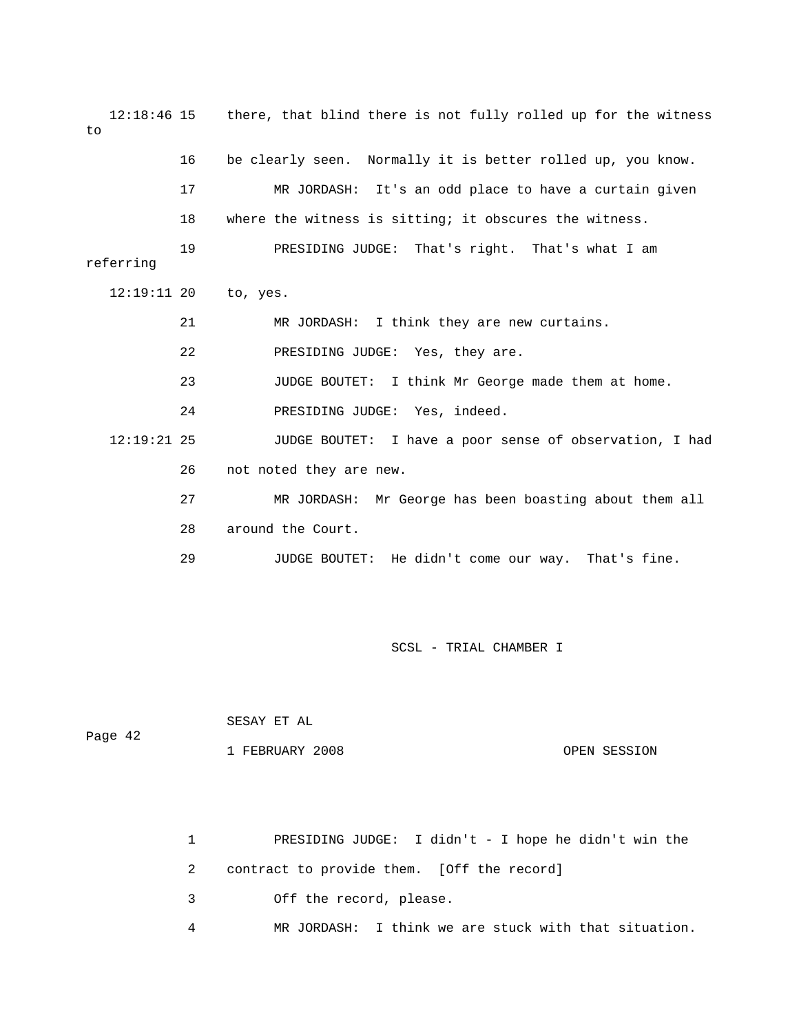12:18:46 15 there, that blind there is not fully rolled up for the witness to

16 be clearly seen. Normally it is better rolled up, you know.

17 MR JORDASH: It's an odd place to have a curtain given

18 where the witness is sitting; it obscures the witness.

19 PRESIDING JUDGE: That's right. That's what I am referring

12:19:11 20 to, yes.

21 MR JORDASH: I think they are new curtains.

22 PRESIDING JUDGE: Yes, they are.

23 JUDGE BOUTET: I think Mr George made them at home.

24 PRESIDING JUDGE: Yes, indeed.

12:19:21 25 JUDGE BOUTET: I have a poor sense of observation, I had

26 not noted they are new.

27 MR JORDASH: Mr George has been boasting about them all

28 around the Court.

29 JUDGE BOUTET: He didn't come our way. That's fine.

1 PRESIDING JUDGE: I didn't - I hope he didn't win the

2 contract to provide them. [Off the record]

3 Off the record, please.

4 MR JORDASH: I think we are stuck with that situation.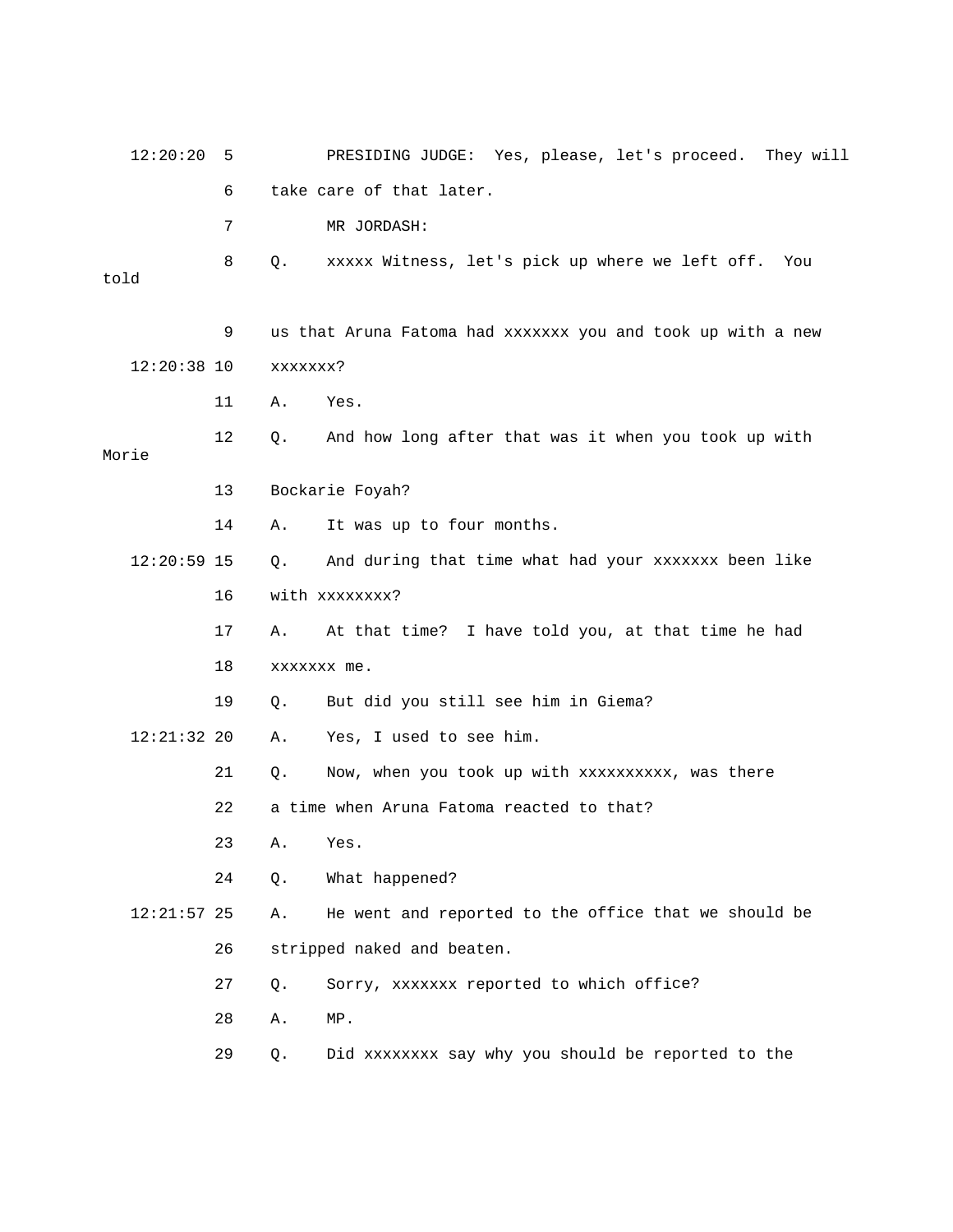12:20:20 5 PRESIDING JUDGE: Yes, please, let's proceed. They will

6 take care of that later.

7 MR JORDASH:

8 Q. xxxxx Witness, let's pick up where we left off. You told

9 us that Aruna Fatoma had xxxxxxx you and took up with a new

12:20:38 10 xxxxxxx?

11 A. Yes.

12 Q. And how long after that was it when you took up with Morie

13 Bockarie Foyah?

14 A. It was up to four months.

12:20:59 15 Q. And during that time what had your xxxxxxx been like

16 with xxxxxxxx?

17 A. At that time? I have told you, at that time he had

18 xxxxxxx me.

19 Q. But did you still see him in Giema?

12:21:32 20 A. Yes, I used to see him.

21 Q. Now, when you took up with xxxxxxxxxx, was there

22 a time when Aruna Fatoma reacted to that?

23 A. Yes.

24 Q. What happened?

12:21:57 25 A. He went and reported to the office that we should be

26 stripped naked and beaten.

27 Q. Sorry, xxxxxxx reported to which office?

28 A. MP.

29 Q. Did xxxxxxxx say why you should be reported to the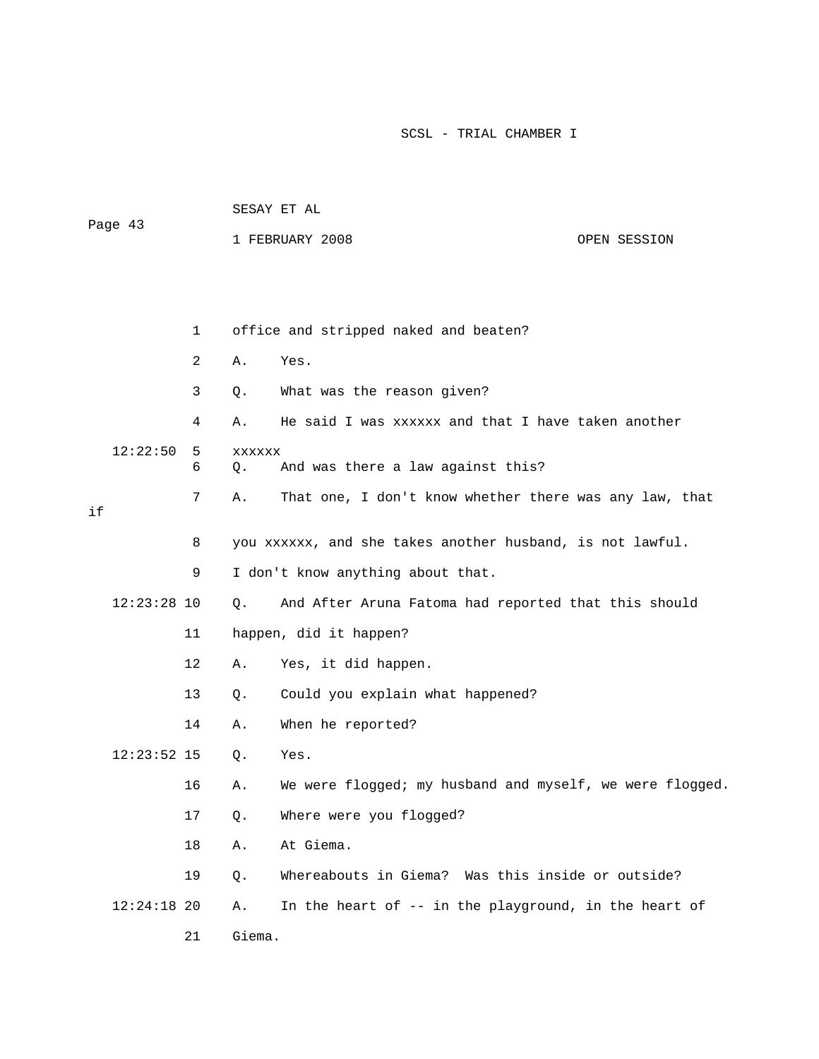1 office and stripped naked and beaten?

2 A. Yes.

3 Q. What was the reason given?

4 A. He said I was xxxxxx and that I have taken another

12:22:50 5 xxxxxx

6 Q. And was there a law against this?

7 A. That one, I don't know whether there was any law, that if

8 you xxxxxx, and she takes another husband, is not lawful.

9 I don't know anything about that.

12:23:28 10 Q. And After Aruna Fatoma had reported that this should

11 happen, did it happen?

12 A. Yes, it did happen.

13 Q. Could you explain what happened?

14 A. When he reported?

12:23:52 15 Q. Yes.

16 A. We were flogged; my husband and myself, we were flogged.

17 Q. Where were you flogged?

18 A. At Giema.

19 Q. Whereabouts in Giema? Was this inside or outside?

12:24:18 20 A. In the heart of -- in the playground, in the heart of

21 Giema.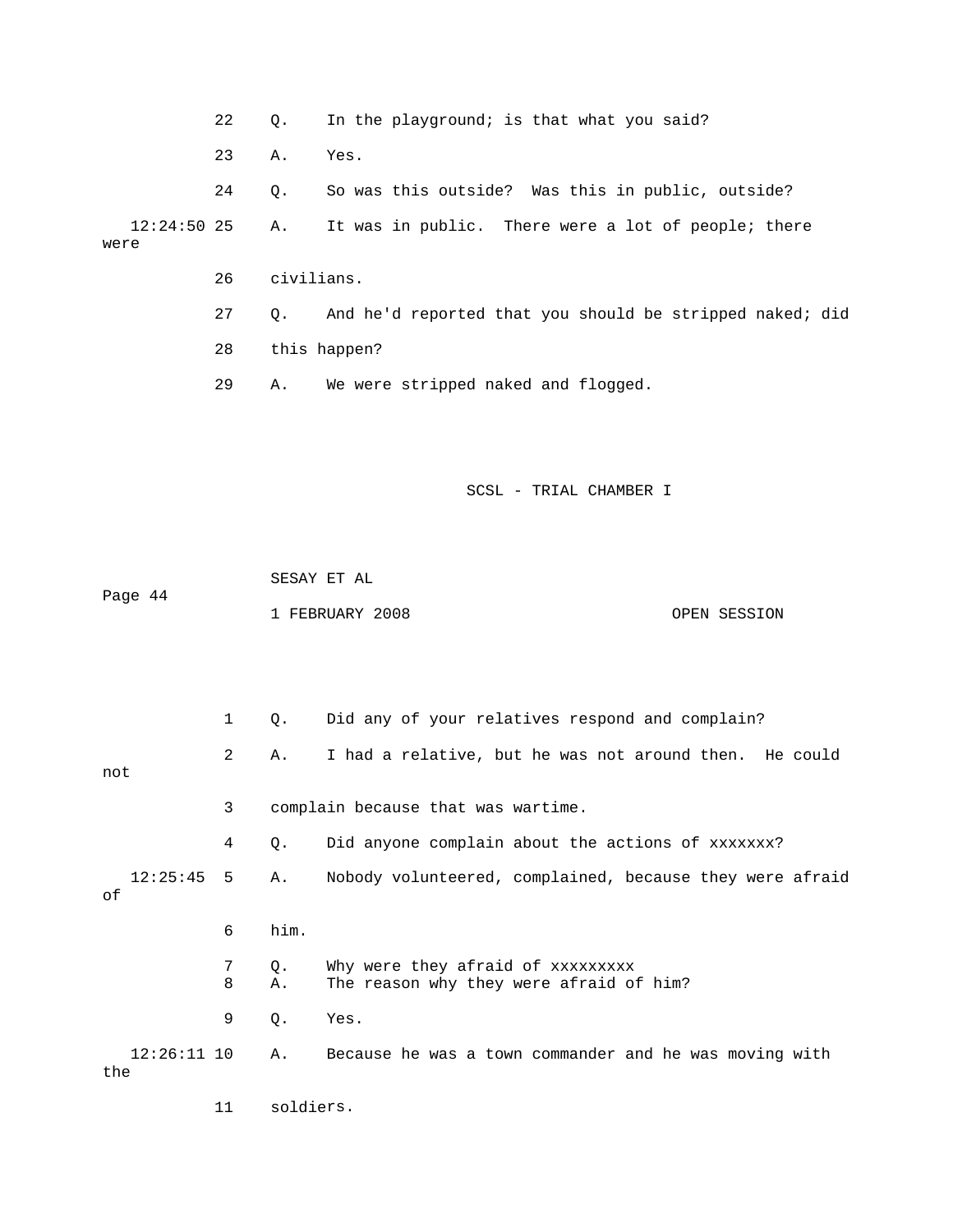22 Q. In the playground; is that what you said?

23 A. Yes.

24 Q. So was this outside? Was this in public, outside?

12:24:50 25 A. It was in public. There were a lot of people; there were

26 civilians.

27 Q. And he'd reported that you should be stripped naked; did

28 this happen?

29 A. We were stripped naked and flogged.

1 Q. Did any of your relatives respond and complain?

2 A. I had a relative, but he was not around then. He could not

3 complain because that was wartime.

4 Q. Did anyone complain about the actions of xxxxxxx?

12:25:45 5 A. Nobody volunteered, complained, because they were afraid of

6 him.

7 Q. Why were they afraid of xxxxxxxxx

8 A. The reason why they were afraid of him?

9 Q. Yes.

12:26:11 10 A. Because he was a town commander and he was moving with the

11 soldiers.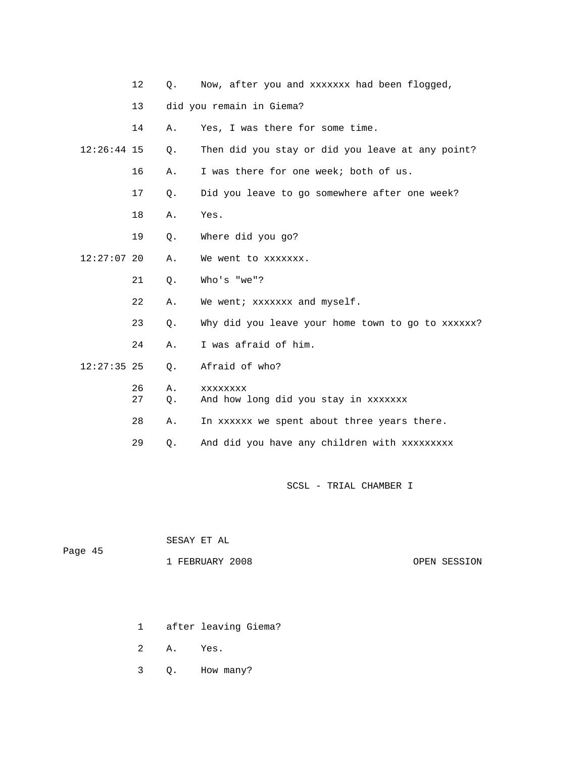12 Q. Now, after you and xxxxxxx had been flogged,

13 did you remain in Giema?

14 A. Yes, I was there for some time.

12:26:44 15 Q. Then did you stay or did you leave at any point?

16 A. I was there for one week; both of us.

17 Q. Did you leave to go somewhere after one week?

18 A. Yes.

19 Q. Where did you go?

12:27:07 20 A. We went to xxxxxxx.

21 Q. Who's "we"?

22 A. We went; xxxxxxx and myself.

23 Q. Why did you leave your home town to go to xxxxxx?

24 A. I was afraid of him.

12:27:35 25 Q. Afraid of who?

26 A. xxxxxxxx

27 Q. And how long did you stay in xxxxxxx

28 A. In xxxxxx we spent about three years there.

29 Q. And did you have any children with xxxxxxxxx

1 after leaving Giema?

2 A. Yes.

3 Q. How many?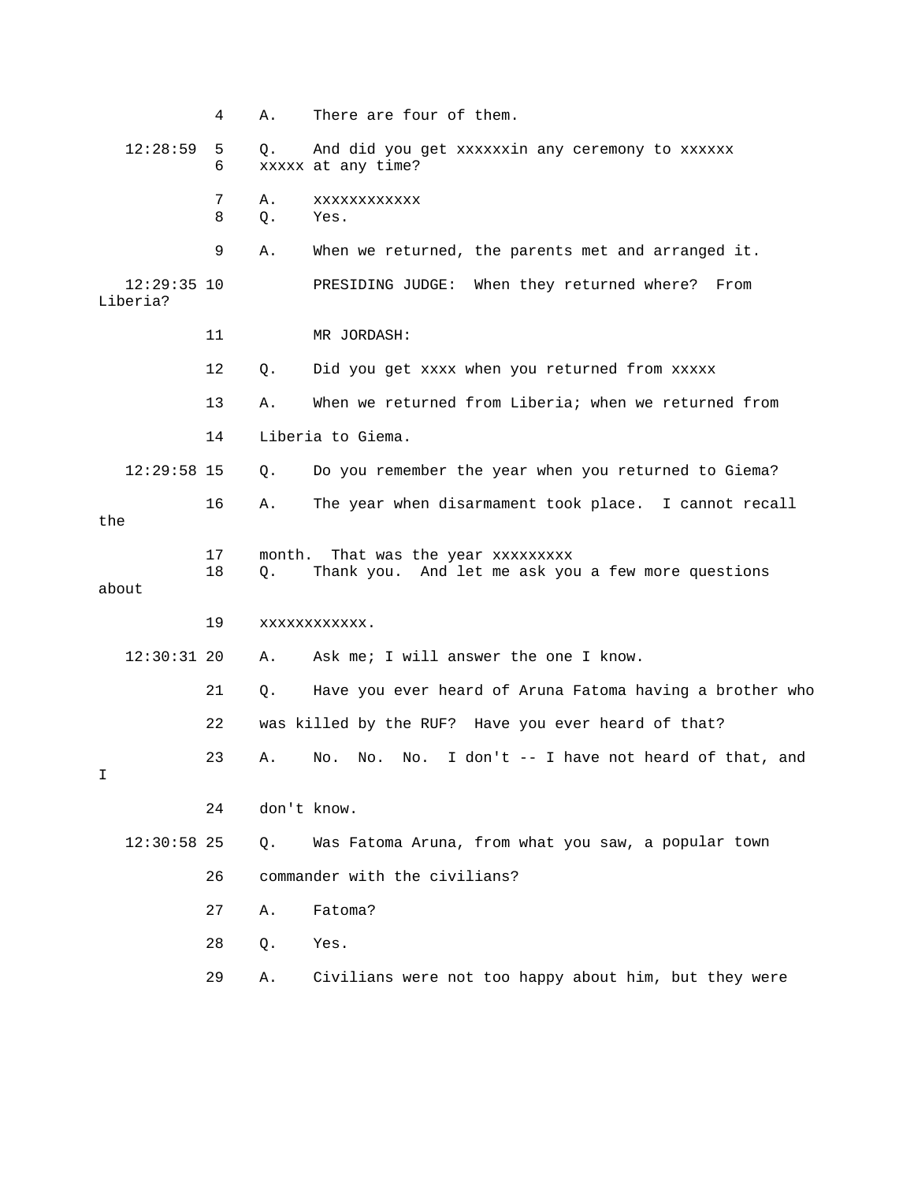4 A. There are four of them.

12:28:59 5 Q. And did you get xxxxxxin any ceremony to xxxxxx
6 xxxxx at any time?

7 A. xxxxxxxxxxxx
8 Q. Yes.

9 A. When we returned, the parents met and arranged it.

12:29:35 10 PRESIDING JUDGE: When they returned where? From Liberia?

11 MR JORDASH:

12 Q. Did you get xxxx when you returned from xxxxx

13 A. When we returned from Liberia; when we returned from

14 Liberia to Giema.

12:29:58 15 Q. Do you remember the year when you returned to Giema?

16 A. The year when disarmament took place. I cannot recall the

17 month. That was the year xxxxxxxxx
18 Q. Thank you. And let me ask you a few more questions about

19 xxxxxxxxxxxx.

12:30:31 20 A. Ask me; I will answer the one I know.

21 Q. Have you ever heard of Aruna Fatoma having a brother who

22 was killed by the RUF? Have you ever heard of that?

23 A. No. No. No. I don't -- I have not heard of that, and I

24 don't know.

12:30:58 25 Q. Was Fatoma Aruna, from what you saw, a popular town

26 commander with the civilians?

27 A. Fatoma?

28 Q. Yes.

29 A. Civilians were not too happy about him, but they were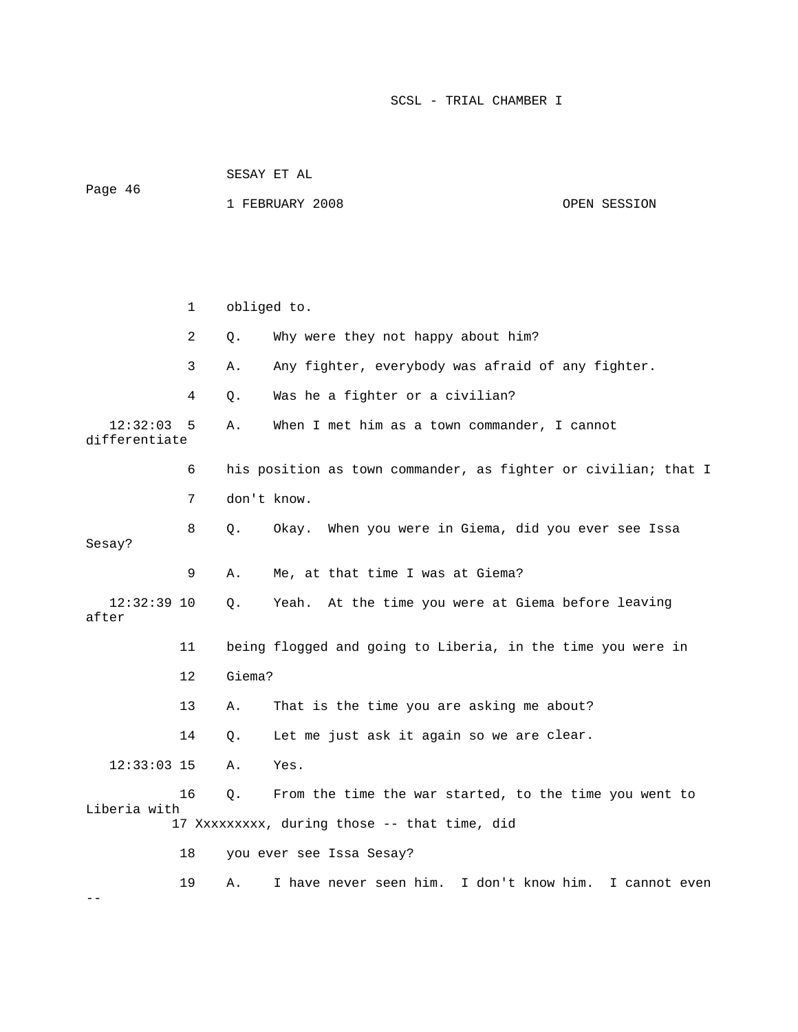1 obliged to.

2 Q. Why were they not happy about him?

3 A. Any fighter, everybody was afraid of any fighter.

4 Q. Was he a fighter or a civilian?

12:32:03 5 A. When I met him as a town commander, I cannot differentiate

6 his position as town commander, as fighter or civilian; that I

7 don't know.

8 Q. Okay. When you were in Giema, did you ever see Issa Sesay?

9 A. Me, at that time I was at Giema?

12:32:39 10 Q. Yeah. At the time you were at Giema before leaving after

11 being flogged and going to Liberia, in the time you were in

12 Giema?

13 A. That is the time you are asking me about?

14 Q. Let me just ask it again so we are clear.

12:33:03 15 A. Yes.

16 Q. From the time the war started, to the time you went to Liberia with

17 Xxxxxxxxx, during those -- that time, did

18 you ever see Issa Sesay?

19 A. I have never seen him. I don't know him. I cannot even --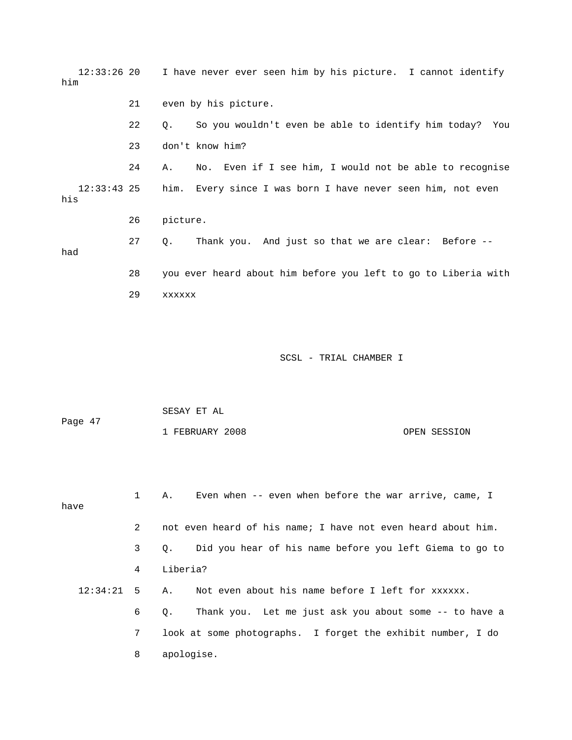12:33:26 20 I have never ever seen him by his picture. I cannot identify him

21 even by his picture.

22 Q. So you wouldn't even be able to identify him today? You

23 don't know him?

24 A. No. Even if I see him, I would not be able to recognise

12:33:43 25 him. Every since I was born I have never seen him, not even his

26 picture.

27 Q. Thank you. And just so that we are clear: Before -- had

28 you ever heard about him before you left to go to Liberia with

29 xxxxxx

1 A. Even when -- even when before the war arrive, came, I have

2 not even heard of his name; I have not even heard about him.

3 Q. Did you hear of his name before you left Giema to go to

4 Liberia?

12:34:21 5 A. Not even about his name before I left for xxxxxx.

6 Q. Thank you. Let me just ask you about some -- to have a

7 look at some photographs. I forget the exhibit number, I do

8 apologise.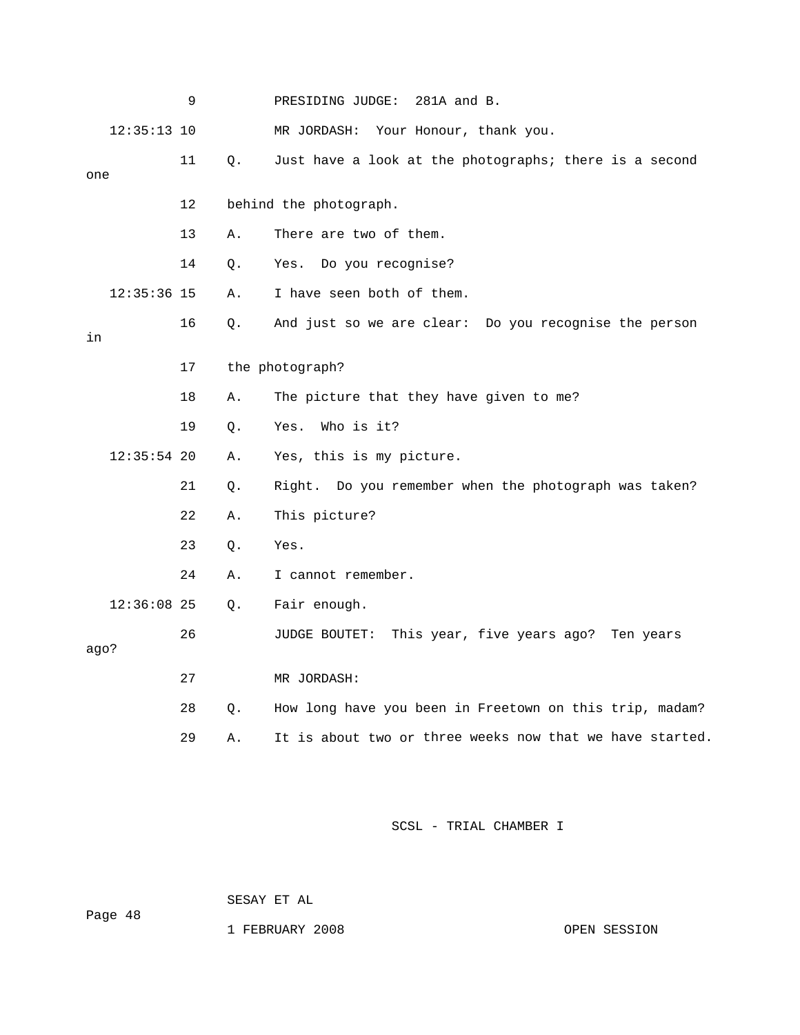9 PRESIDING JUDGE: 281A and B.

12:35:13 10 MR JORDASH: Your Honour, thank you.

11 Q. Just have a look at the photographs; there is a second one

12 behind the photograph.

13 A. There are two of them.

14 Q. Yes. Do you recognise?

12:35:36 15 A. I have seen both of them.

16 Q. And just so we are clear: Do you recognise the person in

17 the photograph?

18 A. The picture that they have given to me?

19 Q. Yes. Who is it?

12:35:54 20 A. Yes, this is my picture.

21 Q. Right. Do you remember when the photograph was taken?

22 A. This picture?

23 Q. Yes.

24 A. I cannot remember.

12:36:08 25 Q. Fair enough.

26 JUDGE BOUTET: This year, five years ago? Ten years ago?

27 MR JORDASH:

28 Q. How long have you been in Freetown on this trip, madam?

29 A. It is about two or three weeks now that we have started.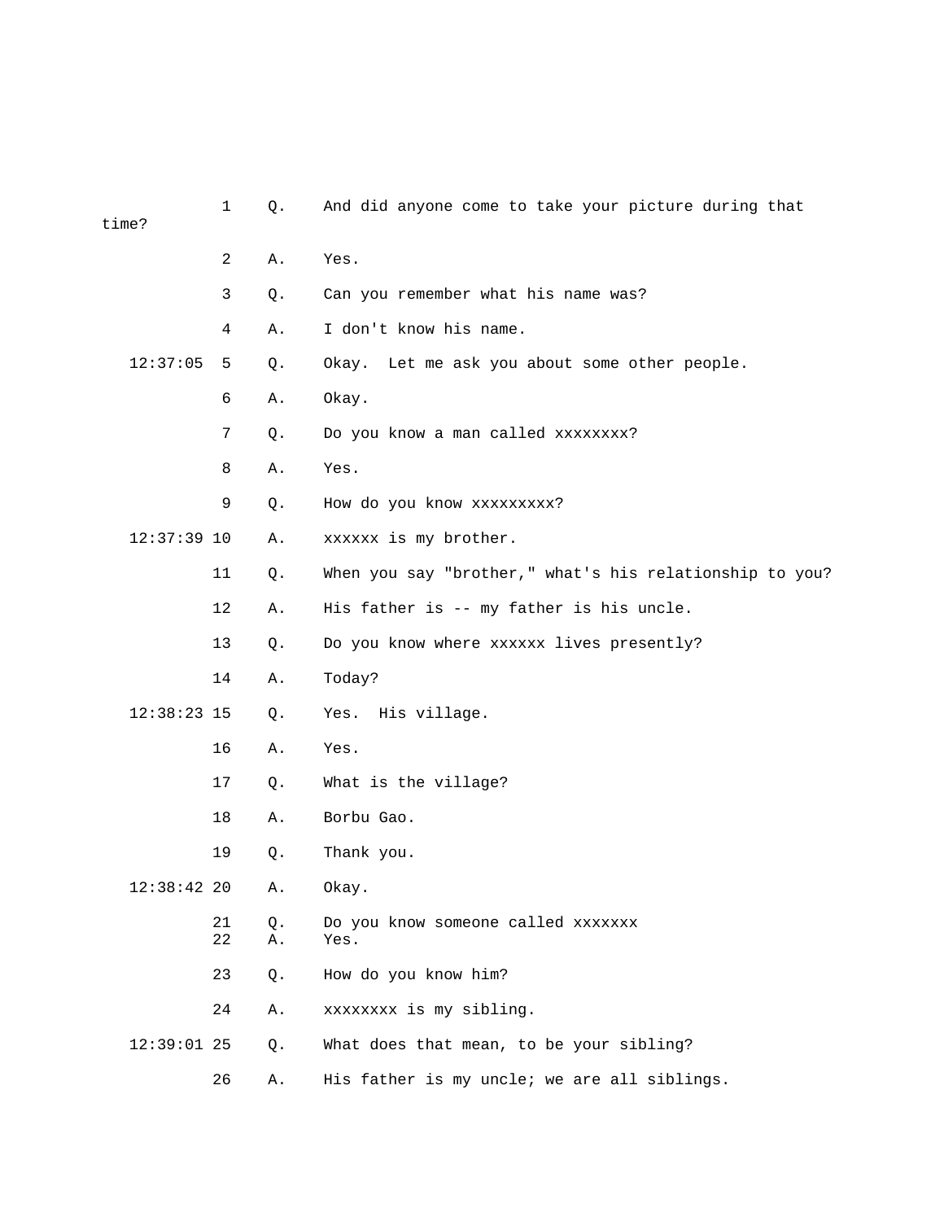1 Q. And did anyone come to take your picture during that time?

2 A. Yes.

3 Q. Can you remember what his name was?

4 A. I don't know his name.

12:37:05 5 Q. Okay. Let me ask you about some other people.

6 A. Okay.

7 Q. Do you know a man called xxxxxxxx?

8 A. Yes.

9 Q. How do you know xxxxxxxxx?

12:37:39 10 A. xxxxxx is my brother.

11 Q. When you say "brother," what's his relationship to you?

12 A. His father is -- my father is his uncle.

13 Q. Do you know where xxxxxx lives presently?

14 A. Today?

12:38:23 15 Q. Yes. His village.

16 A. Yes.

17 Q. What is the village?

18 A. Borbu Gao.

19 Q. Thank you.

12:38:42 20 A. Okay.

21 Q. Do you know someone called xxxxxxx

22 A. Yes.

23 Q. How do you know him?

24 A. xxxxxxxx is my sibling.

12:39:01 25 Q. What does that mean, to be your sibling?

26 A. His father is my uncle; we are all siblings.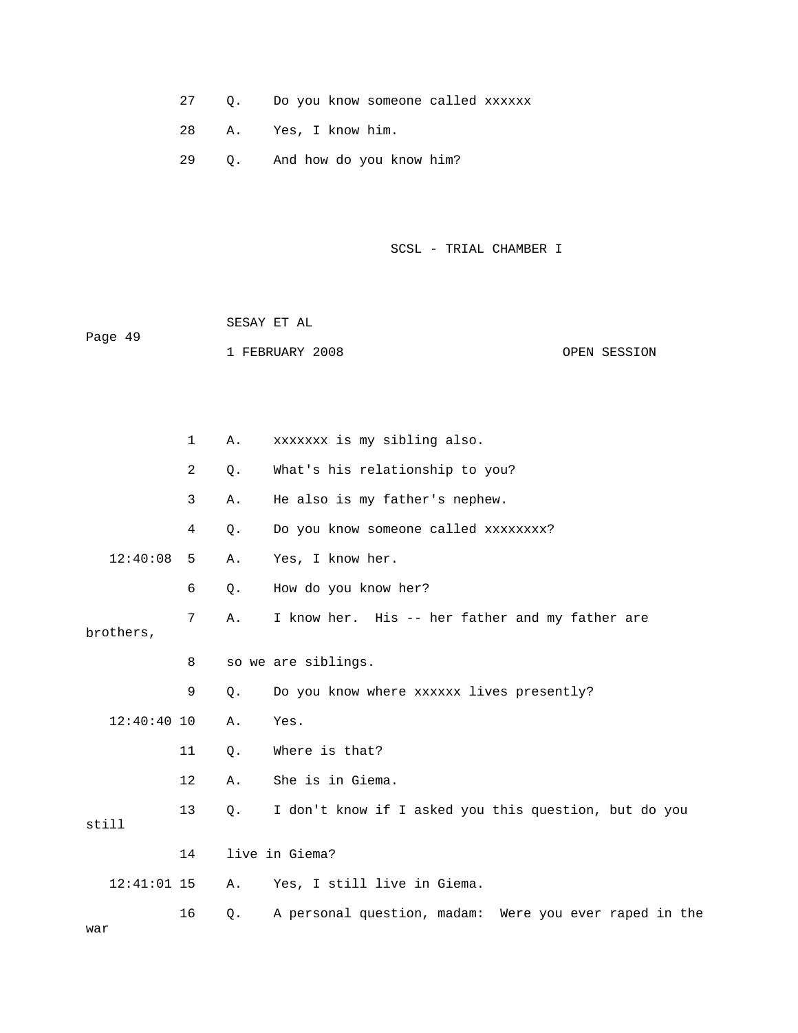27 Q. Do you know someone called xxxxxx

28 A. Yes, I know him.

29 Q. And how do you know him?

1 A. xxxxxxx is my sibling also.

2 Q. What's his relationship to you?

3 A. He also is my father's nephew.

4 Q. Do you know someone called xxxxxxxx?

12:40:08 5 A. Yes, I know her.

6 Q. How do you know her?

7 A. I know her. His -- her father and my father are brothers,

8 so we are siblings.

9 Q. Do you know where xxxxxx lives presently?

12:40:40 10 A. Yes.

11 Q. Where is that?

12 A. She is in Giema.

13 Q. I don't know if I asked you this question, but do you still

14 live in Giema?

12:41:01 15 A. Yes, I still live in Giema.

16 Q. A personal question, madam: Were you ever raped in the war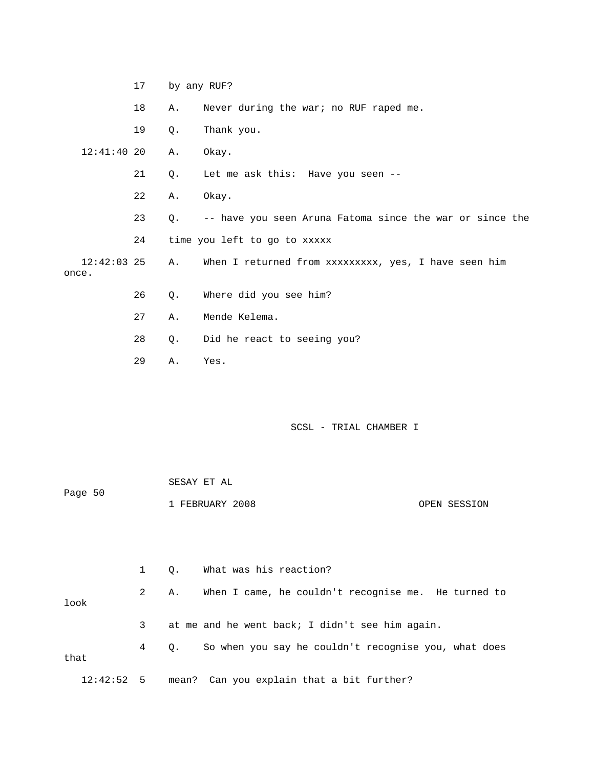17 by any RUF?

18 A. Never during the war; no RUF raped me.

19 Q. Thank you.

12:41:40 20 A. Okay.

21 Q. Let me ask this: Have you seen --

22 A. Okay.

23 Q. -- have you seen Aruna Fatoma since the war or since the

24 time you left to go to xxxxx

12:42:03 25 A. When I returned from xxxxxxxxx, yes, I have seen him once.

26 Q. Where did you see him?

27 A. Mende Kelema.

28 Q. Did he react to seeing you?

29 A. Yes.

1 Q. What was his reaction?

2 A. When I came, he couldn't recognise me. He turned to look

3 at me and he went back; I didn't see him again.

4 Q. So when you say he couldn't recognise you, what does that

12:42:52 5 mean? Can you explain that a bit further?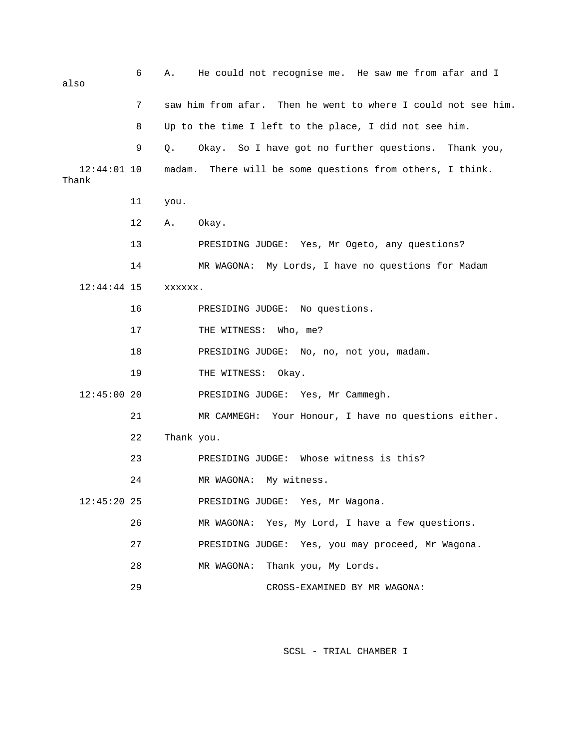6 A. He could not recognise me. He saw me from afar and I also

7 saw him from afar. Then he went to where I could not see him.

8 Up to the time I left to the place, I did not see him.

9 Q. Okay. So I have got no further questions. Thank you,

12:44:01 10 madam. There will be some questions from others, I think. Thank

11 you.

12 A. Okay.

13 PRESIDING JUDGE: Yes, Mr Ogeto, any questions?

14 MR WAGONA: My Lords, I have no questions for Madam

12:44:44 15 xxxxxx.

16 PRESIDING JUDGE: No questions.

17 THE WITNESS: Who, me?

18 PRESIDING JUDGE: No, no, not you, madam.

19 THE WITNESS: Okay.

12:45:00 20 PRESIDING JUDGE: Yes, Mr Cammegh.

21 MR CAMMEGH: Your Honour, I have no questions either.

22 Thank you.

23 PRESIDING JUDGE: Whose witness is this?

24 MR WAGONA: My witness.

12:45:20 25 PRESIDING JUDGE: Yes, Mr Wagona.

26 MR WAGONA: Yes, My Lord, I have a few questions.

27 PRESIDING JUDGE: Yes, you may proceed, Mr Wagona.

28 MR WAGONA: Thank you, My Lords.

29 CROSS-EXAMINED BY MR WAGONA: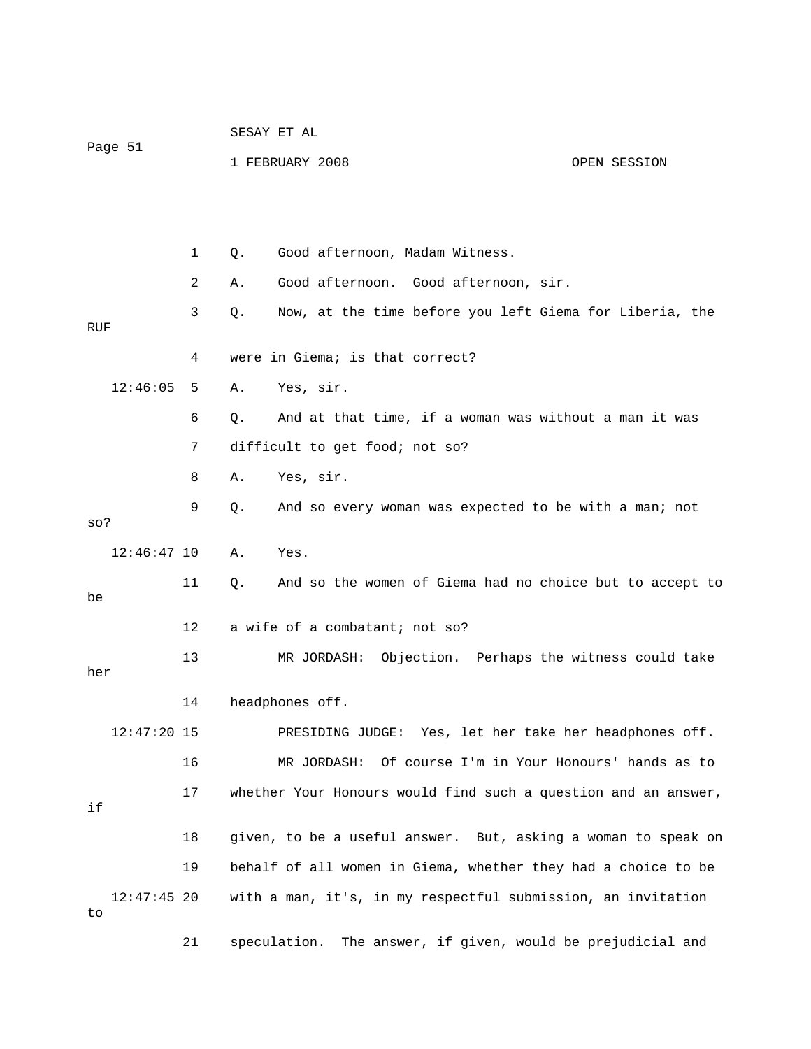1 Q. Good afternoon, Madam Witness.

2 A. Good afternoon. Good afternoon, sir.

3 Q. Now, at the time before you left Giema for Liberia, the RUF

4 were in Giema; is that correct?

12:46:05 5 A. Yes, sir.

6 Q. And at that time, if a woman was without a man it was

7 difficult to get food; not so?

8 A. Yes, sir.

9 Q. And so every woman was expected to be with a man; not so?

12:46:47 10 A. Yes.

11 Q. And so the women of Giema had no choice but to accept to be

12 a wife of a combatant; not so?

13 MR JORDASH: Objection. Perhaps the witness could take her

14 headphones off.

12:47:20 15 PRESIDING JUDGE: Yes, let her take her headphones off.

16 MR JORDASH: Of course I'm in Your Honours' hands as to

17 whether Your Honours would find such a question and an answer, if

18 given, to be a useful answer. But, asking a woman to speak on

19 behalf of all women in Giema, whether they had a choice to be

12:47:45 20 with a man, it's, in my respectful submission, an invitation to

21 speculation. The answer, if given, would be prejudicial and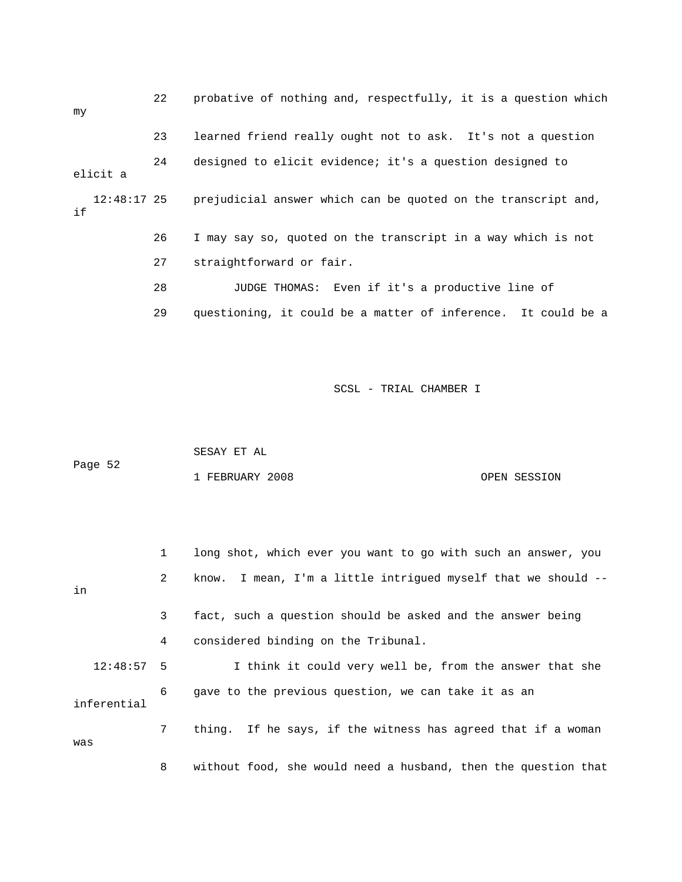22 probative of nothing and, respectfully, it is a question which my

23 learned friend really ought not to ask. It's not a question

24 designed to elicit evidence; it's a question designed to elicit a

12:48:17 25 prejudicial answer which can be quoted on the transcript and, if

26 I may say so, quoted on the transcript in a way which is not

27 straightforward or fair.

28 JUDGE THOMAS: Even if it's a productive line of

29 questioning, it could be a matter of inference. It could be a

SCSL - TRIAL CHAMBER I

SESAY ET AL

1 FEBRUARY 2008 OPEN SESSION

1 long shot, which ever you want to go with such an answer, you

2 know. I mean, I'm a little intrigued myself that we should -- in

3 fact, such a question should be asked and the answer being

4 considered binding on the Tribunal.

12:48:57 5 I think it could very well be, from the answer that she

6 gave to the previous question, we can take it as an inferential

7 thing. If he says, if the witness has agreed that if a woman was

8 without food, she would need a husband, then the question that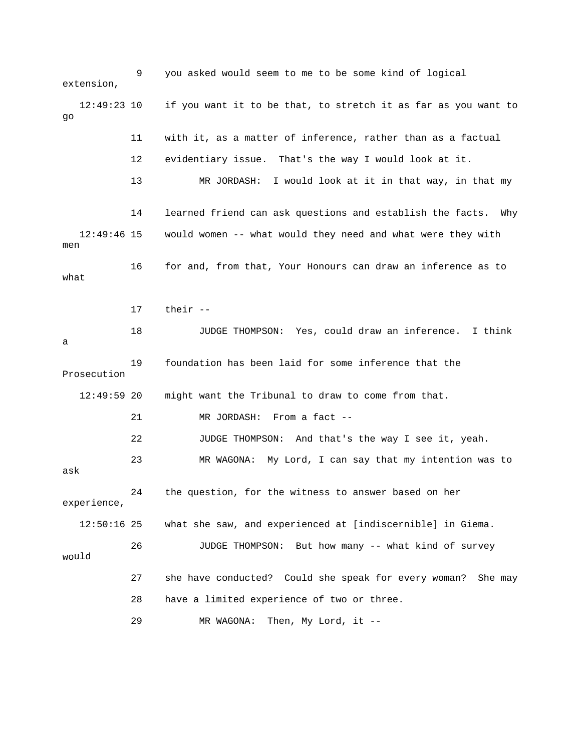9 you asked would seem to me to be some kind of logical extension,

12:49:23 10 if you want it to be that, to stretch it as far as you want to go

11 with it, as a matter of inference, rather than as a factual

12 evidentiary issue. That's the way I would look at it.

13 MR JORDASH: I would look at it in that way, in that my

14 learned friend can ask questions and establish the facts. Why

12:49:46 15 would women -- what would they need and what were they with men

16 for and, from that, Your Honours can draw an inference as to what

17 their --

18 JUDGE THOMPSON: Yes, could draw an inference. I think a

19 foundation has been laid for some inference that the Prosecution

12:49:59 20 might want the Tribunal to draw to come from that.

21 MR JORDASH: From a fact --

22 JUDGE THOMPSON: And that's the way I see it, yeah.

23 MR WAGONA: My Lord, I can say that my intention was to ask

24 the question, for the witness to answer based on her experience,

12:50:16 25 what she saw, and experienced at [indiscernible] in Giema.

26 JUDGE THOMPSON: But how many -- what kind of survey would

27 she have conducted? Could she speak for every woman? She may

28 have a limited experience of two or three.

29 MR WAGONA: Then, My Lord, it --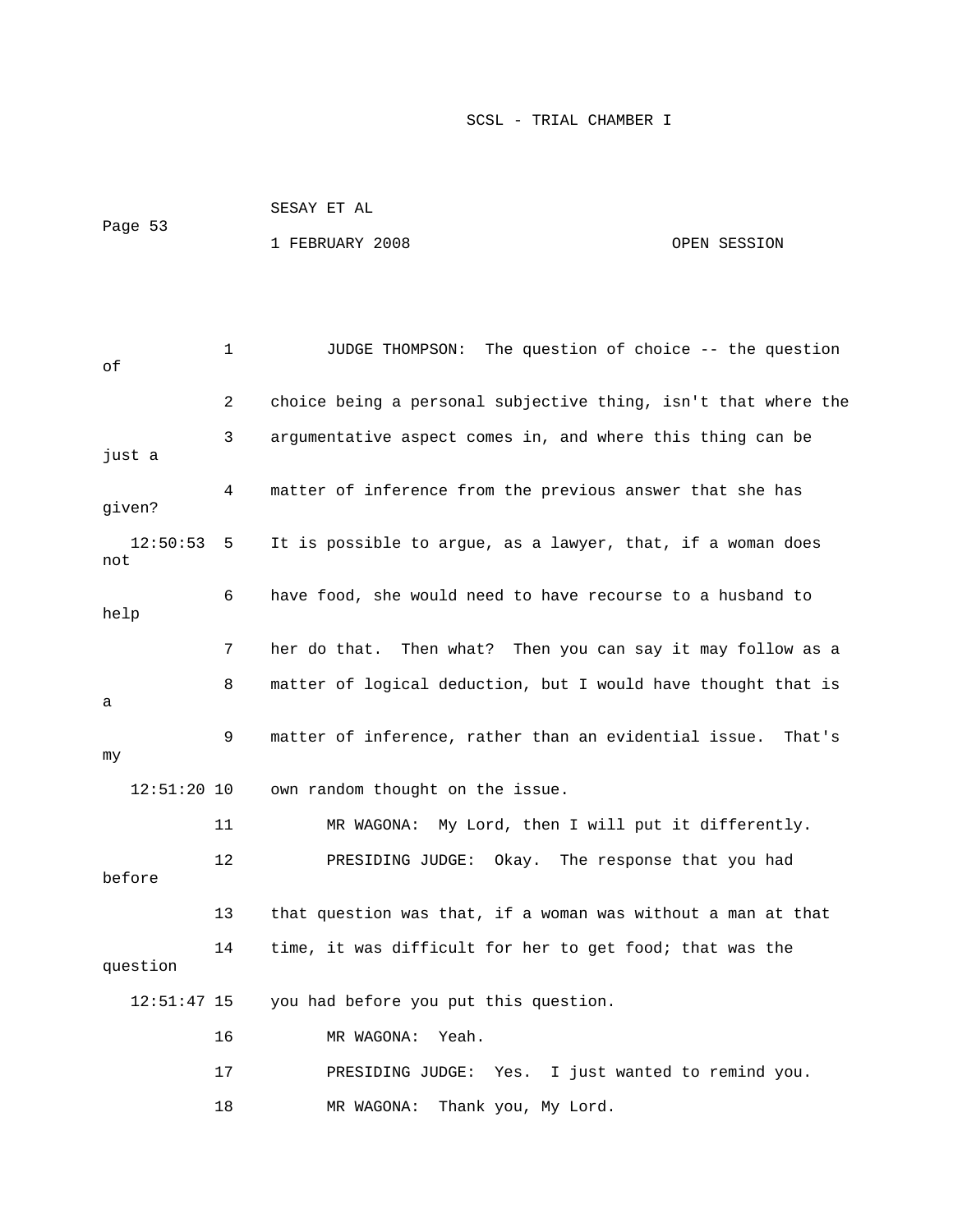JUDGE THOMPSON: The question of choice -- the question of choice being a personal subjective thing, isn't that where the argumentative aspect comes in, and where this thing can be just a matter of inference from the previous answer that she has given? It is possible to argue, as a lawyer, that, if a woman does not have food, she would need to have recourse to a husband to help her do that. Then what? Then you can say it may follow as a matter of logical deduction, but I would have thought that is a matter of inference, rather than an evidential issue. That's my own random thought on the issue.

MR WAGONA: My Lord, then I will put it differently.

PRESIDING JUDGE: Okay. The response that you had before that question was that, if a woman was without a man at that time, it was difficult for her to get food; that was the question you had before you put this question.

MR WAGONA: Yeah.

PRESIDING JUDGE: Yes. I just wanted to remind you.

MR WAGONA: Thank you, My Lord.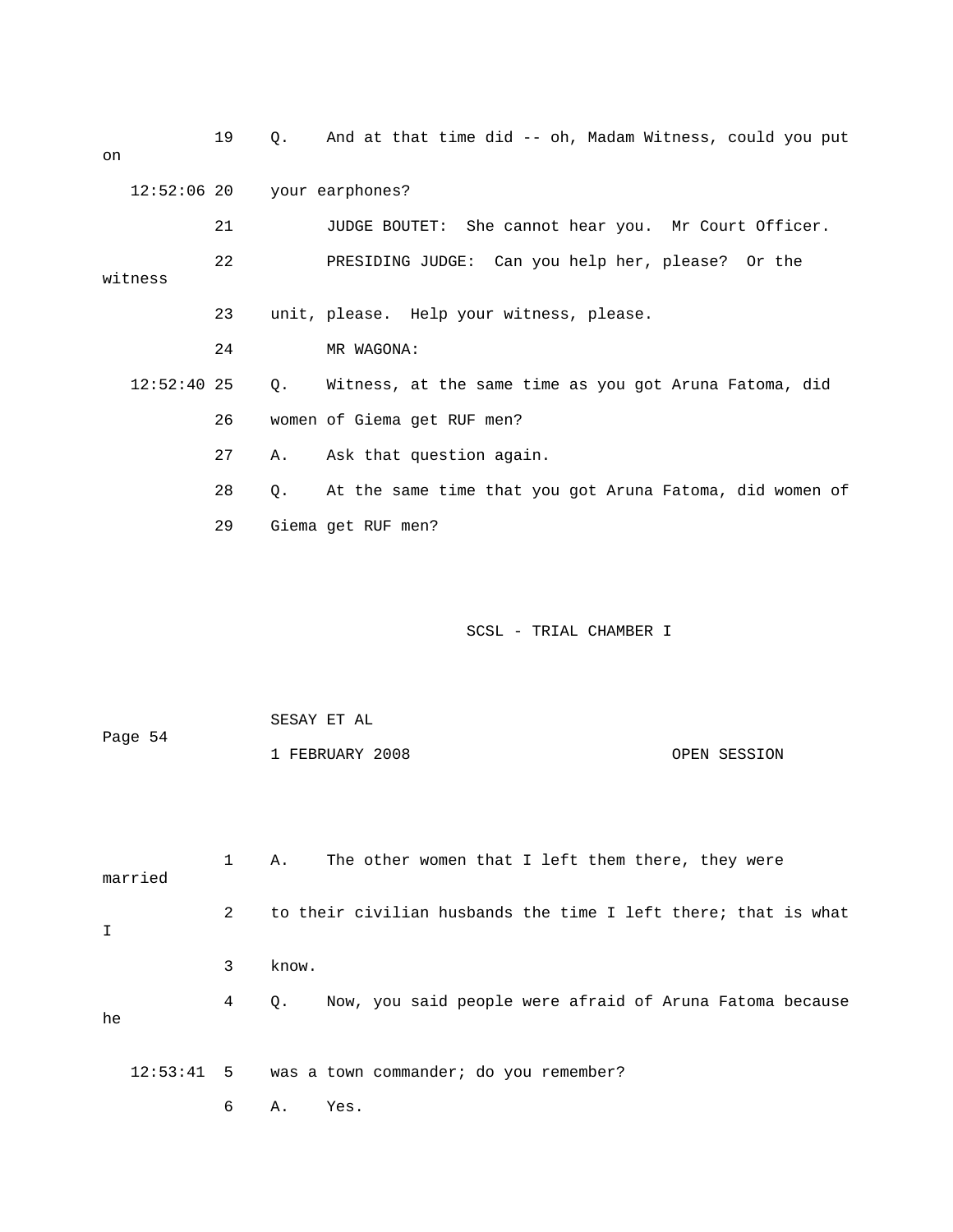19 Q. And at that time did -- oh, Madam Witness, could you put on

12:52:06 20 your earphones?

21 JUDGE BOUTET: She cannot hear you. Mr Court Officer.

22 PRESIDING JUDGE: Can you help her, please? Or the witness

23 unit, please. Help your witness, please.

24 MR WAGONA:

12:52:40 25 Q. Witness, at the same time as you got Aruna Fatoma, did

26 women of Giema get RUF men?

27 A. Ask that question again.

28 Q. At the same time that you got Aruna Fatoma, did women of

29 Giema get RUF men?

1 A. The other women that I left them there, they were married

2 to their civilian husbands the time I left there; that is what I

3 know.

4 Q. Now, you said people were afraid of Aruna Fatoma because he

12:53:41 5 was a town commander; do you remember?

6 A. Yes.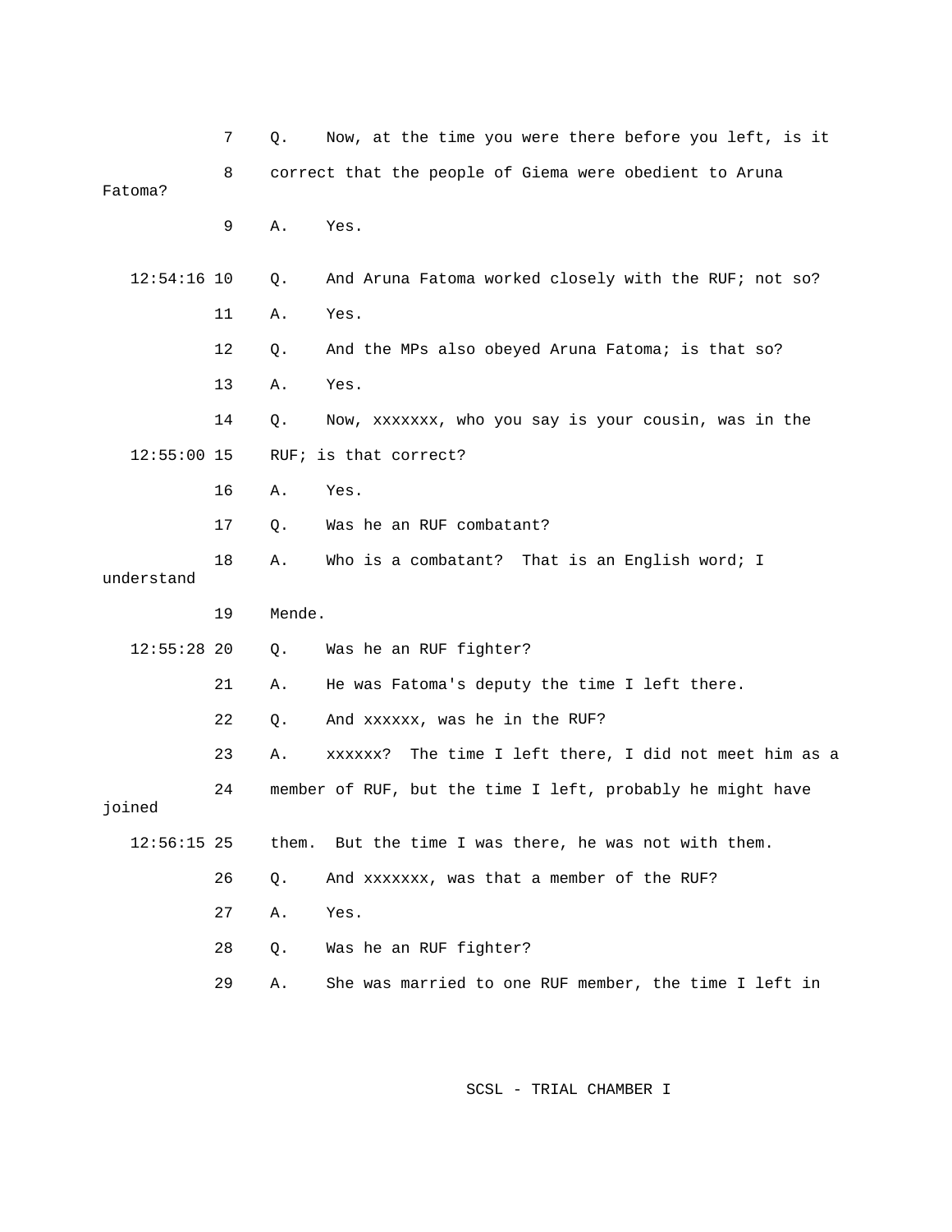7 Q. Now, at the time you were there before you left, is it

8 correct that the people of Giema were obedient to Aruna Fatoma?

9 A. Yes.

12:54:16 10 Q. And Aruna Fatoma worked closely with the RUF; not so?

11 A. Yes.

12 Q. And the MPs also obeyed Aruna Fatoma; is that so?

13 A. Yes.

14 Q. Now, xxxxxxx, who you say is your cousin, was in the

12:55:00 15 RUF; is that correct?

16 A. Yes.

17 Q. Was he an RUF combatant?

18 A. Who is a combatant? That is an English word; I understand

19 Mende.

12:55:28 20 Q. Was he an RUF fighter?

21 A. He was Fatoma's deputy the time I left there.

22 Q. And xxxxxx, was he in the RUF?

23 A. xxxxxx? The time I left there, I did not meet him as a

24 member of RUF, but the time I left, probably he might have joined

12:56:15 25 them. But the time I was there, he was not with them.

26 Q. And xxxxxxx, was that a member of the RUF?

27 A. Yes.

28 Q. Was he an RUF fighter?

29 A. She was married to one RUF member, the time I left in

SCSL - TRIAL CHAMBER I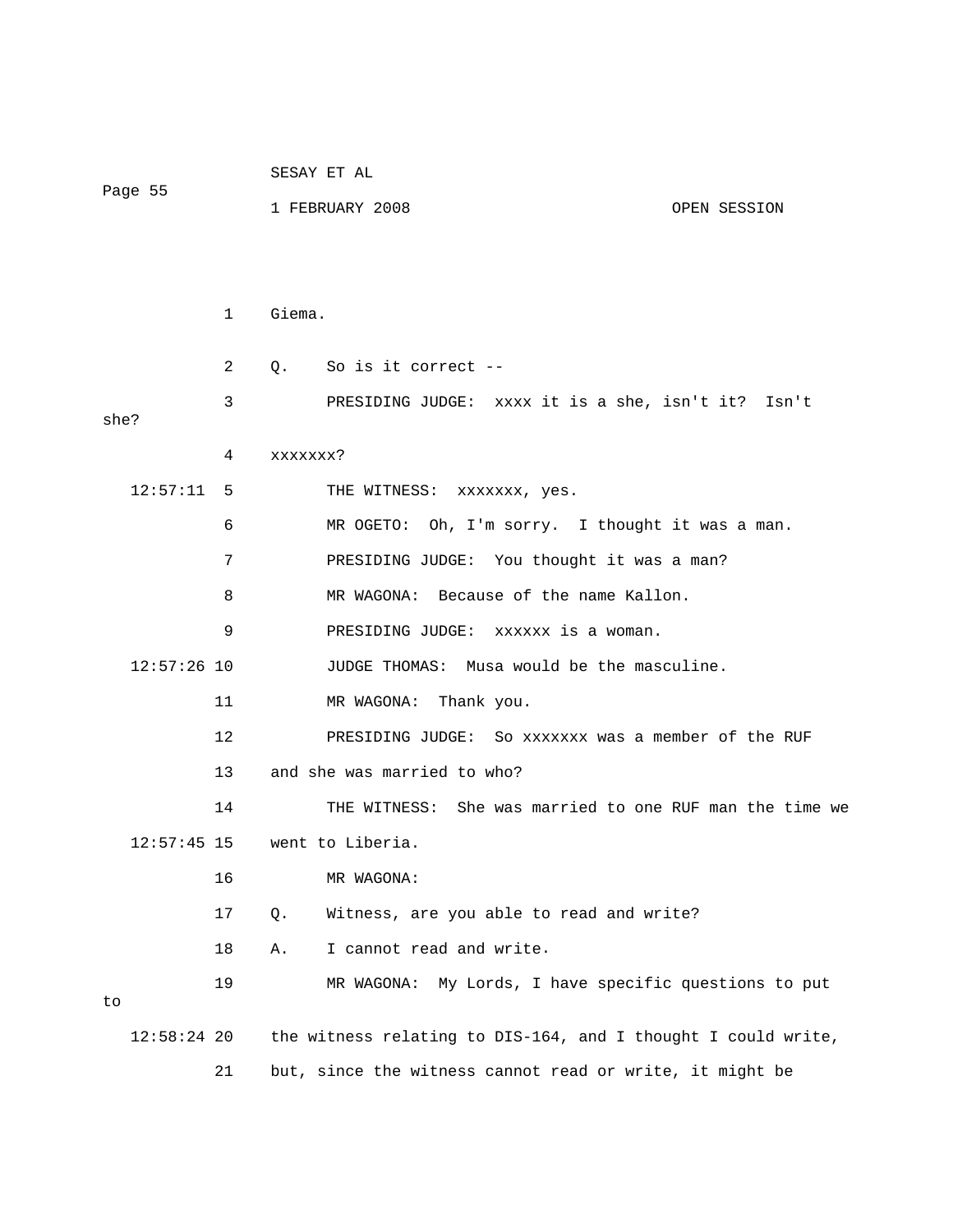1 Giema.

2 Q. So is it correct --

3 PRESIDING JUDGE: xxxx it is a she, isn't it? Isn't she?

4 xxxxxxx?

12:57:11 5 THE WITNESS: xxxxxxx, yes.

6 MR OGETO: Oh, I'm sorry. I thought it was a man.

7 PRESIDING JUDGE: You thought it was a man?

8 MR WAGONA: Because of the name Kallon.

9 PRESIDING JUDGE: xxxxxx is a woman.

12:57:26 10 JUDGE THOMAS: Musa would be the masculine.

11 MR WAGONA: Thank you.

12 PRESIDING JUDGE: So xxxxxxx was a member of the RUF

13 and she was married to who?

14 THE WITNESS: She was married to one RUF man the time we

12:57:45 15 went to Liberia.

16 MR WAGONA:

17 Q. Witness, are you able to read and write?

18 A. I cannot read and write.

19 MR WAGONA: My Lords, I have specific questions to put to

12:58:24 20 the witness relating to DIS-164, and I thought I could write,

21 but, since the witness cannot read or write, it might be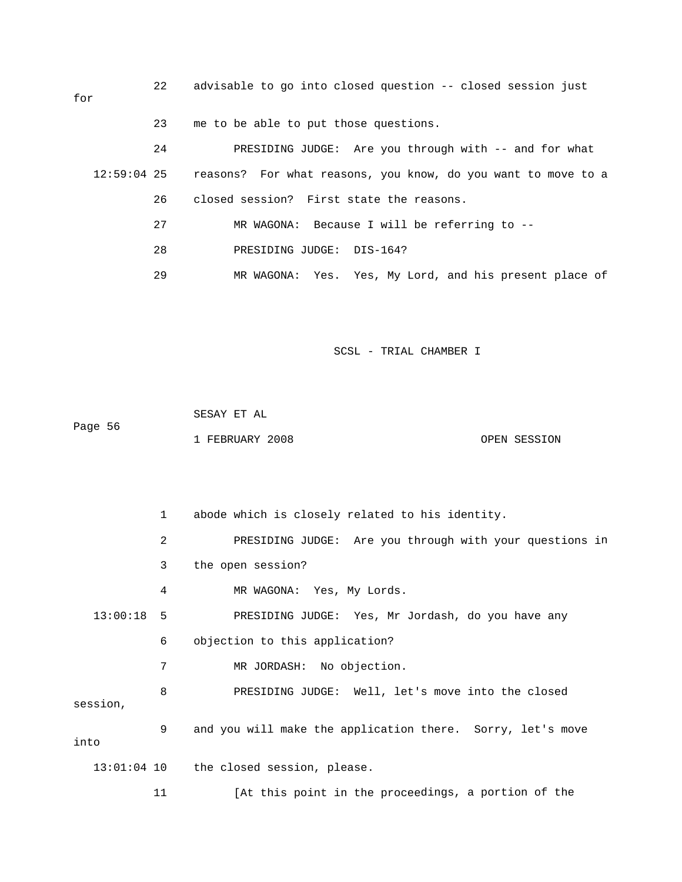22 advisable to go into closed question -- closed session just for

23 me to be able to put those questions.

24 PRESIDING JUDGE: Are you through with -- and for what

12:59:04 25 reasons? For what reasons, you know, do you want to move to a

26 closed session? First state the reasons.

27 MR WAGONA: Because I will be referring to --

28 PRESIDING JUDGE: DIS-164?

29 MR WAGONA: Yes. Yes, My Lord, and his present place of

SCSL - TRIAL CHAMBER I

SESAY ET AL

1 FEBRUARY 2008 OPEN SESSION

1 abode which is closely related to his identity.

2 PRESIDING JUDGE: Are you through with your questions in

3 the open session?

4 MR WAGONA: Yes, My Lords.

13:00:18 5 PRESIDING JUDGE: Yes, Mr Jordash, do you have any

6 objection to this application?

7 MR JORDASH: No objection.

8 PRESIDING JUDGE: Well, let's move into the closed session,

9 and you will make the application there. Sorry, let's move into

13:01:04 10 the closed session, please.

11 [At this point in the proceedings, a portion of the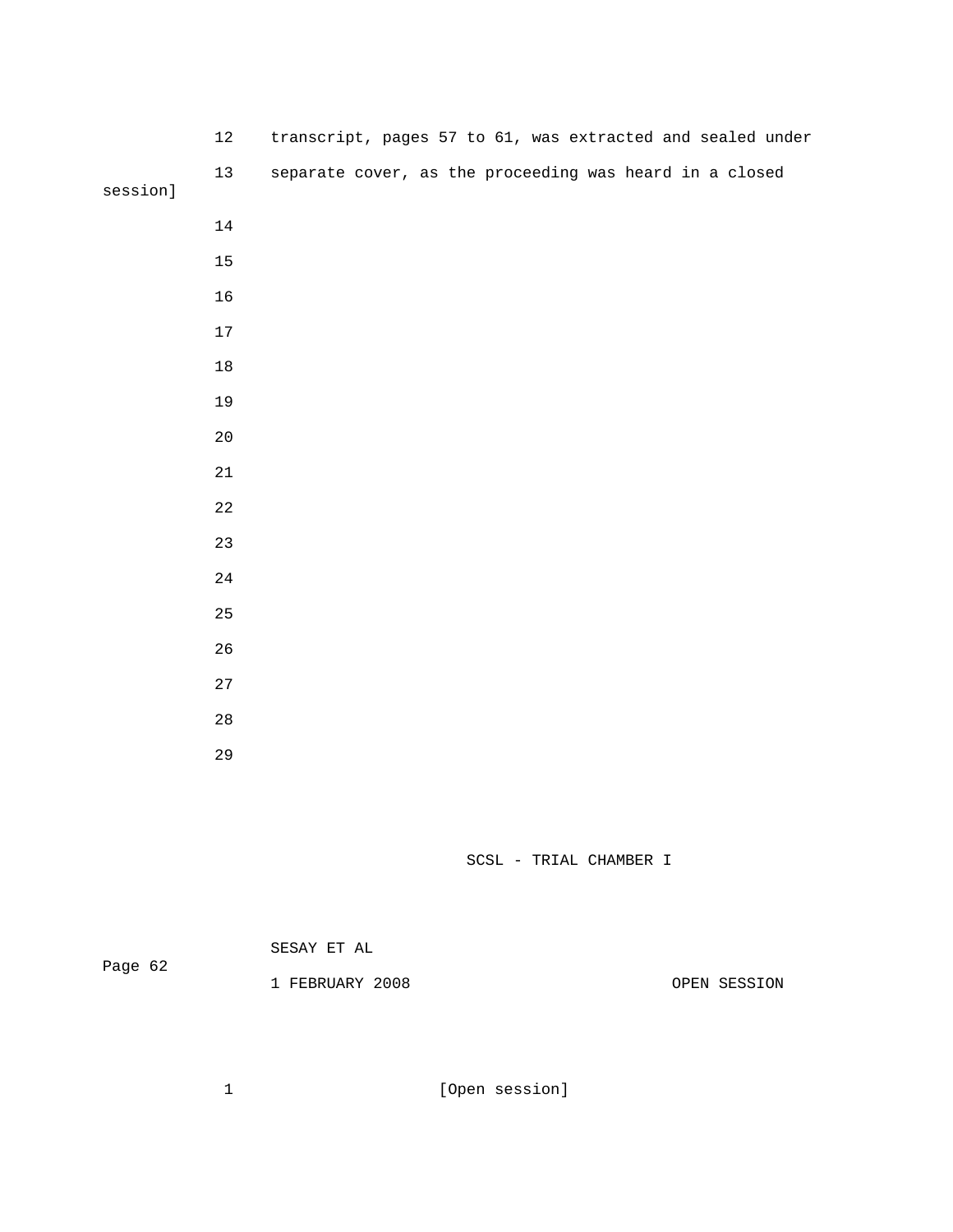12 transcript, pages 57 to 61, was extracted and sealed under

13 separate cover, as the proceeding was heard in a closed session]

14

15

16

17

18

19

20

21

22

23

24

25

26

27

28

29

1 [Open session]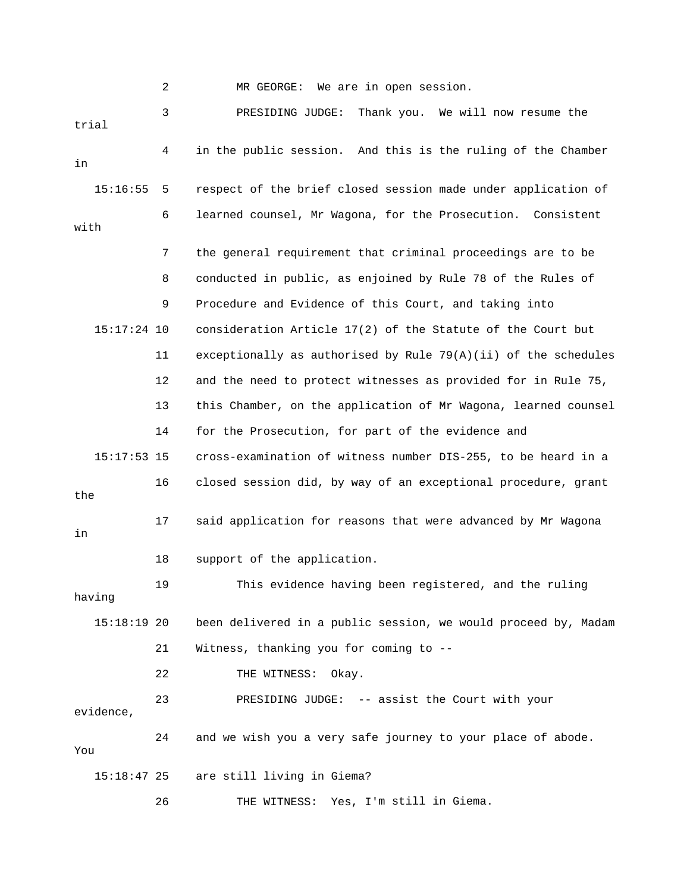2 MR GEORGE: We are in open session.

3 PRESIDING JUDGE: Thank you. We will now resume the trial

4 in the public session. And this is the ruling of the Chamber in

15:16:55 5 respect of the brief closed session made under application of

6 learned counsel, Mr Wagona, for the Prosecution. Consistent with

7 the general requirement that criminal proceedings are to be

8 conducted in public, as enjoined by Rule 78 of the Rules of

9 Procedure and Evidence of this Court, and taking into

15:17:24 10 consideration Article 17(2) of the Statute of the Court but

11 exceptionally as authorised by Rule 79(A)(ii) of the schedules

12 and the need to protect witnesses as provided for in Rule 75,

13 this Chamber, on the application of Mr Wagona, learned counsel

14 for the Prosecution, for part of the evidence and

15:17:53 15 cross-examination of witness number DIS-255, to be heard in a

16 closed session did, by way of an exceptional procedure, grant the

17 said application for reasons that were advanced by Mr Wagona in

18 support of the application.

19 This evidence having been registered, and the ruling having

15:18:19 20 been delivered in a public session, we would proceed by, Madam

21 Witness, thanking you for coming to --

22 THE WITNESS: Okay.

23 PRESIDING JUDGE: -- assist the Court with your evidence,

24 and we wish you a very safe journey to your place of abode. You

15:18:47 25 are still living in Giema?

26 THE WITNESS: Yes, I'm still in Giema.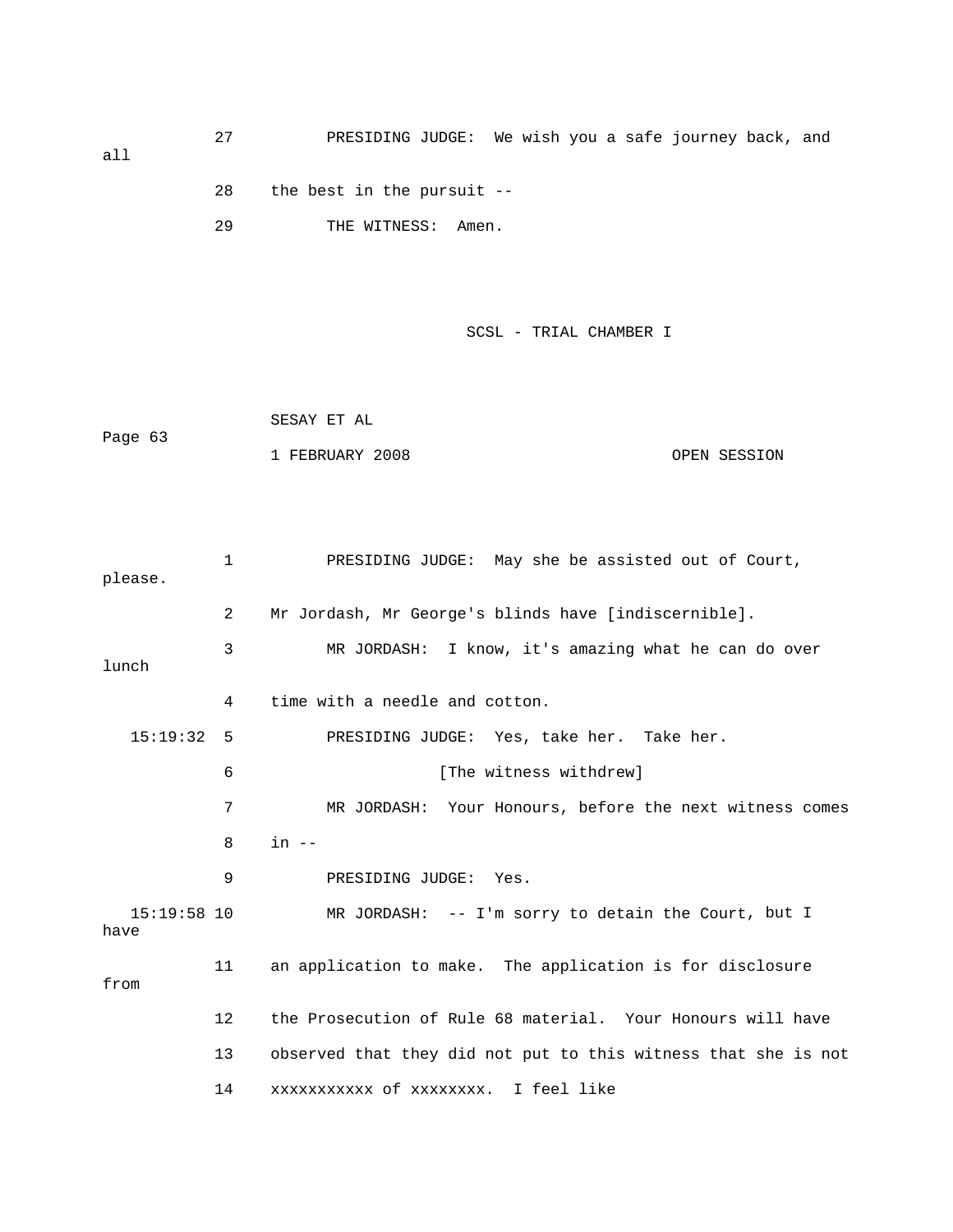27 PRESIDING JUDGE: We wish you a safe journey back, and all

28 the best in the pursuit --

29 THE WITNESS: Amen.

1 PRESIDING JUDGE: May she be assisted out of Court, please.

2 Mr Jordash, Mr George's blinds have [indiscernible].

3 MR JORDASH: I know, it's amazing what he can do over lunch

4 time with a needle and cotton.

15:19:32 5 PRESIDING JUDGE: Yes, take her. Take her.

6 [The witness withdrew]

7 MR JORDASH: Your Honours, before the next witness comes

8 in --

9 PRESIDING JUDGE: Yes.

15:19:58 10 MR JORDASH: -- I'm sorry to detain the Court, but I have

11 an application to make. The application is for disclosure from

12 the Prosecution of Rule 68 material. Your Honours will have

13 observed that they did not put to this witness that she is not

14 xxxxxxxxxxx of xxxxxxxx. I feel like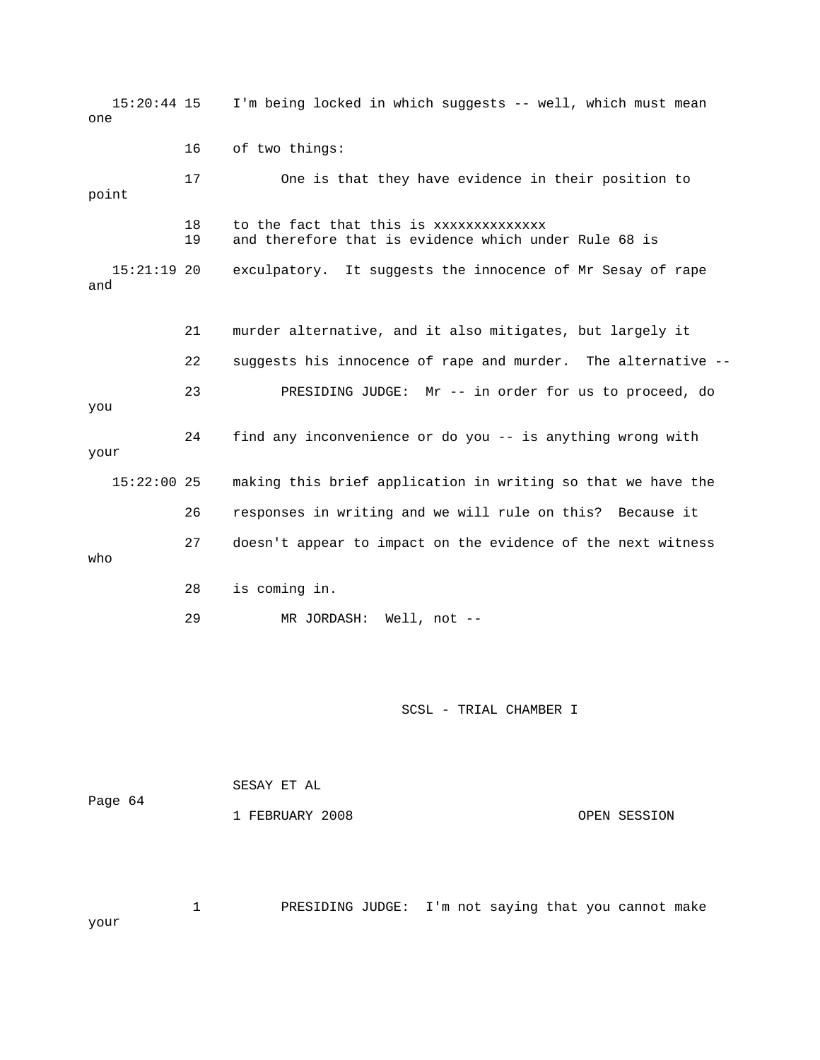15:20:44 15 I'm being locked in which suggests -- well, which must mean one

16 of two things:

17 One is that they have evidence in their position to point

18 to the fact that this is xxxxxxxxxxxxxx

19 and therefore that is evidence which under Rule 68 is

15:21:19 20 exculpatory. It suggests the innocence of Mr Sesay of rape and

21 murder alternative, and it also mitigates, but largely it

22 suggests his innocence of rape and murder. The alternative --

23 PRESIDING JUDGE: Mr -- in order for us to proceed, do you

24 find any inconvenience or do you -- is anything wrong with your

15:22:00 25 making this brief application in writing so that we have the

26 responses in writing and we will rule on this? Because it

27 doesn't appear to impact on the evidence of the next witness who

28 is coming in.

29 MR JORDASH: Well, not --

1 PRESIDING JUDGE: I'm not saying that you cannot make your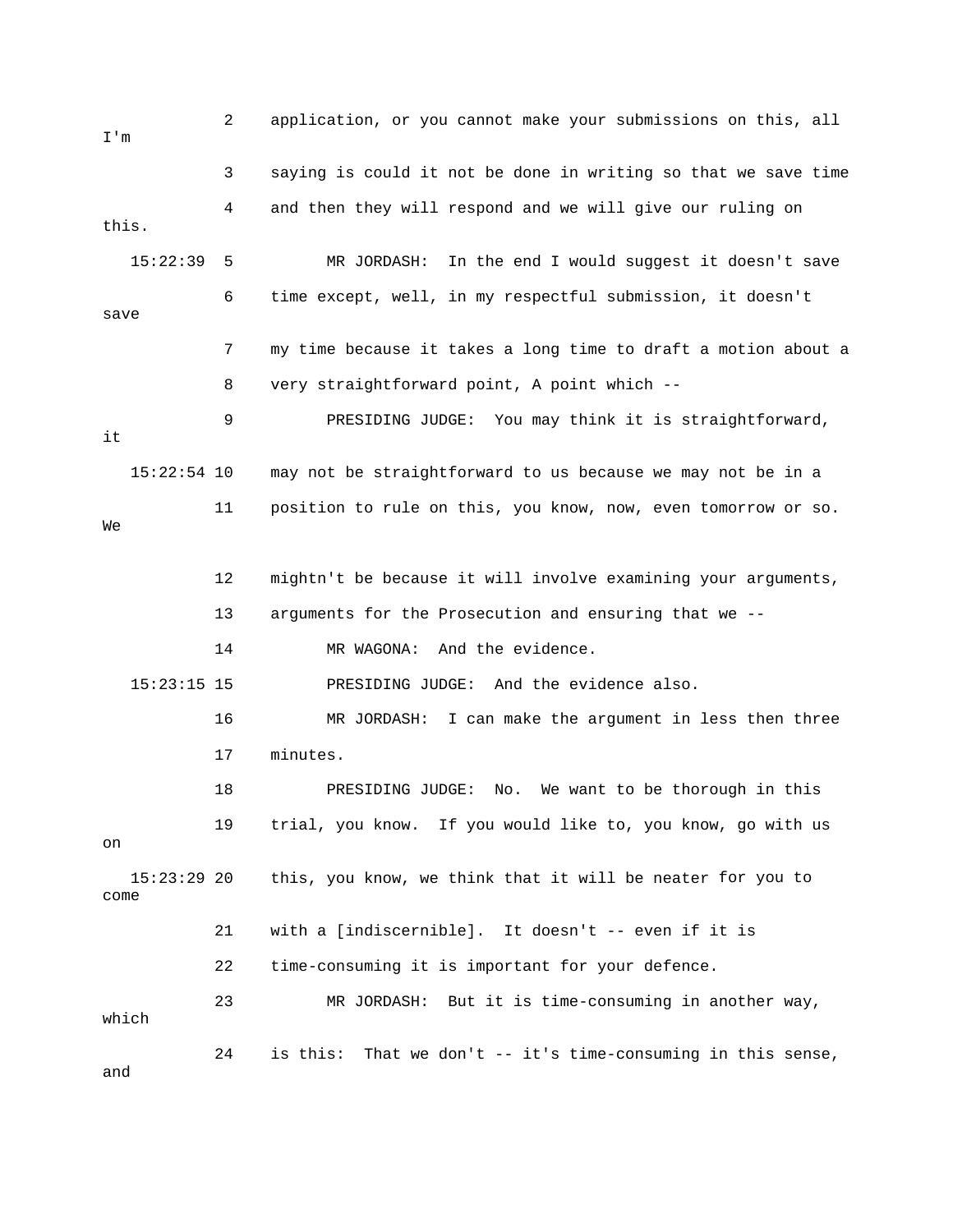2 application, or you cannot make your submissions on this, all I'm

3 saying is could it not be done in writing so that we save time

4 and then they will respond and we will give our ruling on this.

15:22:39 5 MR JORDASH: In the end I would suggest it doesn't save

6 time except, well, in my respectful submission, it doesn't save

7 my time because it takes a long time to draft a motion about a

8 very straightforward point, A point which --

9 PRESIDING JUDGE: You may think it is straightforward, it

15:22:54 10 may not be straightforward to us because we may not be in a

11 position to rule on this, you know, now, even tomorrow or so. We

12 mightn't be because it will involve examining your arguments,

13 arguments for the Prosecution and ensuring that we --

14 MR WAGONA: And the evidence.

15:23:15 15 PRESIDING JUDGE: And the evidence also.

16 MR JORDASH: I can make the argument in less then three

17 minutes.

18 PRESIDING JUDGE: No. We want to be thorough in this

19 trial, you know. If you would like to, you know, go with us on

15:23:29 20 this, you know, we think that it will be neater for you to come

21 with a [indiscernible]. It doesn't -- even if it is

22 time-consuming it is important for your defence.

23 MR JORDASH: But it is time-consuming in another way, which

24 is this: That we don't -- it's time-consuming in this sense, and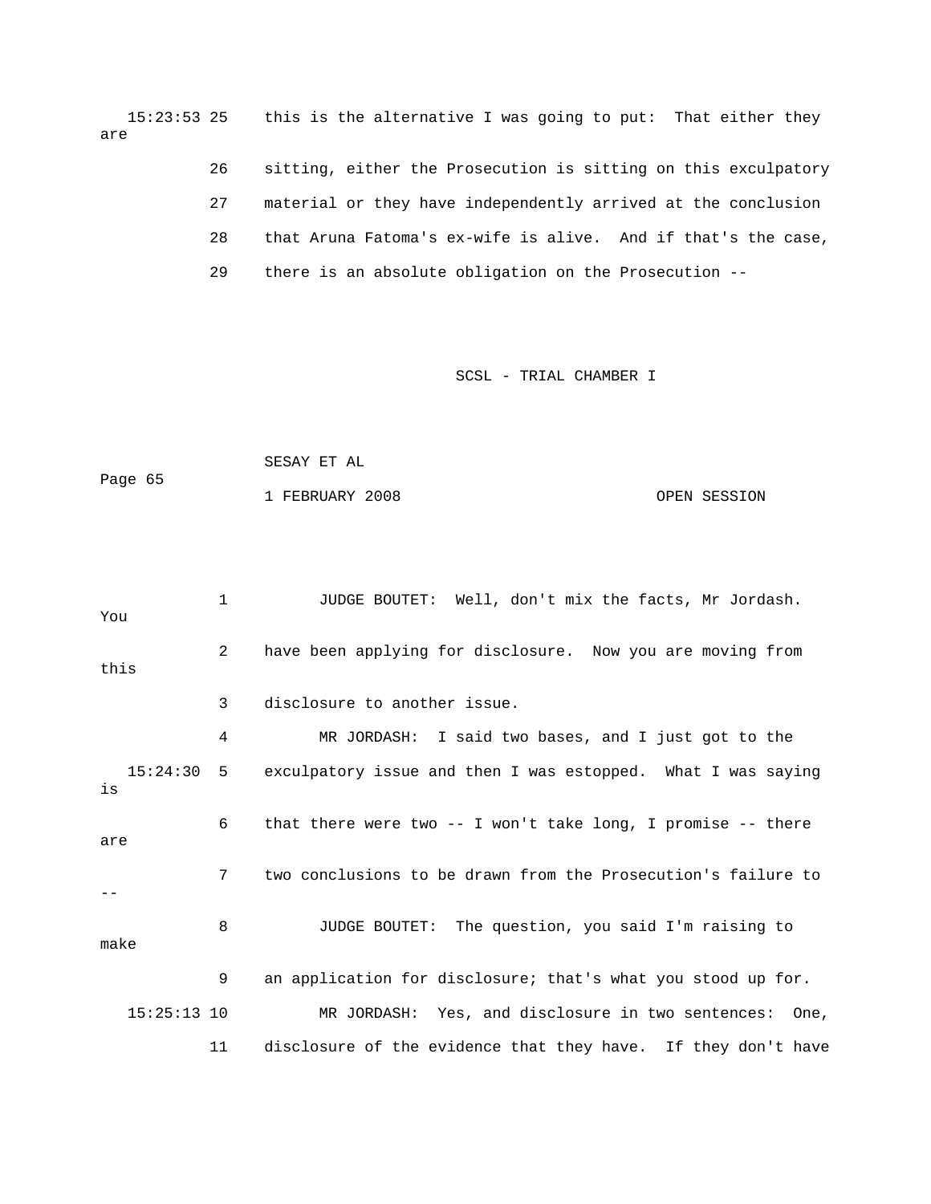15:23:53 25 this is the alternative I was going to put: That either they are

26 sitting, either the Prosecution is sitting on this exculpatory

27 material or they have independently arrived at the conclusion

28 that Aruna Fatoma's ex-wife is alive. And if that's the case,

29 there is an absolute obligation on the Prosecution --

1 JUDGE BOUTET: Well, don't mix the facts, Mr Jordash. You

2 have been applying for disclosure. Now you are moving from this

3 disclosure to another issue.

4 MR JORDASH: I said two bases, and I just got to the

15:24:30 5 exculpatory issue and then I was estopped. What I was saying is

6 that there were two -- I won't take long, I promise -- there are

7 two conclusions to be drawn from the Prosecution's failure to --

8 JUDGE BOUTET: The question, you said I'm raising to make

9 an application for disclosure; that's what you stood up for.

15:25:13 10 MR JORDASH: Yes, and disclosure in two sentences: One,

11 disclosure of the evidence that they have. If they don't have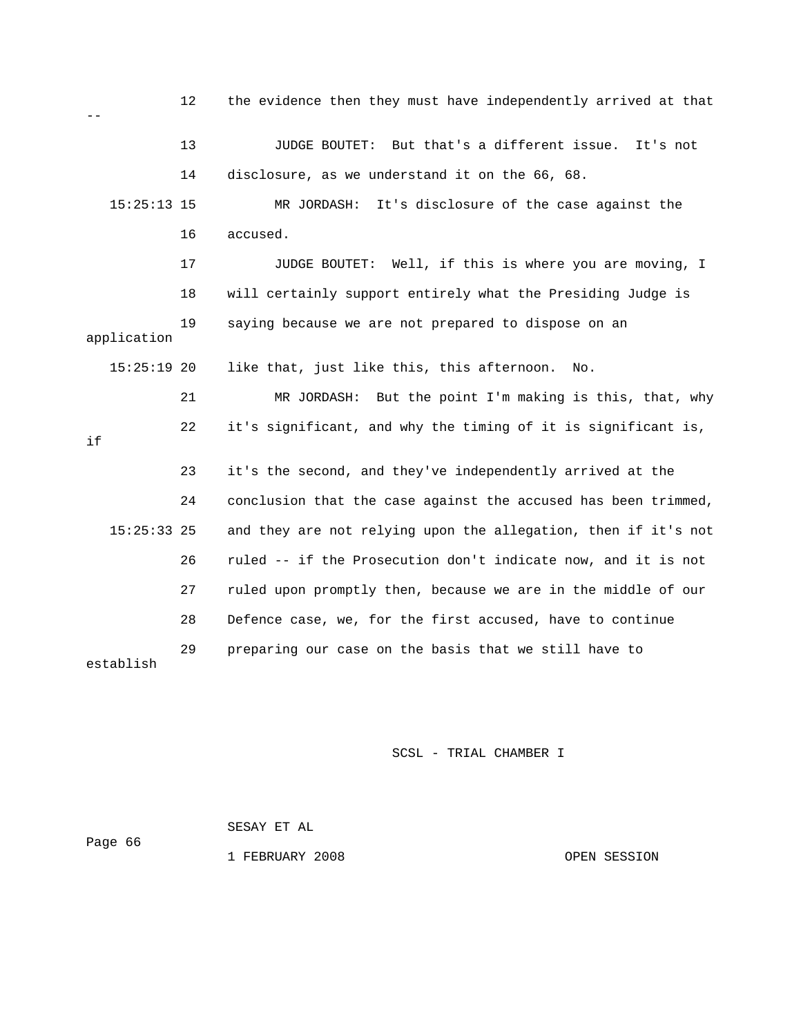12 the evidence then they must have independently arrived at that --

13 JUDGE BOUTET: But that's a different issue. It's not

14 disclosure, as we understand it on the 66, 68.

15:25:13 15 MR JORDASH: It's disclosure of the case against the

16 accused.

17 JUDGE BOUTET: Well, if this is where you are moving, I

18 will certainly support entirely what the Presiding Judge is

19 saying because we are not prepared to dispose on an application

15:25:19 20 like that, just like this, this afternoon. No.

21 MR JORDASH: But the point I'm making is this, that, why

22 it's significant, and why the timing of it is significant is, if

23 it's the second, and they've independently arrived at the

24 conclusion that the case against the accused has been trimmed,

15:25:33 25 and they are not relying upon the allegation, then if it's not

26 ruled -- if the Prosecution don't indicate now, and it is not

27 ruled upon promptly then, because we are in the middle of our

28 Defence case, we, for the first accused, have to continue

29 preparing our case on the basis that we still have to establish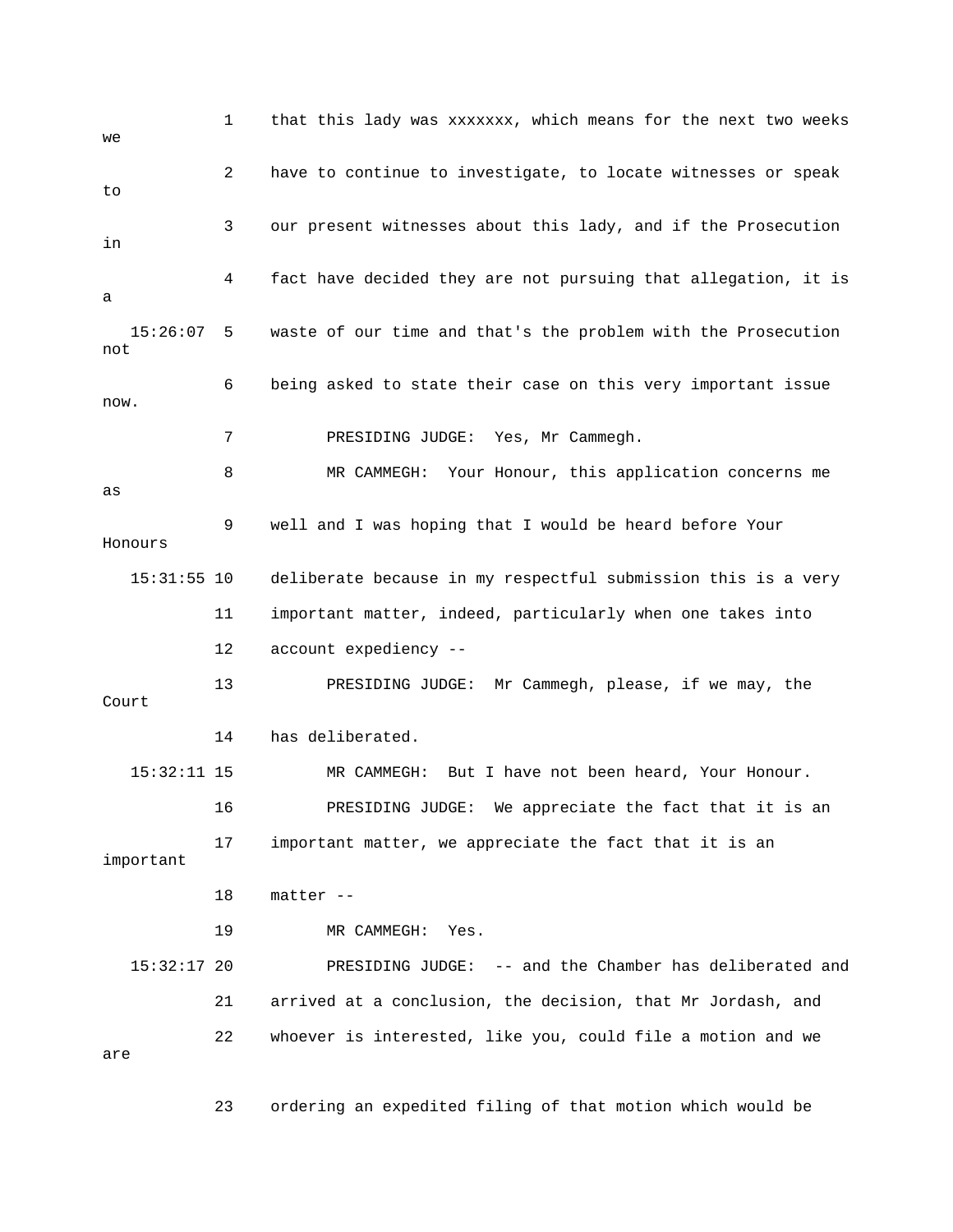1 that this lady was xxxxxxx, which means for the next two weeks we

2 have to continue to investigate, to locate witnesses or speak to

3 our present witnesses about this lady, and if the Prosecution in

4 fact have decided they are not pursuing that allegation, it is a

15:26:07 5 waste of our time and that's the problem with the Prosecution not

6 being asked to state their case on this very important issue now.

7 PRESIDING JUDGE: Yes, Mr Cammegh.

8 MR CAMMEGH: Your Honour, this application concerns me as

9 well and I was hoping that I would be heard before Your Honours

15:31:55 10 deliberate because in my respectful submission this is a very

11 important matter, indeed, particularly when one takes into

12 account expediency --

13 PRESIDING JUDGE: Mr Cammegh, please, if we may, the Court

14 has deliberated.

15:32:11 15 MR CAMMEGH: But I have not been heard, Your Honour.

16 PRESIDING JUDGE: We appreciate the fact that it is an

17 important matter, we appreciate the fact that it is an important

18 matter --

19 MR CAMMEGH: Yes.

15:32:17 20 PRESIDING JUDGE: -- and the Chamber has deliberated and

21 arrived at a conclusion, the decision, that Mr Jordash, and

22 whoever is interested, like you, could file a motion and we are

23 ordering an expedited filing of that motion which would be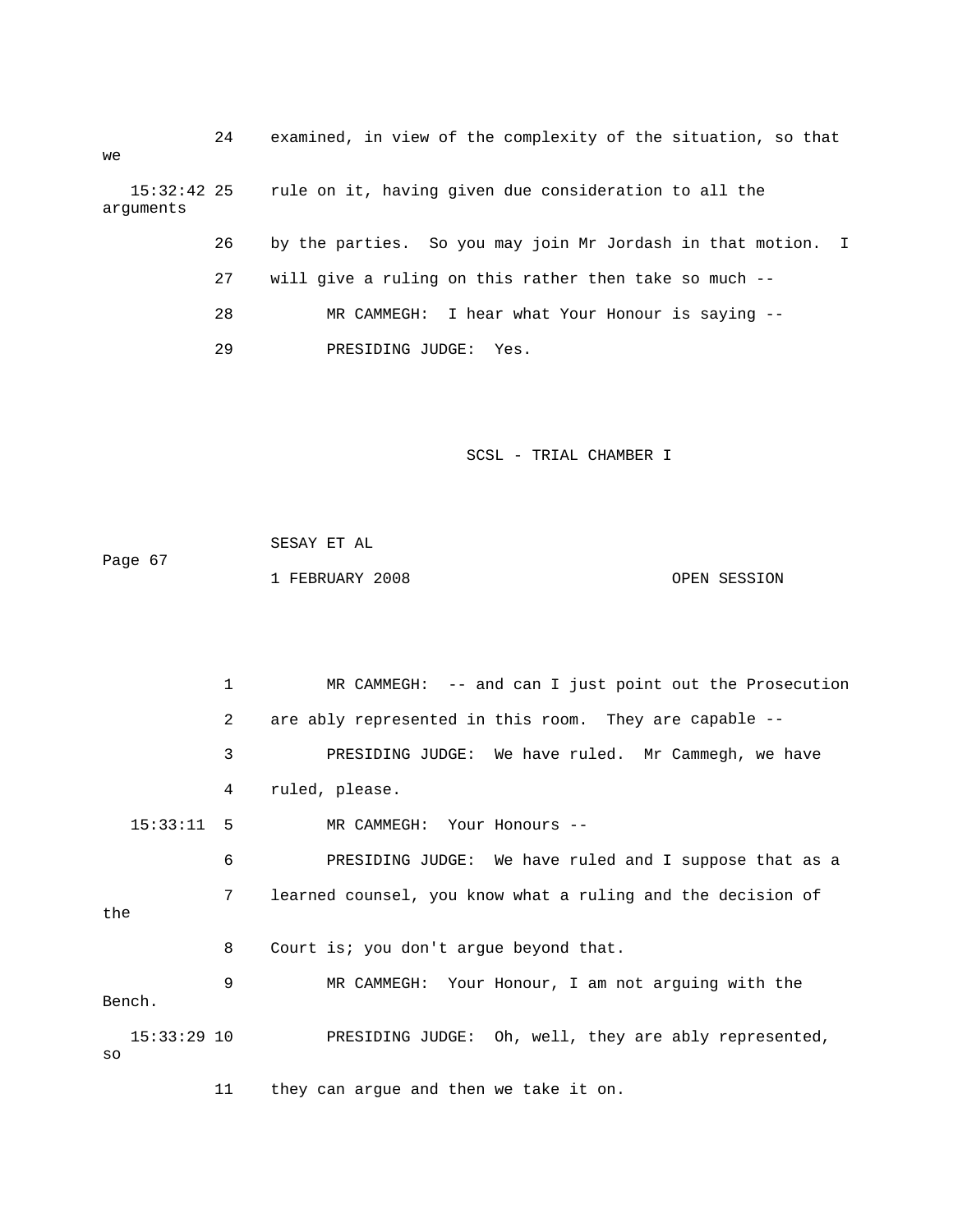24 examined, in view of the complexity of the situation, so that we

15:32:42 25 rule on it, having given due consideration to all the arguments

26 by the parties. So you may join Mr Jordash in that motion. I

27 will give a ruling on this rather then take so much --

28 MR CAMMEGH: I hear what Your Honour is saying --

29 PRESIDING JUDGE: Yes.

1 MR CAMMEGH: -- and can I just point out the Prosecution

2 are ably represented in this room. They are capable --

3 PRESIDING JUDGE: We have ruled. Mr Cammegh, we have

4 ruled, please.

15:33:11 5 MR CAMMEGH: Your Honours --

6 PRESIDING JUDGE: We have ruled and I suppose that as a

7 learned counsel, you know what a ruling and the decision of the

8 Court is; you don't argue beyond that.

9 MR CAMMEGH: Your Honour, I am not arguing with the Bench.

15:33:29 10 PRESIDING JUDGE: Oh, well, they are ably represented, so

11 they can argue and then we take it on.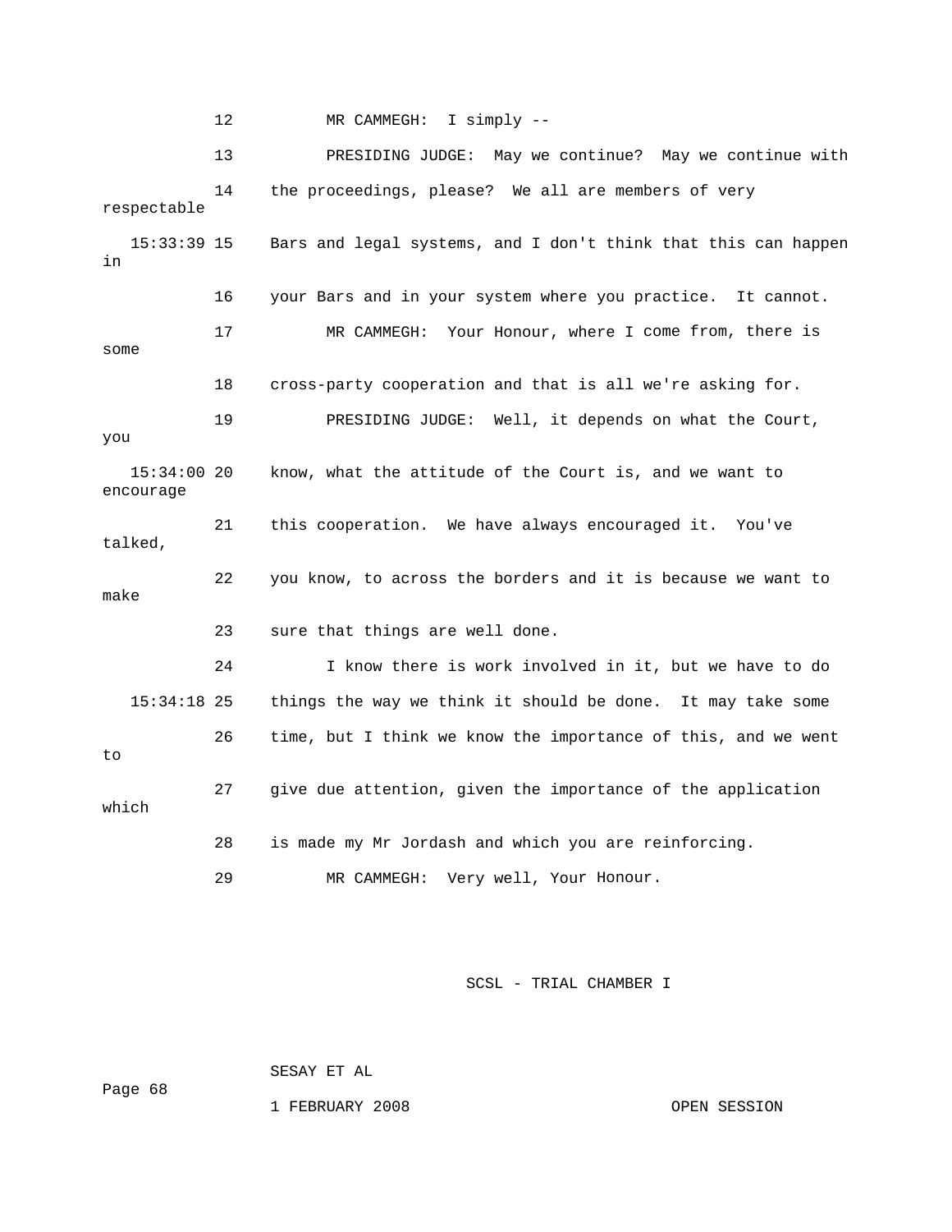12 MR CAMMEGH: I simply --

13 PRESIDING JUDGE: May we continue? May we continue with

14 the proceedings, please? We all are members of very respectable

15:33:39 15 Bars and legal systems, and I don't think that this can happen in

16 your Bars and in your system where you practice. It cannot.

17 MR CAMMEGH: Your Honour, where I come from, there is some

18 cross-party cooperation and that is all we're asking for.

19 PRESIDING JUDGE: Well, it depends on what the Court, you

15:34:00 20 know, what the attitude of the Court is, and we want to encourage

21 this cooperation. We have always encouraged it. You've talked,

22 you know, to across the borders and it is because we want to make

23 sure that things are well done.

24 I know there is work involved in it, but we have to do

15:34:18 25 things the way we think it should be done. It may take some

26 time, but I think we know the importance of this, and we went to

27 give due attention, given the importance of the application which

28 is made my Mr Jordash and which you are reinforcing.

29 MR CAMMEGH: Very well, Your Honour.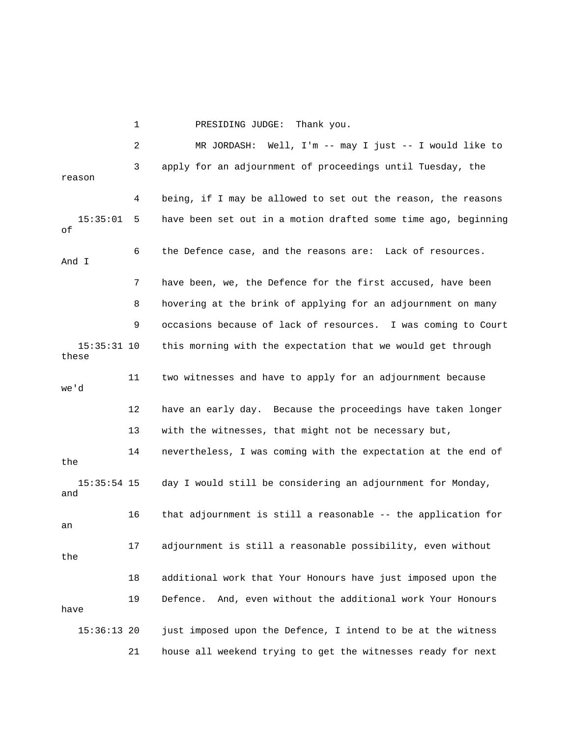1 PRESIDING JUDGE: Thank you.

2 MR JORDASH: Well, I'm -- may I just -- I would like to

3 apply for an adjournment of proceedings until Tuesday, the reason

4 being, if I may be allowed to set out the reason, the reasons

15:35:01 5 have been set out in a motion drafted some time ago, beginning of

6 the Defence case, and the reasons are: Lack of resources. And I

7 have been, we, the Defence for the first accused, have been

8 hovering at the brink of applying for an adjournment on many

9 occasions because of lack of resources. I was coming to Court

15:35:31 10 this morning with the expectation that we would get through these

11 two witnesses and have to apply for an adjournment because we'd

12 have an early day. Because the proceedings have taken longer

13 with the witnesses, that might not be necessary but,

14 nevertheless, I was coming with the expectation at the end of the

15:35:54 15 day I would still be considering an adjournment for Monday, and

16 that adjournment is still a reasonable -- the application for an

17 adjournment is still a reasonable possibility, even without the

18 additional work that Your Honours have just imposed upon the

19 Defence. And, even without the additional work Your Honours have

15:36:13 20 just imposed upon the Defence, I intend to be at the witness

21 house all weekend trying to get the witnesses ready for next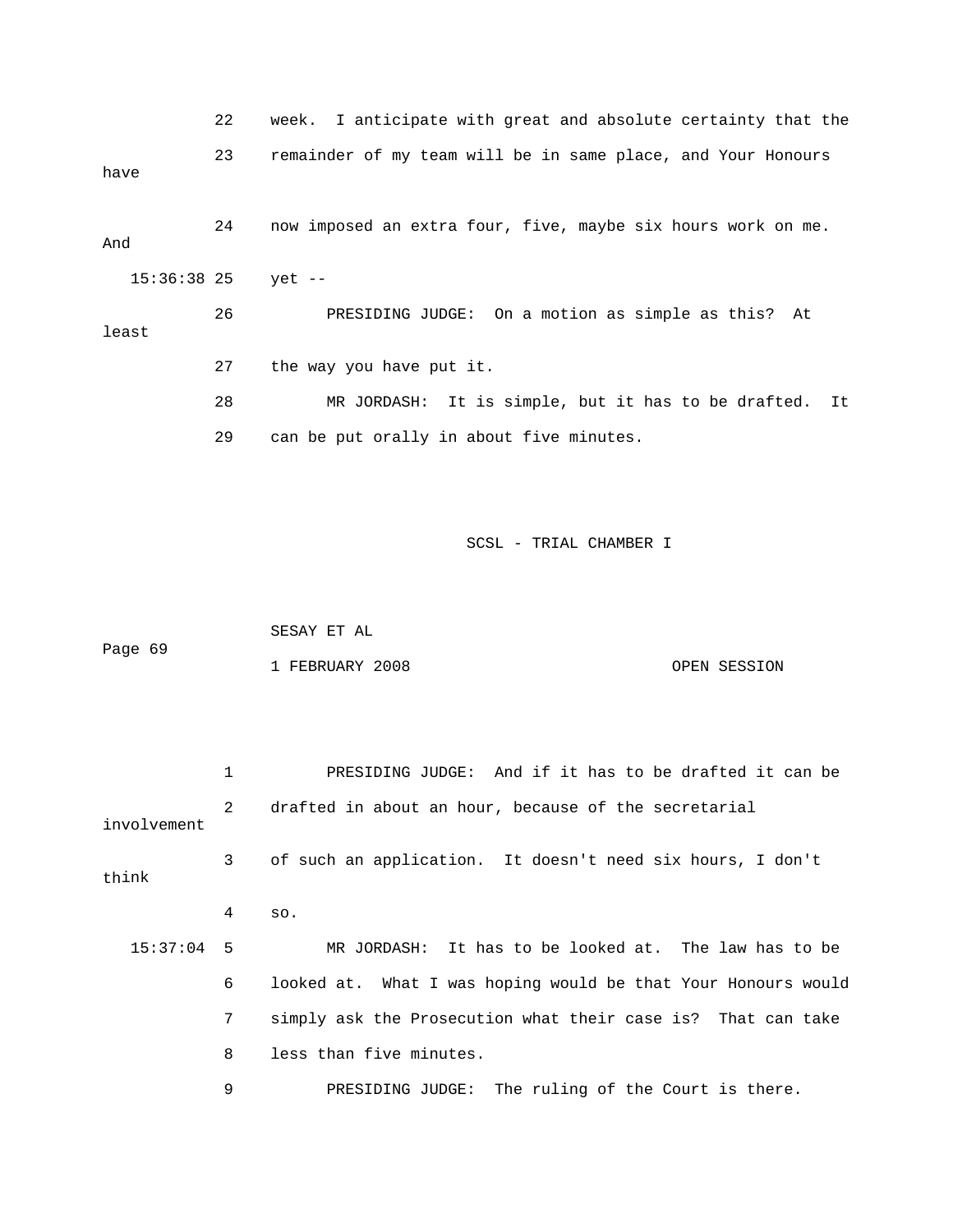22 week. I anticipate with great and absolute certainty that the

23 remainder of my team will be in same place, and Your Honours have

24 now imposed an extra four, five, maybe six hours work on me. And

15:36:38 25 yet --

26 PRESIDING JUDGE: On a motion as simple as this? At least

27 the way you have put it.

28 MR JORDASH: It is simple, but it has to be drafted. It

29 can be put orally in about five minutes.

1 PRESIDING JUDGE: And if it has to be drafted it can be

2 drafted in about an hour, because of the secretarial involvement

3 of such an application. It doesn't need six hours, I don't think

4 so.

15:37:04 5 MR JORDASH: It has to be looked at. The law has to be

6 looked at. What I was hoping would be that Your Honours would

7 simply ask the Prosecution what their case is? That can take

8 less than five minutes.

9 PRESIDING JUDGE: The ruling of the Court is there.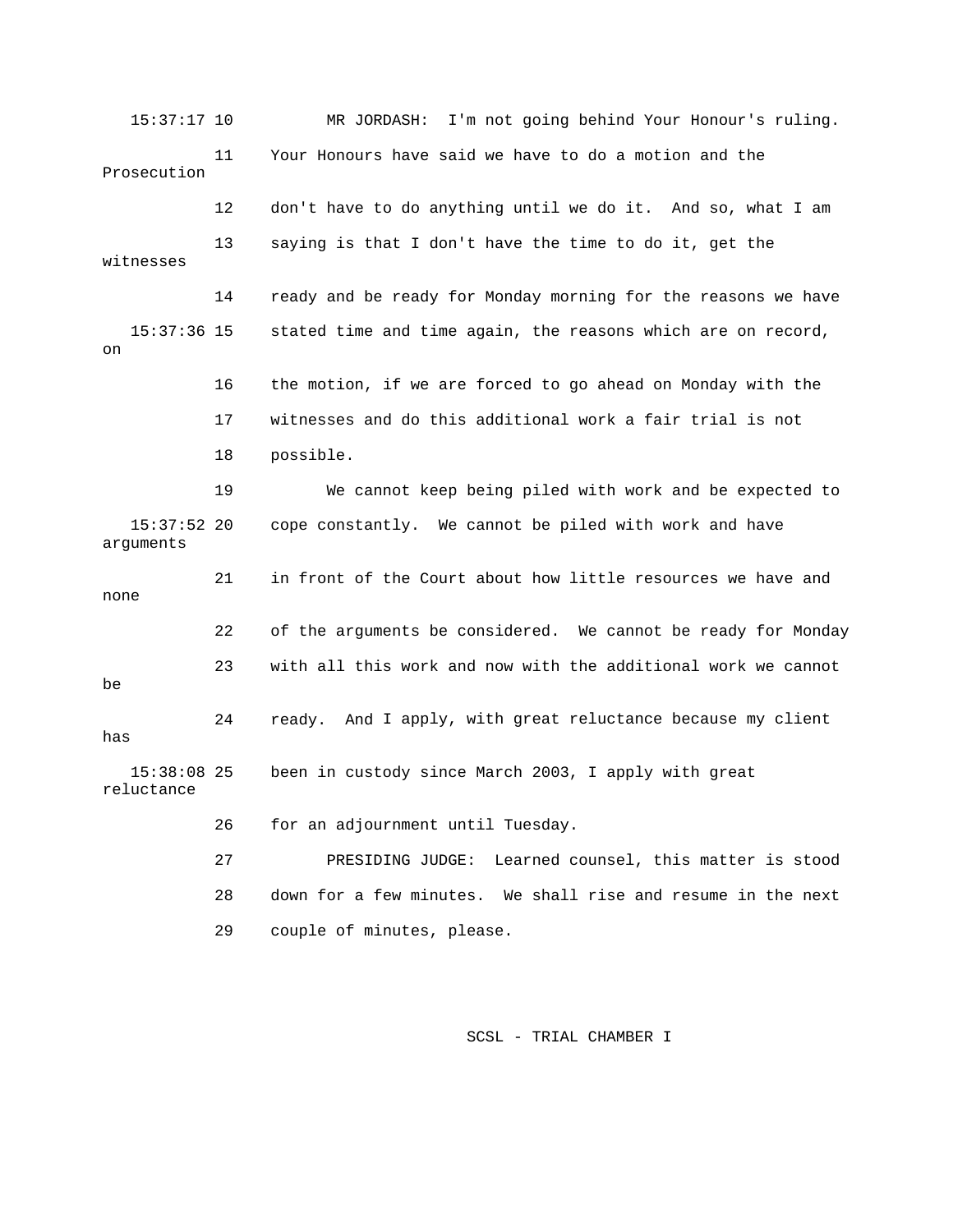MR JORDASH: I'm not going behind Your Honour's ruling. Your Honours have said we have to do a motion and the Prosecution don't have to do anything until we do it. And so, what I am saying is that I don't have the time to do it, get the witnesses ready and be ready for Monday morning for the reasons we have stated time and time again, the reasons which are on record, on the motion, if we are forced to go ahead on Monday with the witnesses and do this additional work a fair trial is not possible.

We cannot keep being piled with work and be expected to cope constantly. We cannot be piled with work and have arguments in front of the Court about how little resources we have and none of the arguments be considered. We cannot be ready for Monday with all this work and now with the additional work we cannot be ready. And I apply, with great reluctance because my client has been in custody since March 2003, I apply with great reluctance for an adjournment until Tuesday.

PRESIDING JUDGE: Learned counsel, this matter is stood down for a few minutes. We shall rise and resume in the next couple of minutes, please.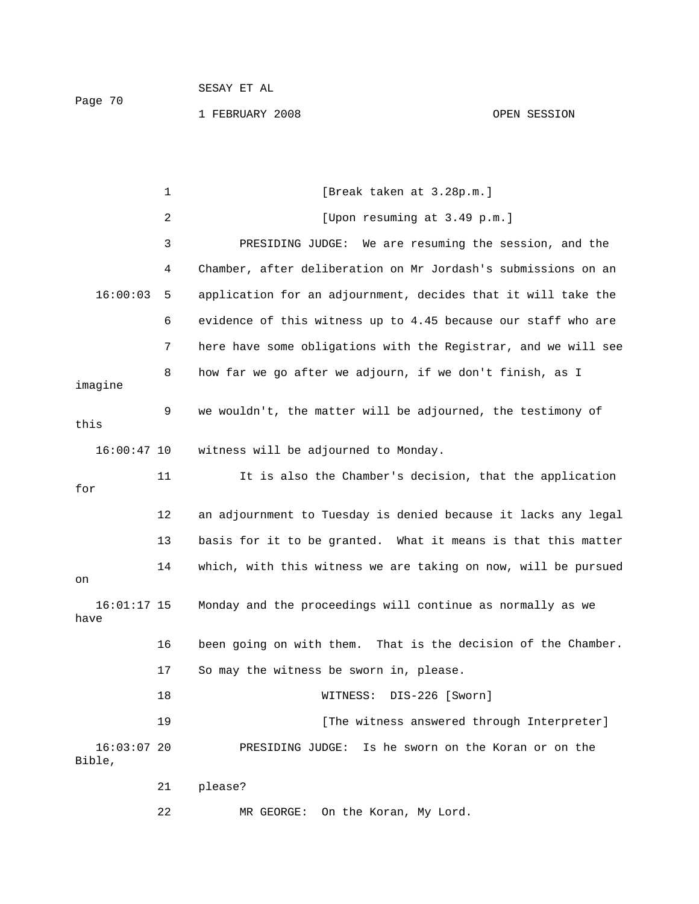[Break taken at 3.28p.m.]

[Upon resuming at 3.49 p.m.]

PRESIDING JUDGE: We are resuming the session, and the Chamber, after deliberation on Mr Jordash's submissions on an application for an adjournment, decides that it will take the evidence of this witness up to 4.45 because our staff who are here have some obligations with the Registrar, and we will see how far we go after we adjourn, if we don't finish, as I imagine we wouldn't, the matter will be adjourned, the testimony of this witness will be adjourned to Monday.

It is also the Chamber's decision, that the application for an adjournment to Tuesday is denied because it lacks any legal basis for it to be granted. What it means is that this matter which, with this witness we are taking on now, will be pursued on Monday and the proceedings will continue as normally as we have been going on with them. That is the decision of the Chamber. So may the witness be sworn in, please.

WITNESS: DIS-226 [Sworn]

[The witness answered through Interpreter]

PRESIDING JUDGE: Is he sworn on the Koran or on the Bible, please?

MR GEORGE: On the Koran, My Lord.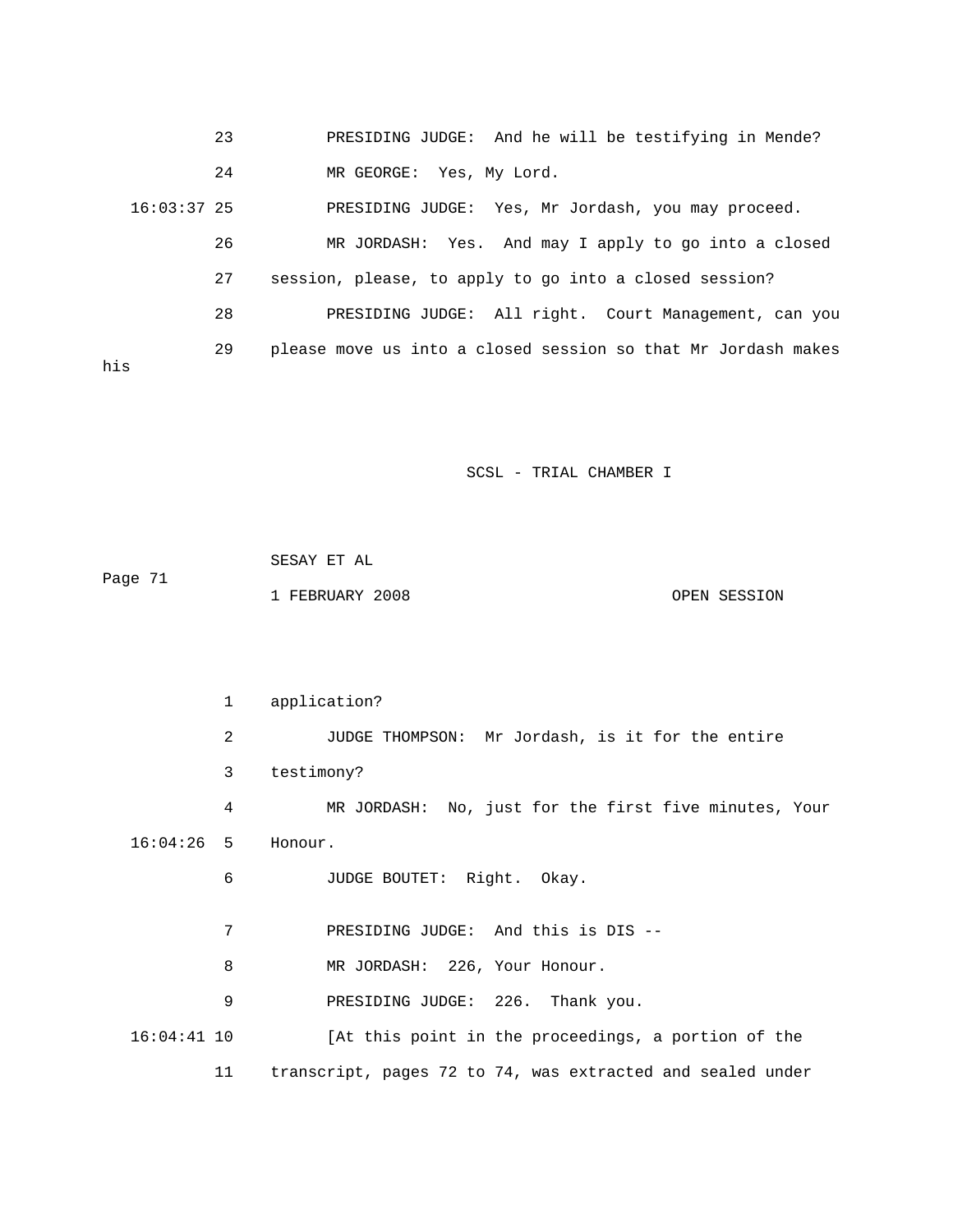23 PRESIDING JUDGE: And he will be testifying in Mende?

24 MR GEORGE: Yes, My Lord.

16:03:37 25 PRESIDING JUDGE: Yes, Mr Jordash, you may proceed.

26 MR JORDASH: Yes. And may I apply to go into a closed

27 session, please, to apply to go into a closed session?

28 PRESIDING JUDGE: All right. Court Management, can you

29 please move us into a closed session so that Mr Jordash makes his

1 application?

2 JUDGE THOMPSON: Mr Jordash, is it for the entire

3 testimony?

4 MR JORDASH: No, just for the first five minutes, Your

16:04:26 5 Honour.

6 JUDGE BOUTET: Right. Okay.

7 PRESIDING JUDGE: And this is DIS --

8 MR JORDASH: 226, Your Honour.

9 PRESIDING JUDGE: 226. Thank you.

16:04:41 10 [At this point in the proceedings, a portion of the

11 transcript, pages 72 to 74, was extracted and sealed under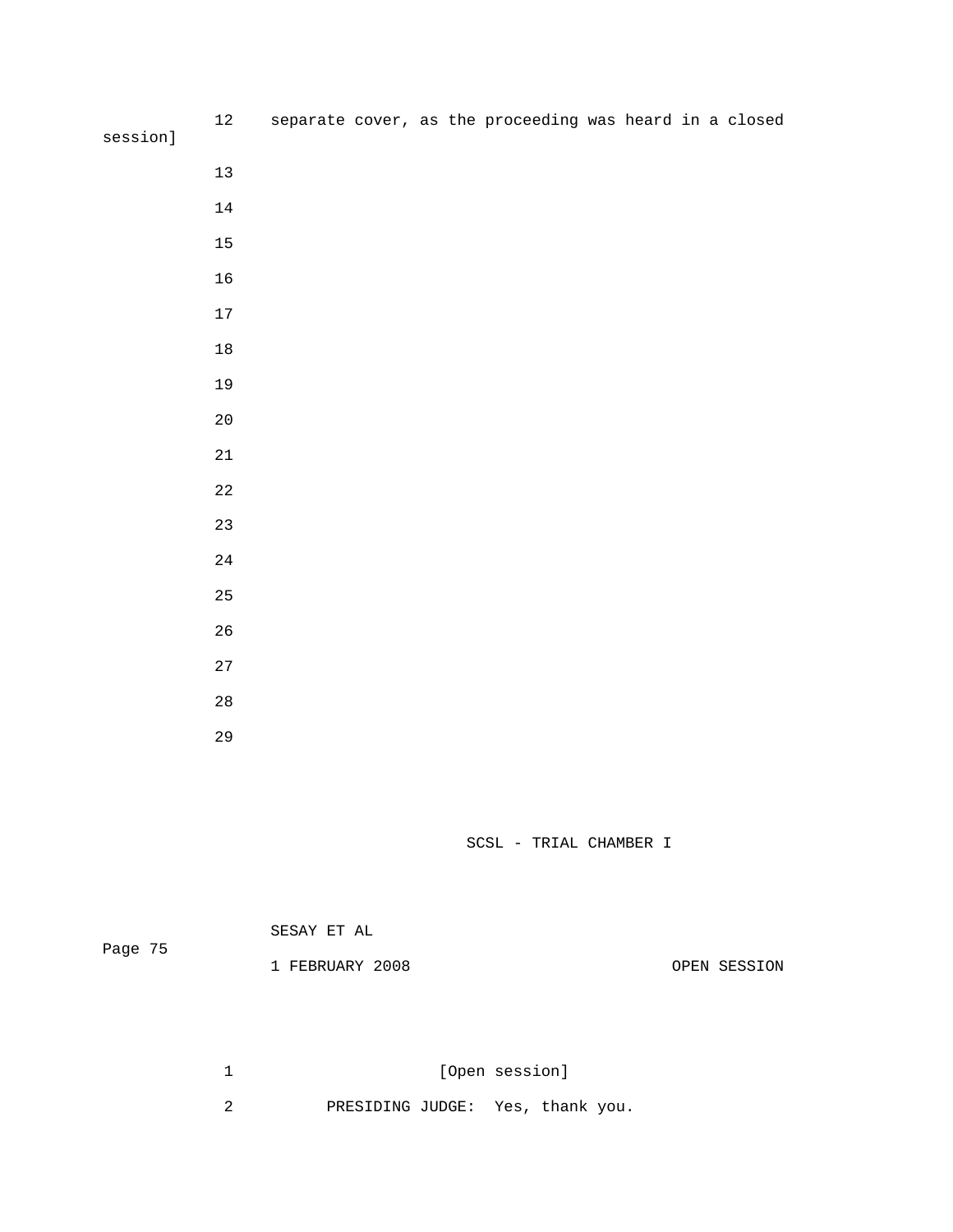12 separate cover, as the proceeding was heard in a closed session]

13

14

15

16

17

18

19

20

21

22

23

24

25

26

27

28

29

SESAY ET AL

1 FEBRUARY 2008 OPEN SESSION

1 [Open session]

2 PRESIDING JUDGE: Yes, thank you.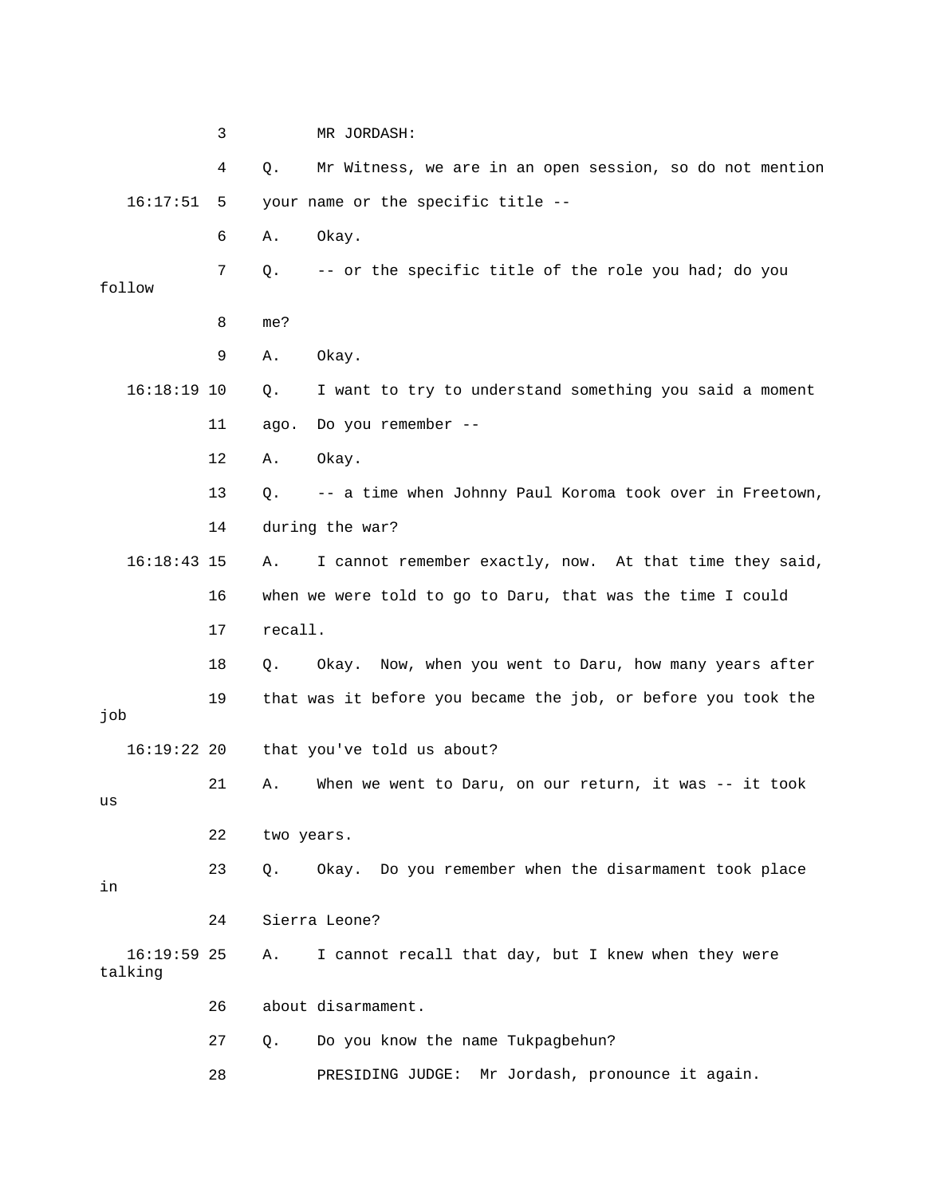MR JORDASH:

Q. Mr Witness, we are in an open session, so do not mention your name or the specific title --

A. Okay.

Q. -- or the specific title of the role you had; do you follow me?

A. Okay.

Q. I want to try to understand something you said a moment ago. Do you remember --

A. Okay.

Q. -- a time when Johnny Paul Koroma took over in Freetown, during the war?

A. I cannot remember exactly, now. At that time they said, when we were told to go to Daru, that was the time I could recall.

Q. Okay. Now, when you went to Daru, how many years after that was it before you became the job, or before you took the job that you've told us about?

A. When we went to Daru, on our return, it was -- it took us two years.

Q. Okay. Do you remember when the disarmament took place in Sierra Leone?

A. I cannot recall that day, but I knew when they were talking about disarmament.

Q. Do you know the name Tukpagbehun?

PRESIDING JUDGE: Mr Jordash, pronounce it again.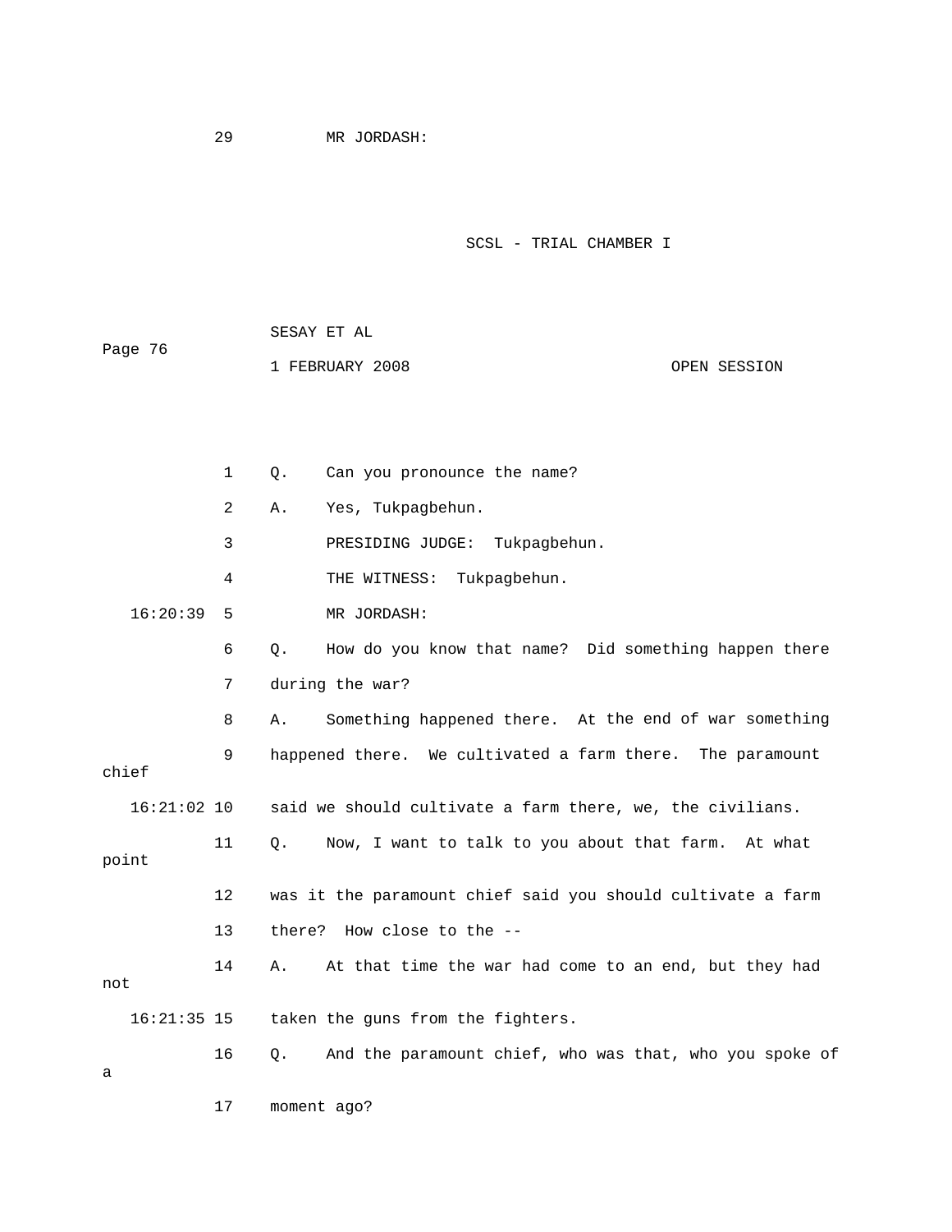29 MR JORDASH:

1 Q. Can you pronounce the name?

2 A. Yes, Tukpagbehun.

3 PRESIDING JUDGE: Tukpagbehun.

4 THE WITNESS: Tukpagbehun.

16:20:39 5 MR JORDASH:

6 Q. How do you know that name? Did something happen there

7 during the war?

8 A. Something happened there. At the end of war something

9 happened there. We cultivated a farm there. The paramount chief

16:21:02 10 said we should cultivate a farm there, we, the civilians.

11 Q. Now, I want to talk to you about that farm. At what point

12 was it the paramount chief said you should cultivate a farm

13 there? How close to the --

14 A. At that time the war had come to an end, but they had not

16:21:35 15 taken the guns from the fighters.

16 Q. And the paramount chief, who was that, who you spoke of a

17 moment ago?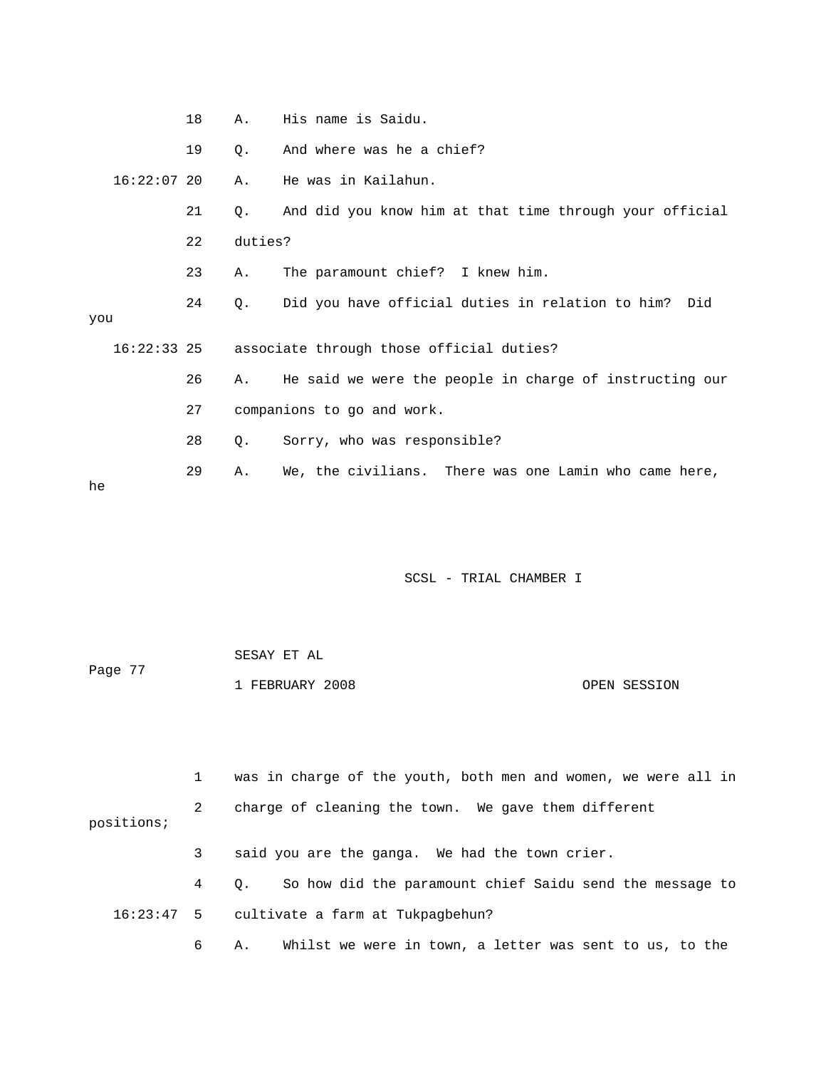18 A. His name is Saidu.

19 Q. And where was he a chief?

16:22:07 20 A. He was in Kailahun.

21 Q. And did you know him at that time through your official

22 duties?

23 A. The paramount chief? I knew him.

24 Q. Did you have official duties in relation to him? Did you

16:22:33 25 associate through those official duties?

26 A. He said we were the people in charge of instructing our

27 companions to go and work.

28 Q. Sorry, who was responsible?

29 A. We, the civilians. There was one Lamin who came here, he

1 was in charge of the youth, both men and women, we were all in

2 charge of cleaning the town. We gave them different positions;

3 said you are the ganga. We had the town crier.

4 Q. So how did the paramount chief Saidu send the message to

16:23:47 5 cultivate a farm at Tukpagbehun?

6 A. Whilst we were in town, a letter was sent to us, to the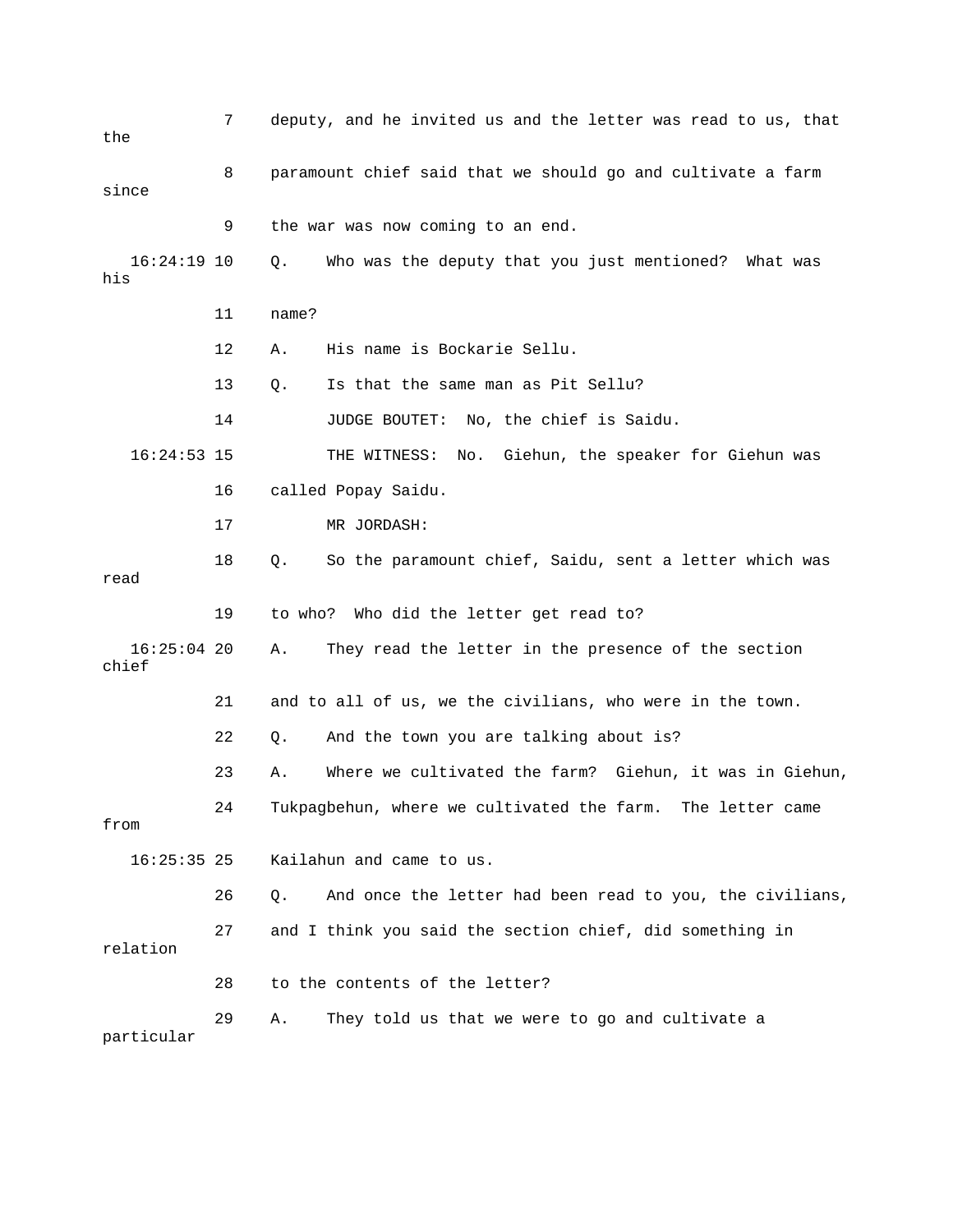7 deputy, and he invited us and the letter was read to us, that the

8 paramount chief said that we should go and cultivate a farm since

9 the war was now coming to an end.

16:24:19 10 Q. Who was the deputy that you just mentioned? What was his

11 name?

12 A. His name is Bockarie Sellu.

13 Q. Is that the same man as Pit Sellu?

14 JUDGE BOUTET: No, the chief is Saidu.

16:24:53 15 THE WITNESS: No. Giehun, the speaker for Giehun was

16 called Popay Saidu.

17 MR JORDASH:

18 Q. So the paramount chief, Saidu, sent a letter which was read

19 to who? Who did the letter get read to?

16:25:04 20 A. They read the letter in the presence of the section chief

21 and to all of us, we the civilians, who were in the town.

22 Q. And the town you are talking about is?

23 A. Where we cultivated the farm? Giehun, it was in Giehun,

24 Tukpagbehun, where we cultivated the farm. The letter came from

16:25:35 25 Kailahun and came to us.

26 Q. And once the letter had been read to you, the civilians,

27 and I think you said the section chief, did something in relation

28 to the contents of the letter?

29 A. They told us that we were to go and cultivate a particular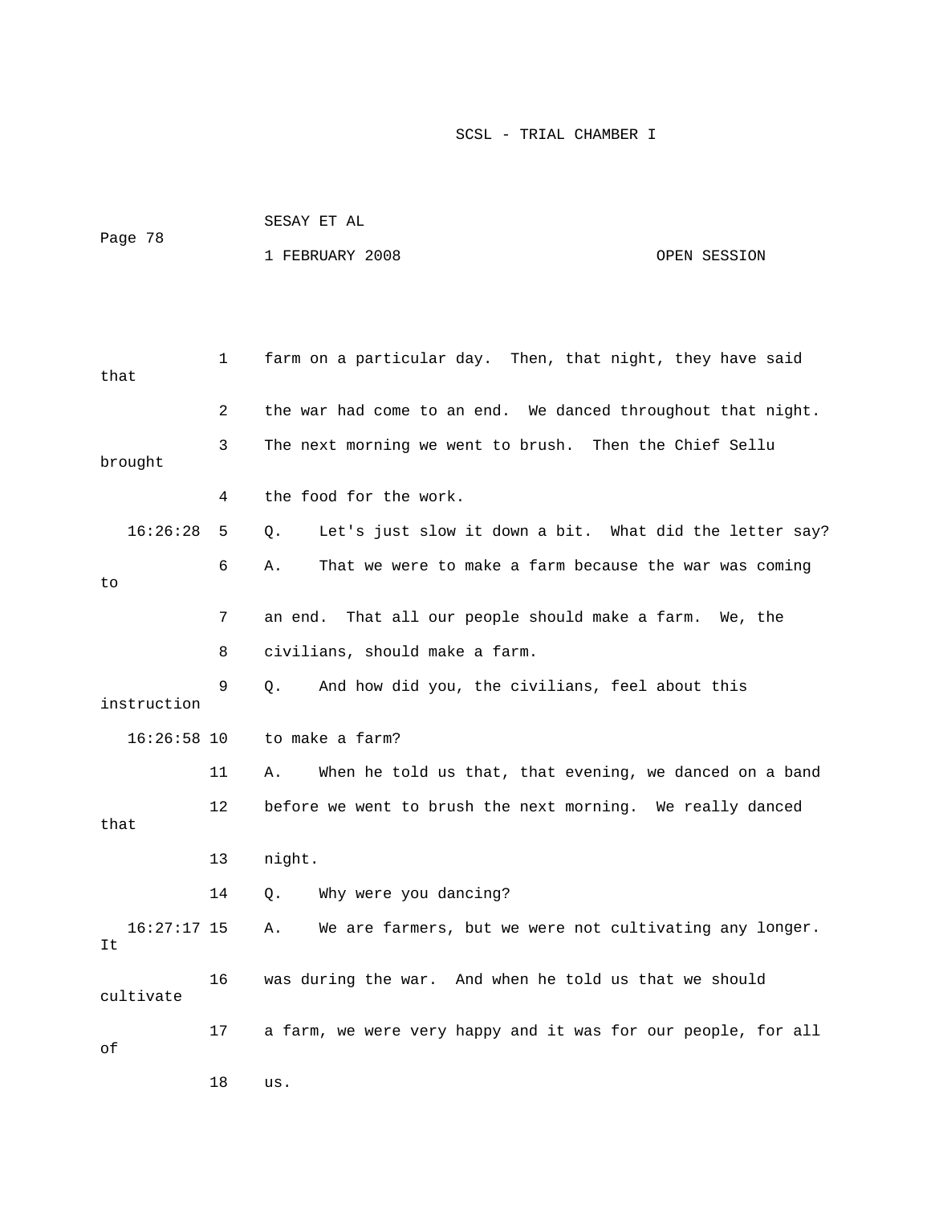farm on a particular day. Then, that night, they have said that the war had come to an end. We danced throughout that night. The next morning we went to brush. Then the Chief Sellu brought the food for the work.

Q. Let's just slow it down a bit. What did the letter say?

A. That we were to make a farm because the war was coming to an end. That all our people should make a farm. We, the civilians, should make a farm.

Q. And how did you, the civilians, feel about this instruction to make a farm?

A. When he told us that, that evening, we danced on a band before we went to brush the next morning. We really danced that night.

Q. Why were you dancing?

A. We are farmers, but we were not cultivating any longer. It was during the war. And when he told us that we should cultivate a farm, we were very happy and it was for our people, for all of us.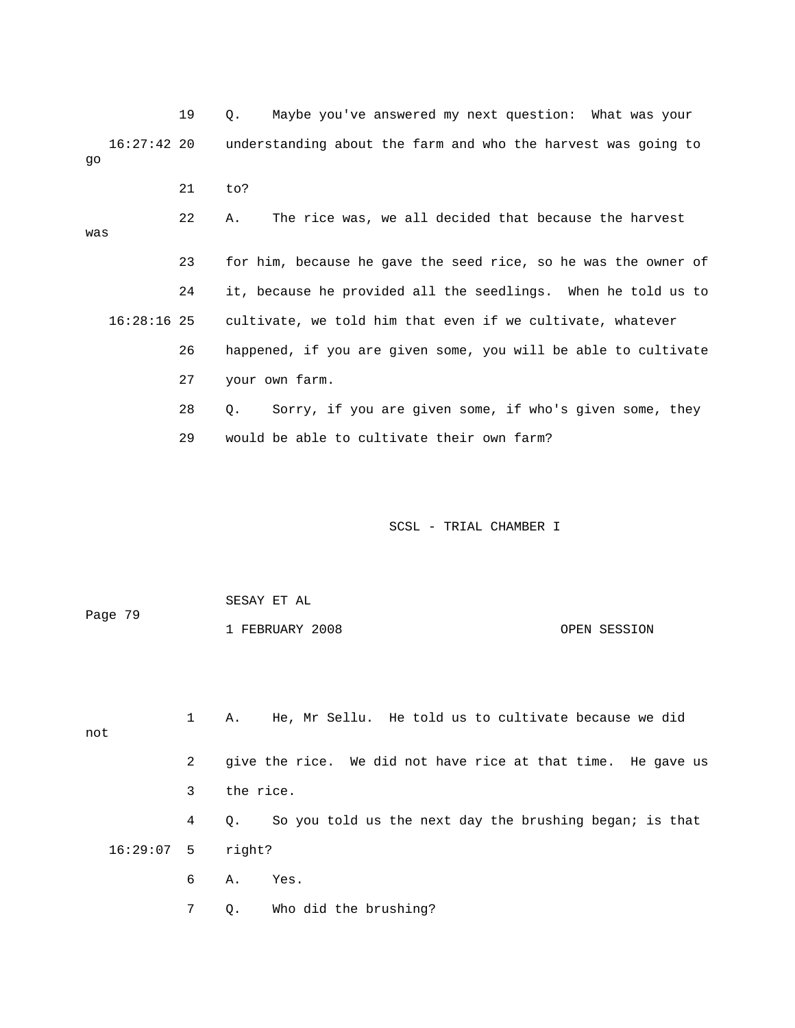19 Q. Maybe you've answered my next question: What was your

16:27:42 20 understanding about the farm and who the harvest was going to go

21 to?

22 A. The rice was, we all decided that because the harvest was

23 for him, because he gave the seed rice, so he was the owner of

24 it, because he provided all the seedlings. When he told us to

16:28:16 25 cultivate, we told him that even if we cultivate, whatever

26 happened, if you are given some, you will be able to cultivate

27 your own farm.

28 Q. Sorry, if you are given some, if who's given some, they

29 would be able to cultivate their own farm?

1 A. He, Mr Sellu. He told us to cultivate because we did not

2 give the rice. We did not have rice at that time. He gave us

3 the rice.

4 Q. So you told us the next day the brushing began; is that

16:29:07 5 right?

6 A. Yes.

7 Q. Who did the brushing?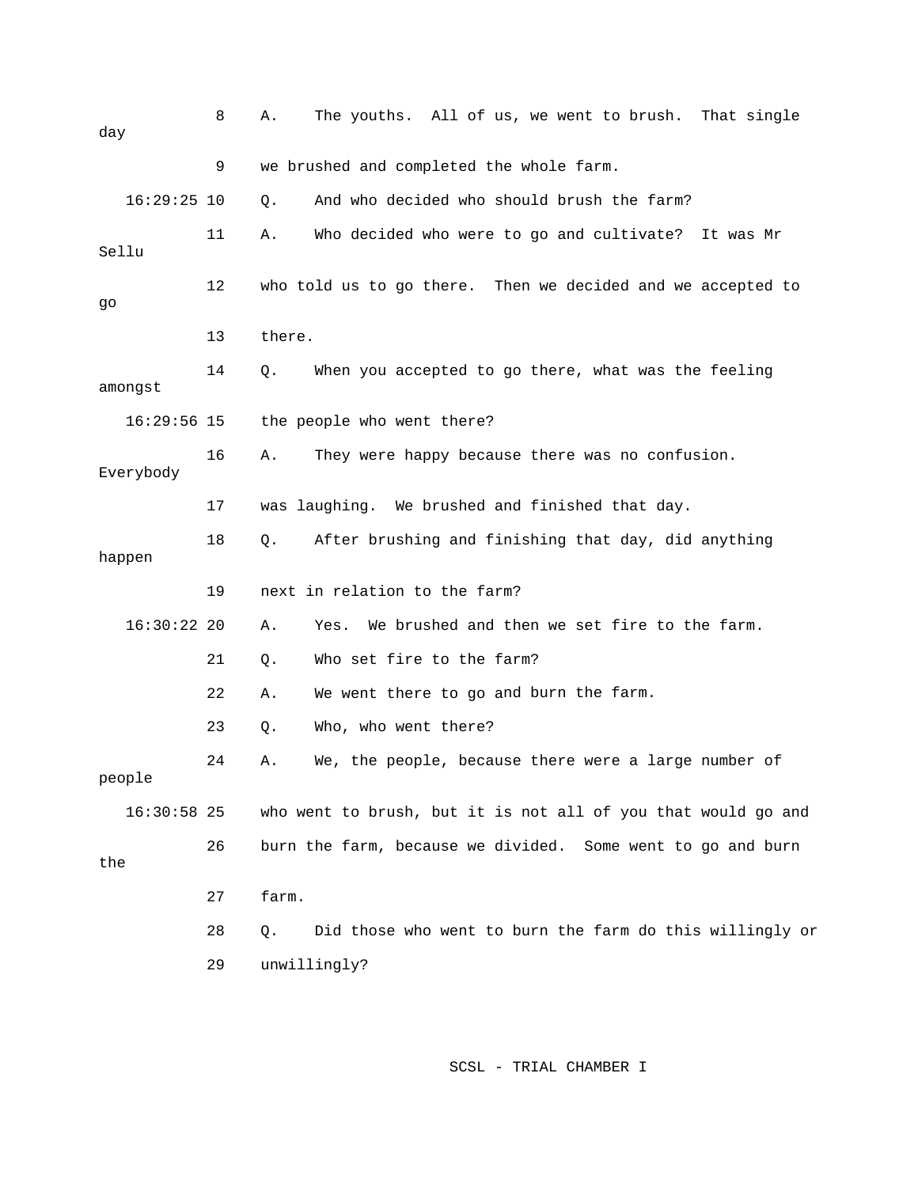8 A. The youths. All of us, we went to brush. That single day

9 we brushed and completed the whole farm.

16:29:25 10 Q. And who decided who should brush the farm?

11 A. Who decided who were to go and cultivate? It was Mr Sellu

12 who told us to go there. Then we decided and we accepted to go

13 there.

14 Q. When you accepted to go there, what was the feeling amongst

16:29:56 15 the people who went there?

16 A. They were happy because there was no confusion. Everybody

17 was laughing. We brushed and finished that day.

18 Q. After brushing and finishing that day, did anything happen

19 next in relation to the farm?

16:30:22 20 A. Yes. We brushed and then we set fire to the farm.

21 Q. Who set fire to the farm?

22 A. We went there to go and burn the farm.

23 Q. Who, who went there?

24 A. We, the people, because there were a large number of people

16:30:58 25 who went to brush, but it is not all of you that would go and

26 burn the farm, because we divided. Some went to go and burn the

27 farm.

28 Q. Did those who went to burn the farm do this willingly or

29 unwillingly?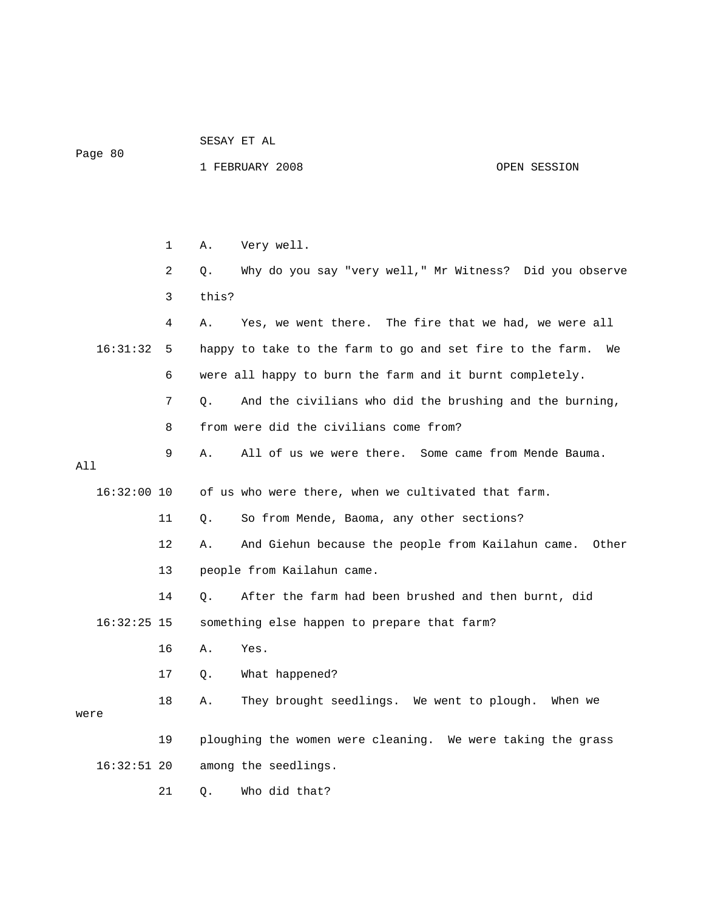A. Very well.

Q. Why do you say "very well," Mr Witness? Did you observe this?

A. Yes, we went there. The fire that we had, we were all happy to take to the farm to go and set fire to the farm. We were all happy to burn the farm and it burnt completely.

Q. And the civilians who did the brushing and the burning, from were did the civilians come from?

A. All of us we were there. Some came from Mende Bauma. All of us who were there, when we cultivated that farm.

Q. So from Mende, Baoma, any other sections?

A. And Giehun because the people from Kailahun came. Other people from Kailahun came.

Q. After the farm had been brushed and then burnt, did something else happen to prepare that farm?

A. Yes.

Q. What happened?

A. They brought seedlings. We went to plough. When we were ploughing the women were cleaning. We were taking the grass among the seedlings.

Q. Who did that?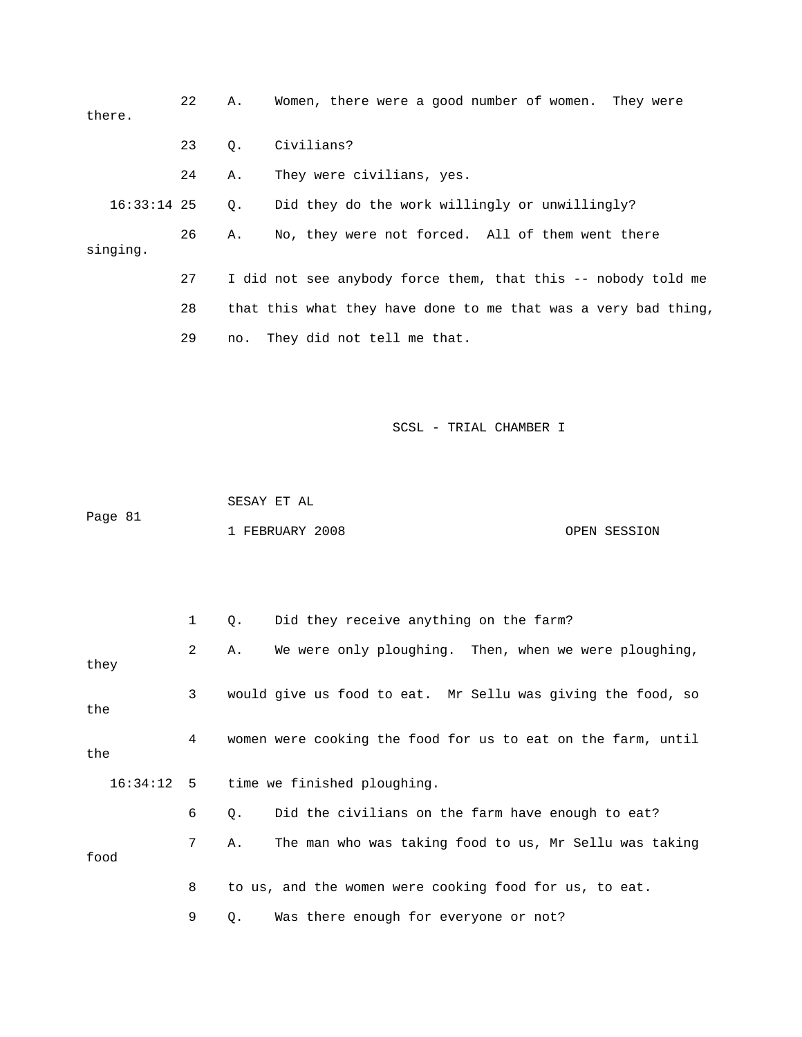22 A. Women, there were a good number of women. They were there.

23 Q. Civilians?

24 A. They were civilians, yes.

16:33:14 25 Q. Did they do the work willingly or unwillingly?

26 A. No, they were not forced. All of them went there singing.

27 I did not see anybody force them, that this -- nobody told me

28 that this what they have done to me that was a very bad thing,

29 no. They did not tell me that.

1 Q. Did they receive anything on the farm?

2 A. We were only ploughing. Then, when we were ploughing, they

3 would give us food to eat. Mr Sellu was giving the food, so the

4 women were cooking the food for us to eat on the farm, until the

16:34:12 5 time we finished ploughing.

6 Q. Did the civilians on the farm have enough to eat?

7 A. The man who was taking food to us, Mr Sellu was taking food

8 to us, and the women were cooking food for us, to eat.

9 Q. Was there enough for everyone or not?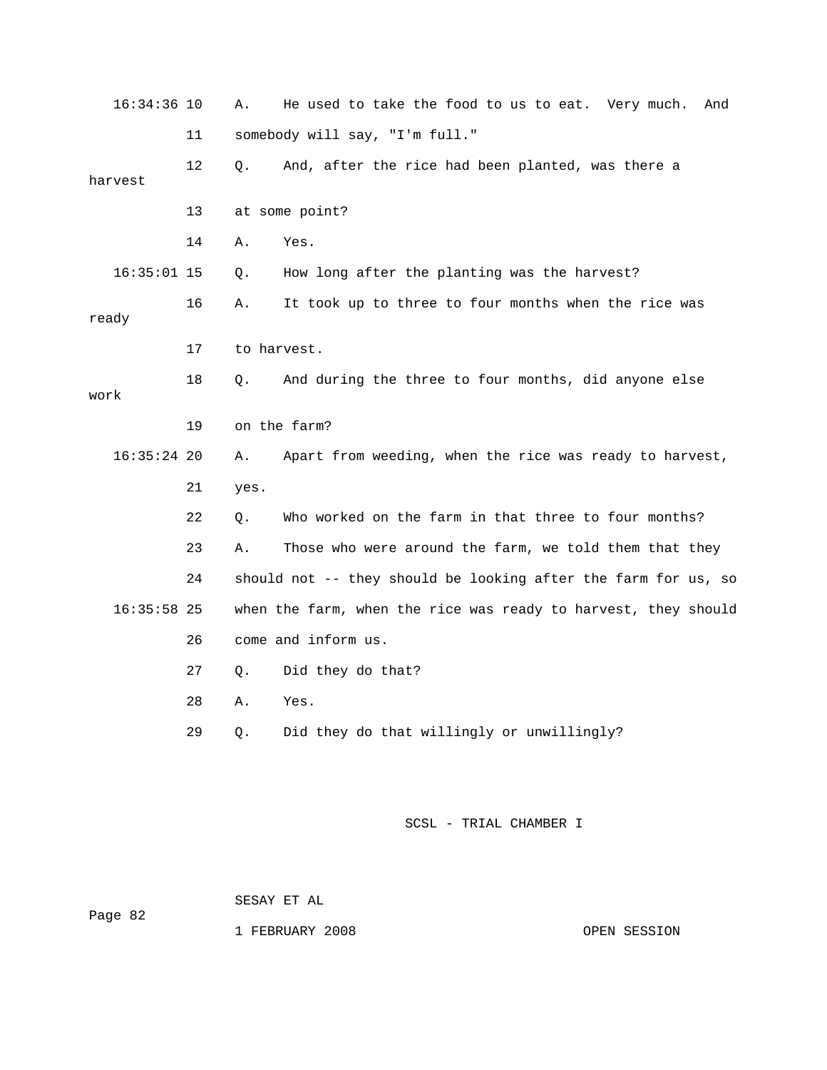16:34:36 10 A. He used to take the food to us to eat. Very much. And

11 somebody will say, "I'm full."

12 Q. And, after the rice had been planted, was there a harvest

13 at some point?

14 A. Yes.

16:35:01 15 Q. How long after the planting was the harvest?

16 A. It took up to three to four months when the rice was ready

17 to harvest.

18 Q. And during the three to four months, did anyone else work

19 on the farm?

16:35:24 20 A. Apart from weeding, when the rice was ready to harvest,

21 yes.

22 Q. Who worked on the farm in that three to four months?

23 A. Those who were around the farm, we told them that they

24 should not -- they should be looking after the farm for us, so

16:35:58 25 when the farm, when the rice was ready to harvest, they should

26 come and inform us.

27 Q. Did they do that?

28 A. Yes.

29 Q. Did they do that willingly or unwillingly?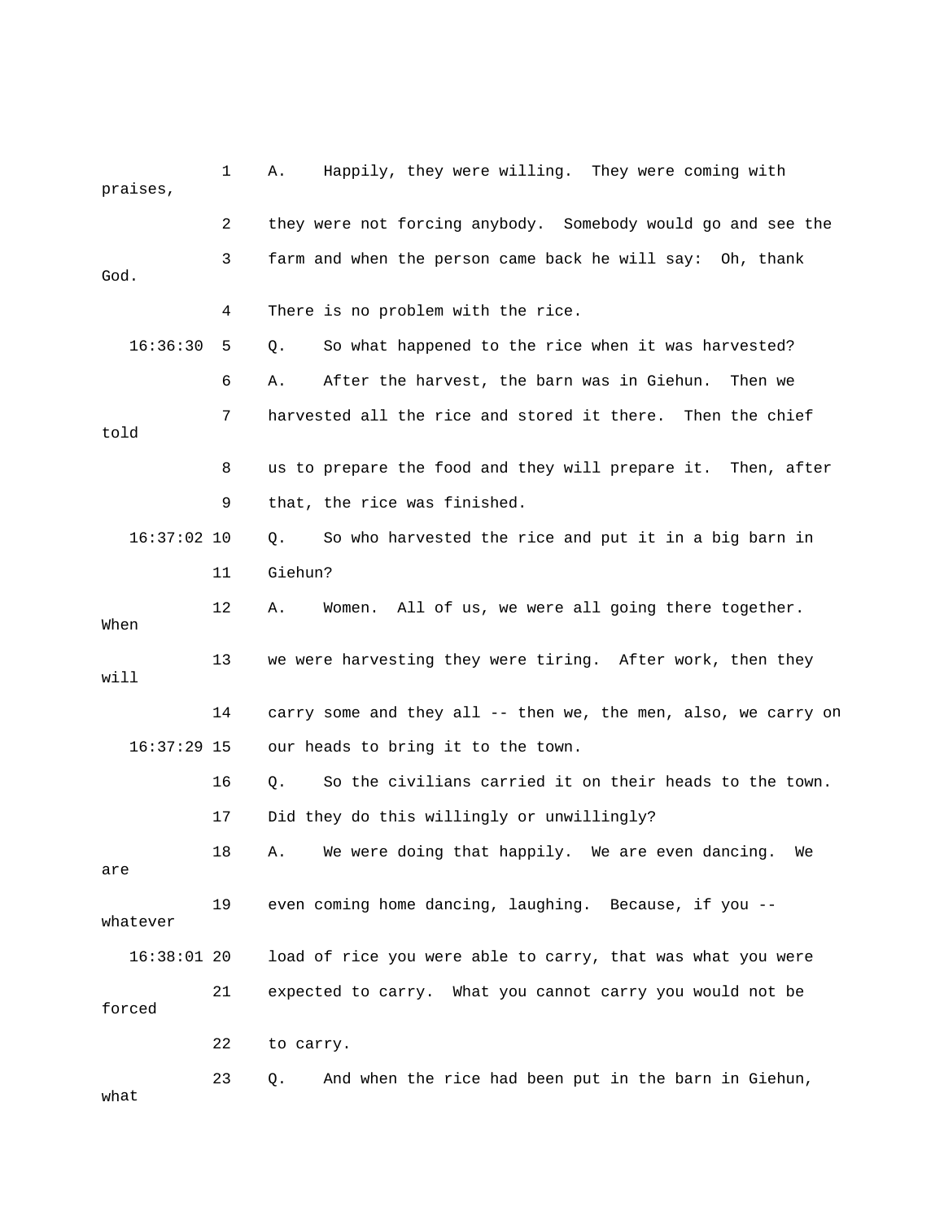1 A. Happily, they were willing. They were coming with praises,

2 they were not forcing anybody. Somebody would go and see the

3 farm and when the person came back he will say: Oh, thank God.

4 There is no problem with the rice.

16:36:30 5 Q. So what happened to the rice when it was harvested?

6 A. After the harvest, the barn was in Giehun. Then we

7 harvested all the rice and stored it there. Then the chief told

8 us to prepare the food and they will prepare it. Then, after

9 that, the rice was finished.

16:37:02 10 Q. So who harvested the rice and put it in a big barn in

11 Giehun?

12 A. Women. All of us, we were all going there together. When

13 we were harvesting they were tiring. After work, then they will

14 carry some and they all -- then we, the men, also, we carry on

16:37:29 15 our heads to bring it to the town.

16 Q. So the civilians carried it on their heads to the town.

17 Did they do this willingly or unwillingly?

18 A. We were doing that happily. We are even dancing. We are

19 even coming home dancing, laughing. Because, if you -- whatever

16:38:01 20 load of rice you were able to carry, that was what you were

21 expected to carry. What you cannot carry you would not be forced

22 to carry.

23 Q. And when the rice had been put in the barn in Giehun, what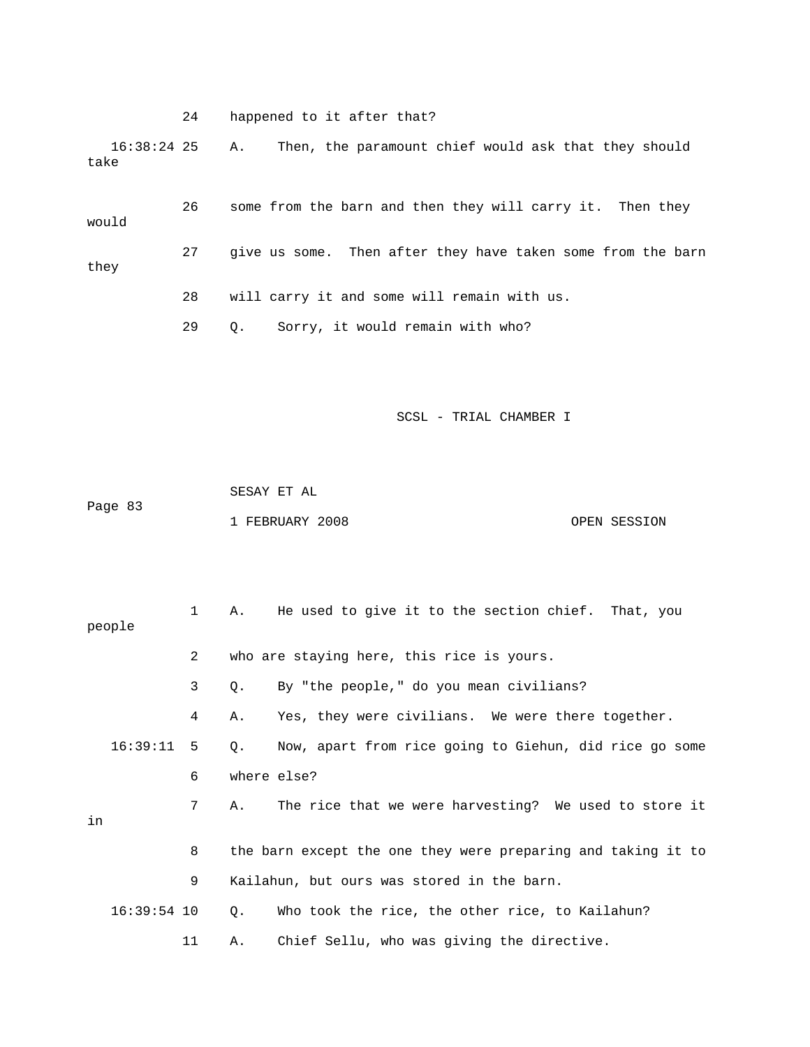24 happened to it after that?

16:38:24 25 A. Then, the paramount chief would ask that they should take

26 some from the barn and then they will carry it. Then they would

27 give us some. Then after they have taken some from the barn they

28 will carry it and some will remain with us.

29 Q. Sorry, it would remain with who?

1 A. He used to give it to the section chief. That, you people

2 who are staying here, this rice is yours.

3 Q. By "the people," do you mean civilians?

4 A. Yes, they were civilians. We were there together.

16:39:11 5 Q. Now, apart from rice going to Giehun, did rice go some

6 where else?

7 A. The rice that we were harvesting? We used to store it in

8 the barn except the one they were preparing and taking it to

9 Kailahun, but ours was stored in the barn.

16:39:54 10 Q. Who took the rice, the other rice, to Kailahun?

11 A. Chief Sellu, who was giving the directive.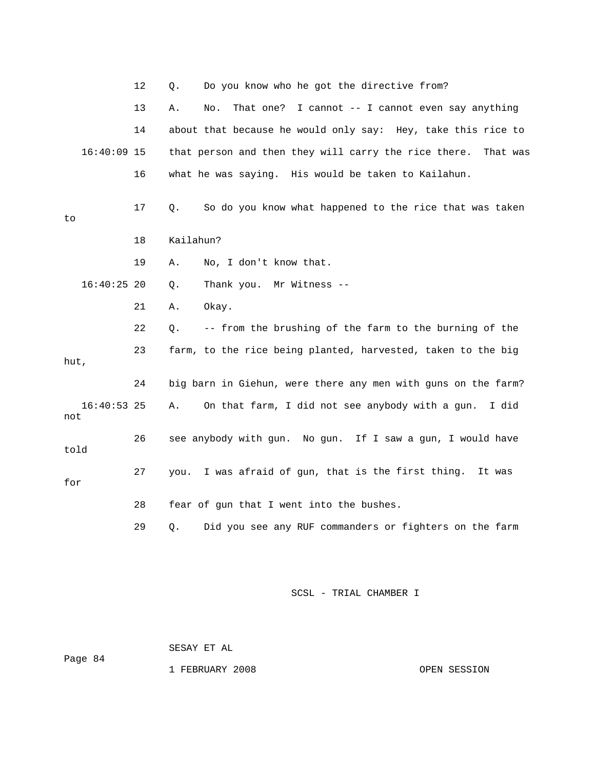12 Q. Do you know who he got the directive from?

13 A. No. That one? I cannot -- I cannot even say anything

14 about that because he would only say: Hey, take this rice to

16:40:09 15 that person and then they will carry the rice there. That was

16 what he was saying. His would be taken to Kailahun.

17 Q. So do you know what happened to the rice that was taken to

18 Kailahun?

19 A. No, I don't know that.

16:40:25 20 Q. Thank you. Mr Witness --

21 A. Okay.

22 Q. -- from the brushing of the farm to the burning of the

23 farm, to the rice being planted, harvested, taken to the big hut,

24 big barn in Giehun, were there any men with guns on the farm?

16:40:53 25 A. On that farm, I did not see anybody with a gun. I did not

26 see anybody with gun. No gun. If I saw a gun, I would have told

27 you. I was afraid of gun, that is the first thing. It was for

28 fear of gun that I went into the bushes.

29 Q. Did you see any RUF commanders or fighters on the farm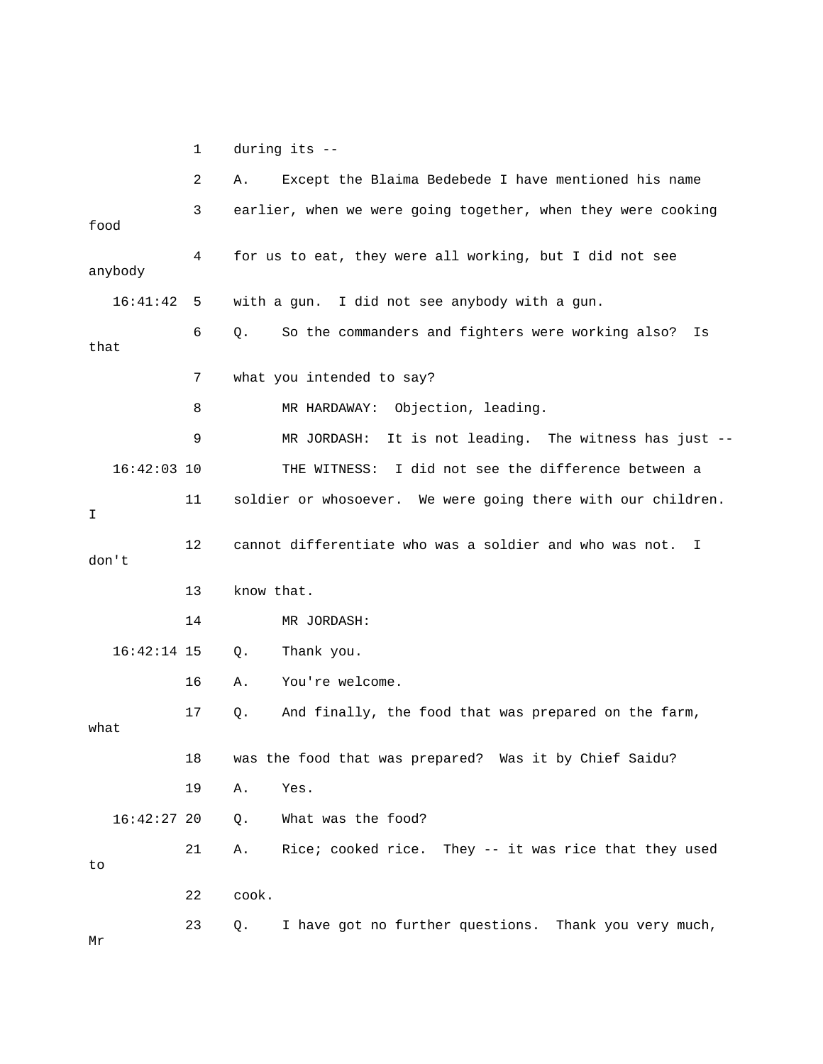1 during its --

2 A. Except the Blaima Bedebede I have mentioned his name

3 earlier, when we were going together, when they were cooking food

4 for us to eat, they were all working, but I did not see anybody

16:41:42 5 with a gun. I did not see anybody with a gun.

6 Q. So the commanders and fighters were working also? Is that

7 what you intended to say?

8 MR HARDAWAY: Objection, leading.

9 MR JORDASH: It is not leading. The witness has just --

16:42:03 10 THE WITNESS: I did not see the difference between a

11 soldier or whosoever. We were going there with our children. I

12 cannot differentiate who was a soldier and who was not. I don't

13 know that.

14 MR JORDASH:

16:42:14 15 Q. Thank you.

16 A. You're welcome.

17 Q. And finally, the food that was prepared on the farm, what

18 was the food that was prepared? Was it by Chief Saidu?

19 A. Yes.

16:42:27 20 Q. What was the food?

21 A. Rice; cooked rice. They -- it was rice that they used to

22 cook.

23 Q. I have got no further questions. Thank you very much, Mr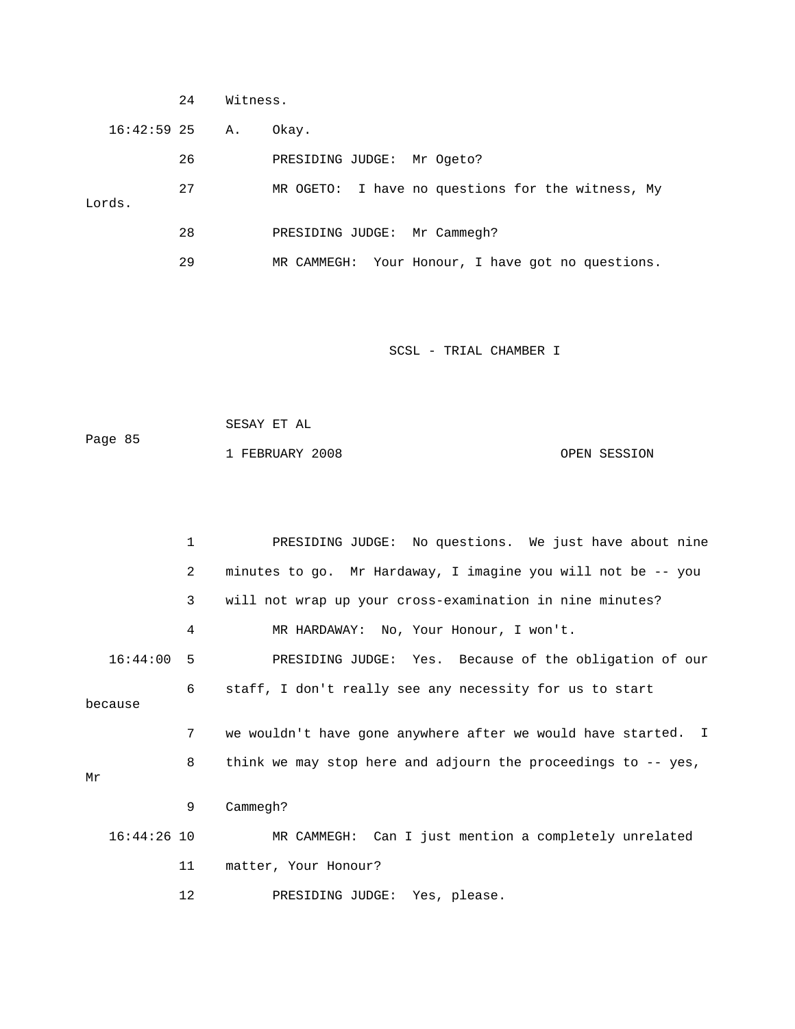24 Witness.

16:42:59 25 A. Okay.

26 PRESIDING JUDGE: Mr Ogeto?

27 MR OGETO: I have no questions for the witness, My Lords.

28 PRESIDING JUDGE: Mr Cammegh?

29 MR CAMMEGH: Your Honour, I have got no questions.

1 PRESIDING JUDGE: No questions. We just have about nine

2 minutes to go. Mr Hardaway, I imagine you will not be -- you

3 will not wrap up your cross-examination in nine minutes?

4 MR HARDAWAY: No, Your Honour, I won't.

16:44:00 5 PRESIDING JUDGE: Yes. Because of the obligation of our

6 staff, I don't really see any necessity for us to start because

7 we wouldn't have gone anywhere after we would have started. I

8 think we may stop here and adjourn the proceedings to -- yes, Mr

9 Cammegh?

16:44:26 10 MR CAMMEGH: Can I just mention a completely unrelated

11 matter, Your Honour?

12 PRESIDING JUDGE: Yes, please.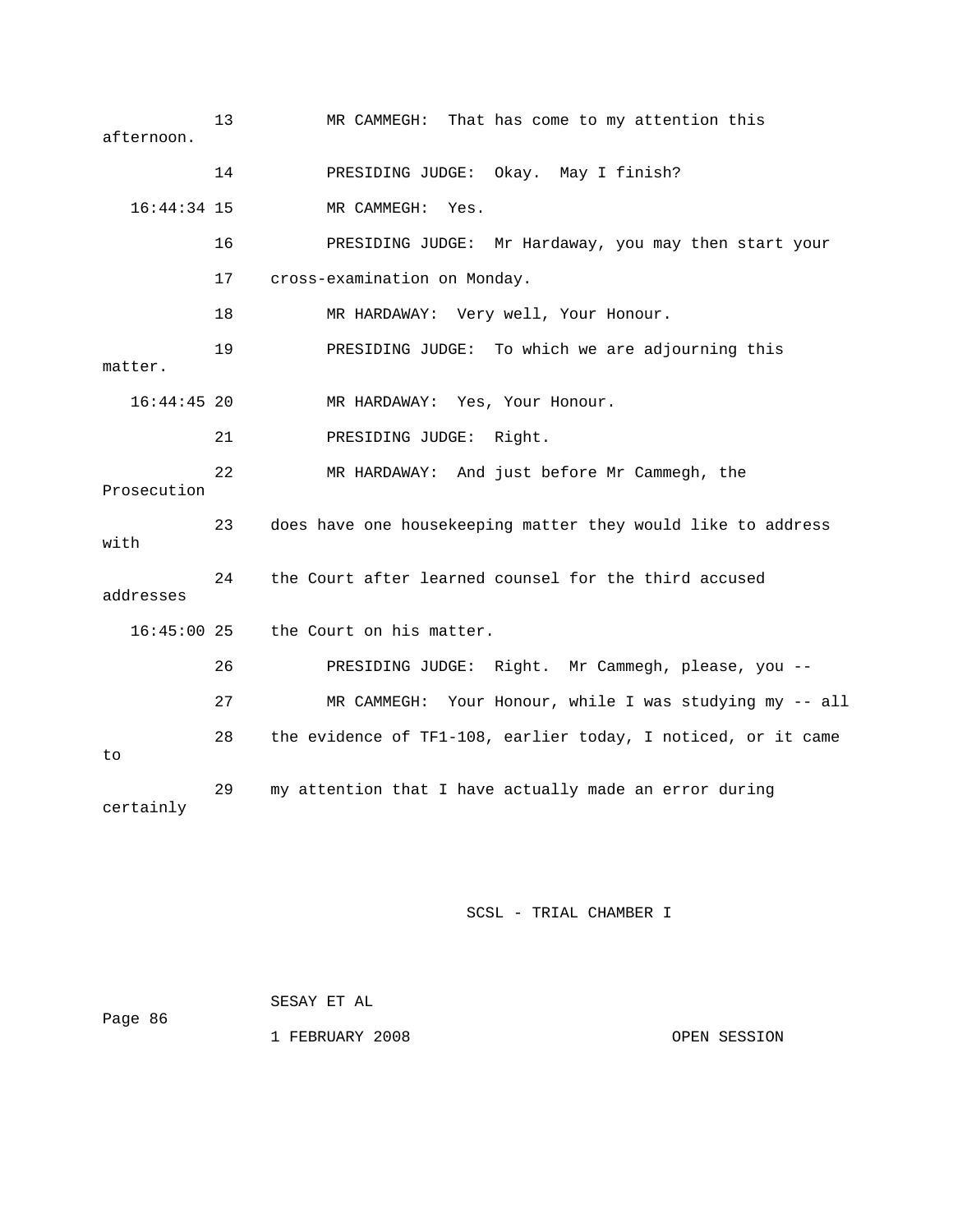13 MR CAMMEGH: That has come to my attention this afternoon.

14 PRESIDING JUDGE: Okay. May I finish?

16:44:34 15 MR CAMMEGH: Yes.

16 PRESIDING JUDGE: Mr Hardaway, you may then start your

17 cross-examination on Monday.

18 MR HARDAWAY: Very well, Your Honour.

19 PRESIDING JUDGE: To which we are adjourning this matter.

16:44:45 20 MR HARDAWAY: Yes, Your Honour.

21 PRESIDING JUDGE: Right.

22 MR HARDAWAY: And just before Mr Cammegh, the Prosecution

23 does have one housekeeping matter they would like to address with

24 the Court after learned counsel for the third accused addresses

16:45:00 25 the Court on his matter.

26 PRESIDING JUDGE: Right. Mr Cammegh, please, you --

27 MR CAMMEGH: Your Honour, while I was studying my -- all

28 the evidence of TF1-108, earlier today, I noticed, or it came to

29 my attention that I have actually made an error during certainly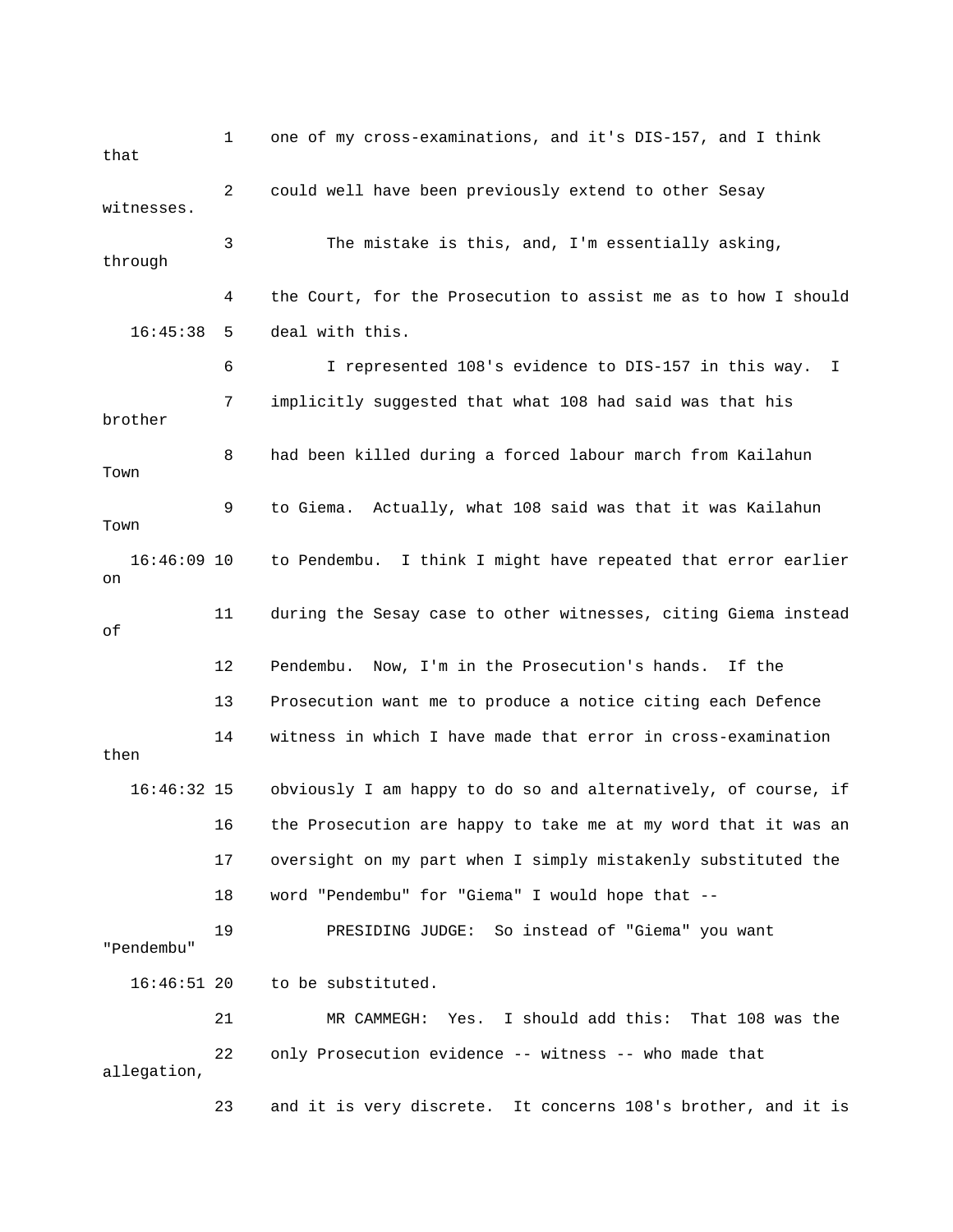1 one of my cross-examinations, and it's DIS-157, and I think that

2 could well have been previously extend to other Sesay witnesses.

3 The mistake is this, and, I'm essentially asking, through

4 the Court, for the Prosecution to assist me as to how I should

16:45:38 5 deal with this.

6 I represented 108's evidence to DIS-157 in this way. I

7 implicitly suggested that what 108 had said was that his brother

8 had been killed during a forced labour march from Kailahun Town

9 to Giema. Actually, what 108 said was that it was Kailahun Town

16:46:09 10 to Pendembu. I think I might have repeated that error earlier on

11 during the Sesay case to other witnesses, citing Giema instead of

12 Pendembu. Now, I'm in the Prosecution's hands. If the

13 Prosecution want me to produce a notice citing each Defence

14 witness in which I have made that error in cross-examination then

16:46:32 15 obviously I am happy to do so and alternatively, of course, if

16 the Prosecution are happy to take me at my word that it was an

17 oversight on my part when I simply mistakenly substituted the

18 word "Pendembu" for "Giema" I would hope that --

19 PRESIDING JUDGE: So instead of "Giema" you want "Pendembu"

16:46:51 20 to be substituted.

21 MR CAMMEGH: Yes. I should add this: That 108 was the

22 only Prosecution evidence -- witness -- who made that allegation,

23 and it is very discrete. It concerns 108's brother, and it is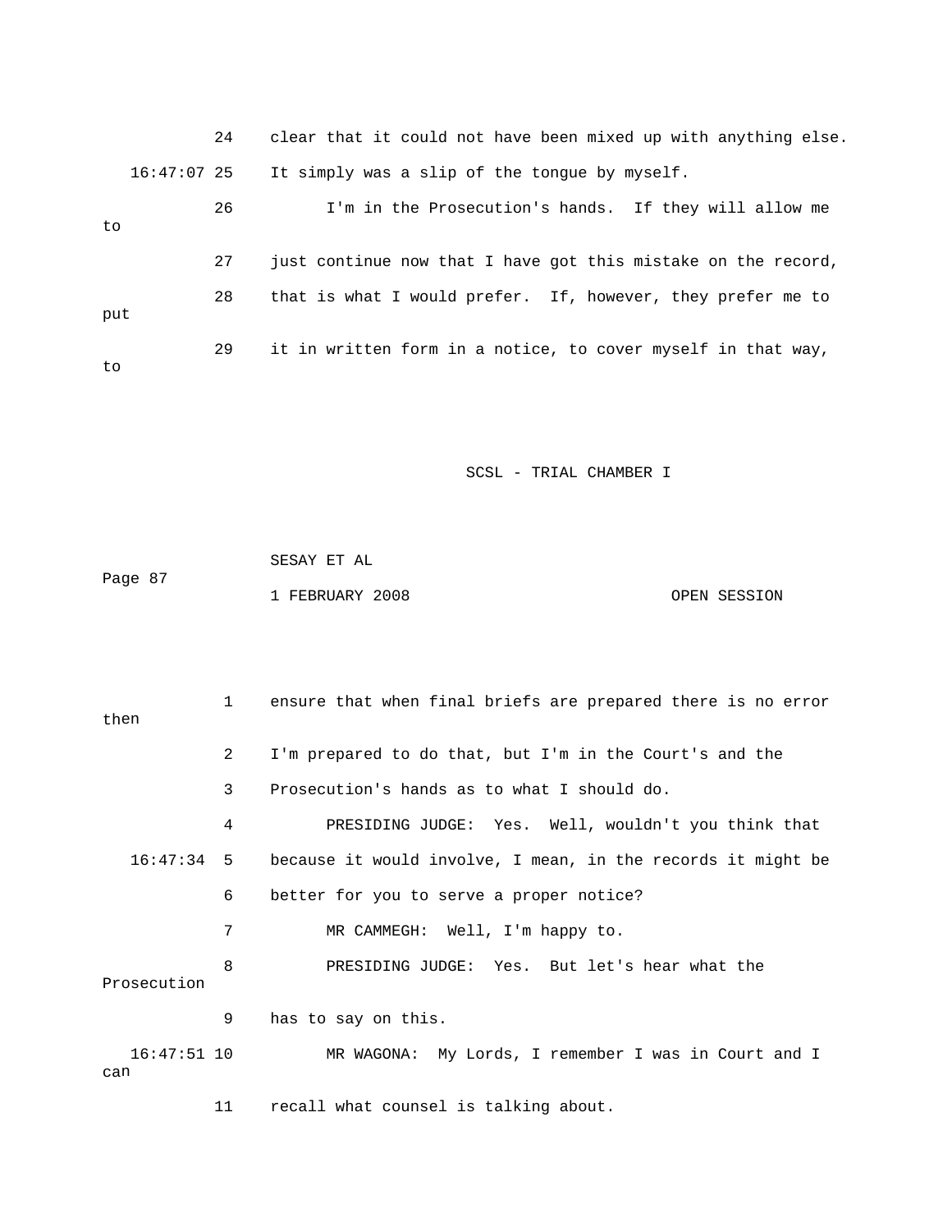24 clear that it could not have been mixed up with anything else.

16:47:07 25 It simply was a slip of the tongue by myself.

26 I'm in the Prosecution's hands. If they will allow me to

27 just continue now that I have got this mistake on the record,

28 that is what I would prefer. If, however, they prefer me to put

29 it in written form in a notice, to cover myself in that way, to

1 ensure that when final briefs are prepared there is no error then

2 I'm prepared to do that, but I'm in the Court's and the

3 Prosecution's hands as to what I should do.

4 PRESIDING JUDGE: Yes. Well, wouldn't you think that

16:47:34 5 because it would involve, I mean, in the records it might be

6 better for you to serve a proper notice?

7 MR CAMMEGH: Well, I'm happy to.

8 PRESIDING JUDGE: Yes. But let's hear what the Prosecution

9 has to say on this.

16:47:51 10 MR WAGONA: My Lords, I remember I was in Court and I can

11 recall what counsel is talking about.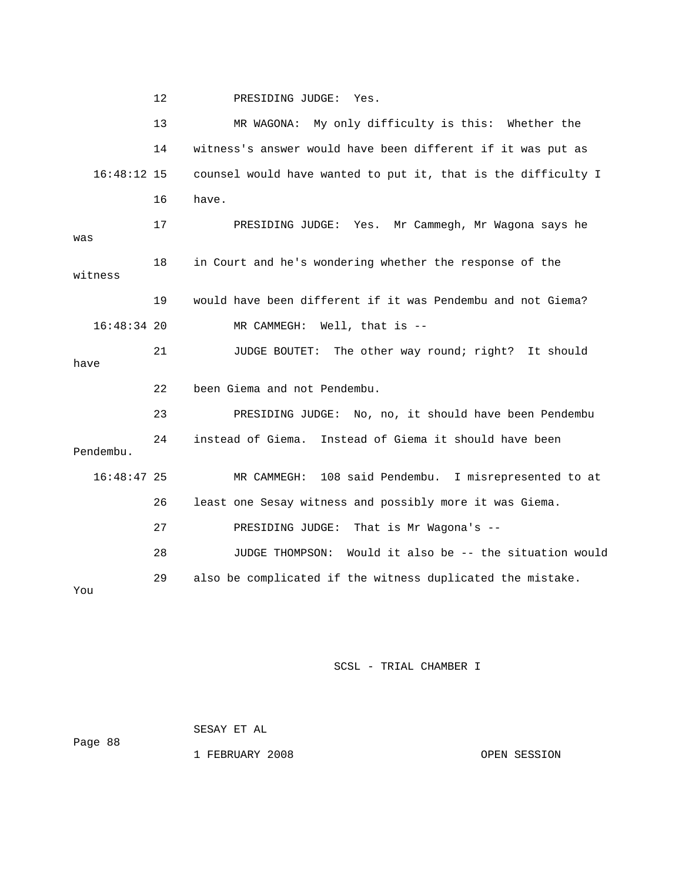12 PRESIDING JUDGE: Yes.

13 MR WAGONA: My only difficulty is this: Whether the

14 witness's answer would have been different if it was put as

16:48:12 15 counsel would have wanted to put it, that is the difficulty I

16 have.

17 PRESIDING JUDGE: Yes. Mr Cammegh, Mr Wagona says he was

18 in Court and he's wondering whether the response of the witness

19 would have been different if it was Pendembu and not Giema?

16:48:34 20 MR CAMMEGH: Well, that is --

21 JUDGE BOUTET: The other way round; right? It should have

22 been Giema and not Pendembu.

23 PRESIDING JUDGE: No, no, it should have been Pendembu

24 instead of Giema. Instead of Giema it should have been Pendembu.

16:48:47 25 MR CAMMEGH: 108 said Pendembu. I misrepresented to at

26 least one Sesay witness and possibly more it was Giema.

27 PRESIDING JUDGE: That is Mr Wagona's --

28 JUDGE THOMPSON: Would it also be -- the situation would

29 also be complicated if the witness duplicated the mistake. You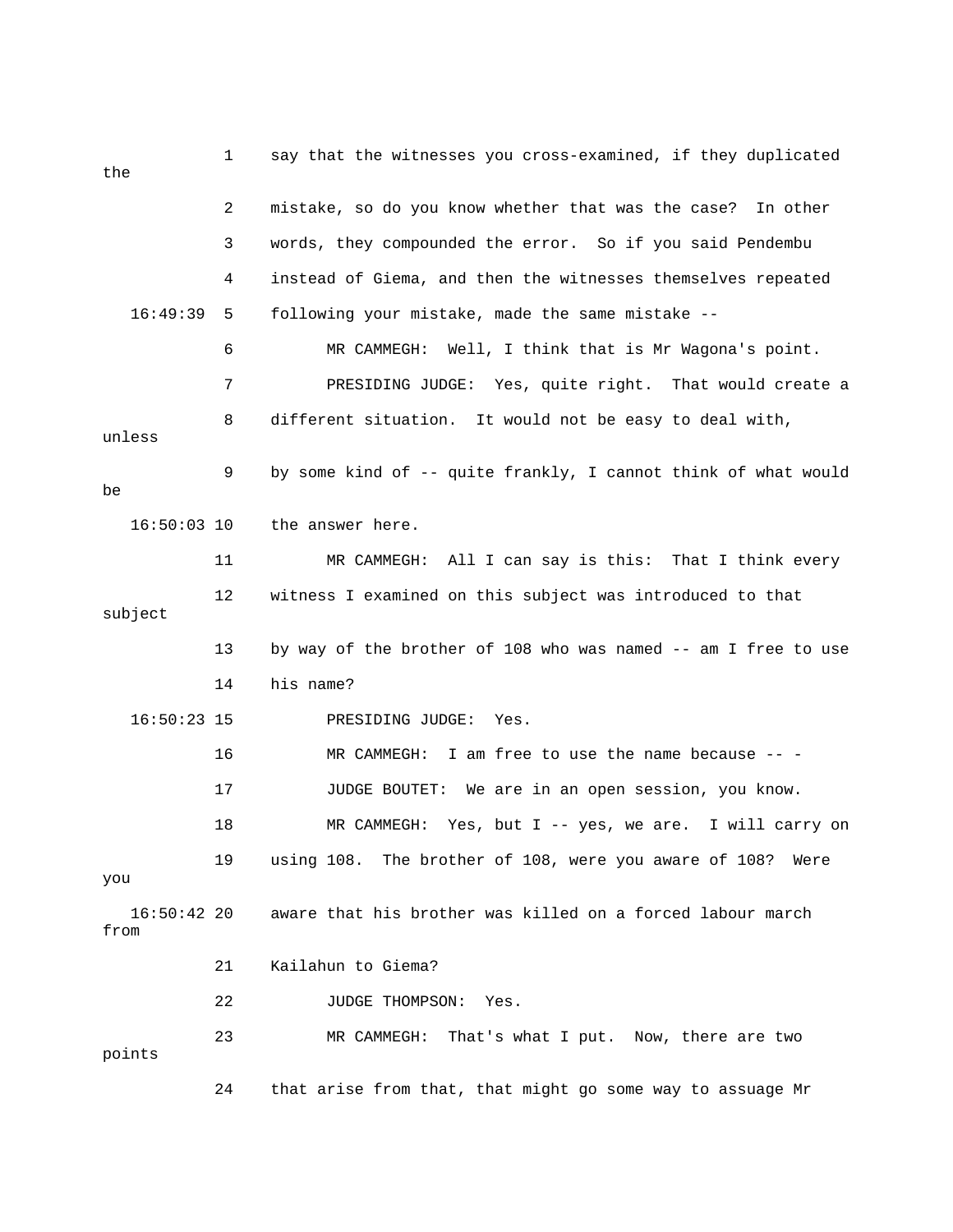1 say that the witnesses you cross-examined, if they duplicated the

2 mistake, so do you know whether that was the case? In other

3 words, they compounded the error. So if you said Pendembu

4 instead of Giema, and then the witnesses themselves repeated

16:49:39 5 following your mistake, made the same mistake --

6 MR CAMMEGH: Well, I think that is Mr Wagona's point.

7 PRESIDING JUDGE: Yes, quite right. That would create a

8 different situation. It would not be easy to deal with, unless

9 by some kind of -- quite frankly, I cannot think of what would be

16:50:03 10 the answer here.

11 MR CAMMEGH: All I can say is this: That I think every

12 witness I examined on this subject was introduced to that subject

13 by way of the brother of 108 who was named -- am I free to use

14 his name?

16:50:23 15 PRESIDING JUDGE: Yes.

16 MR CAMMEGH: I am free to use the name because -- -

17 JUDGE BOUTET: We are in an open session, you know.

18 MR CAMMEGH: Yes, but I -- yes, we are. I will carry on

19 using 108. The brother of 108, were you aware of 108? Were you

16:50:42 20 aware that his brother was killed on a forced labour march from

21 Kailahun to Giema?

22 JUDGE THOMPSON: Yes.

23 MR CAMMEGH: That's what I put. Now, there are two points

24 that arise from that, that might go some way to assuage Mr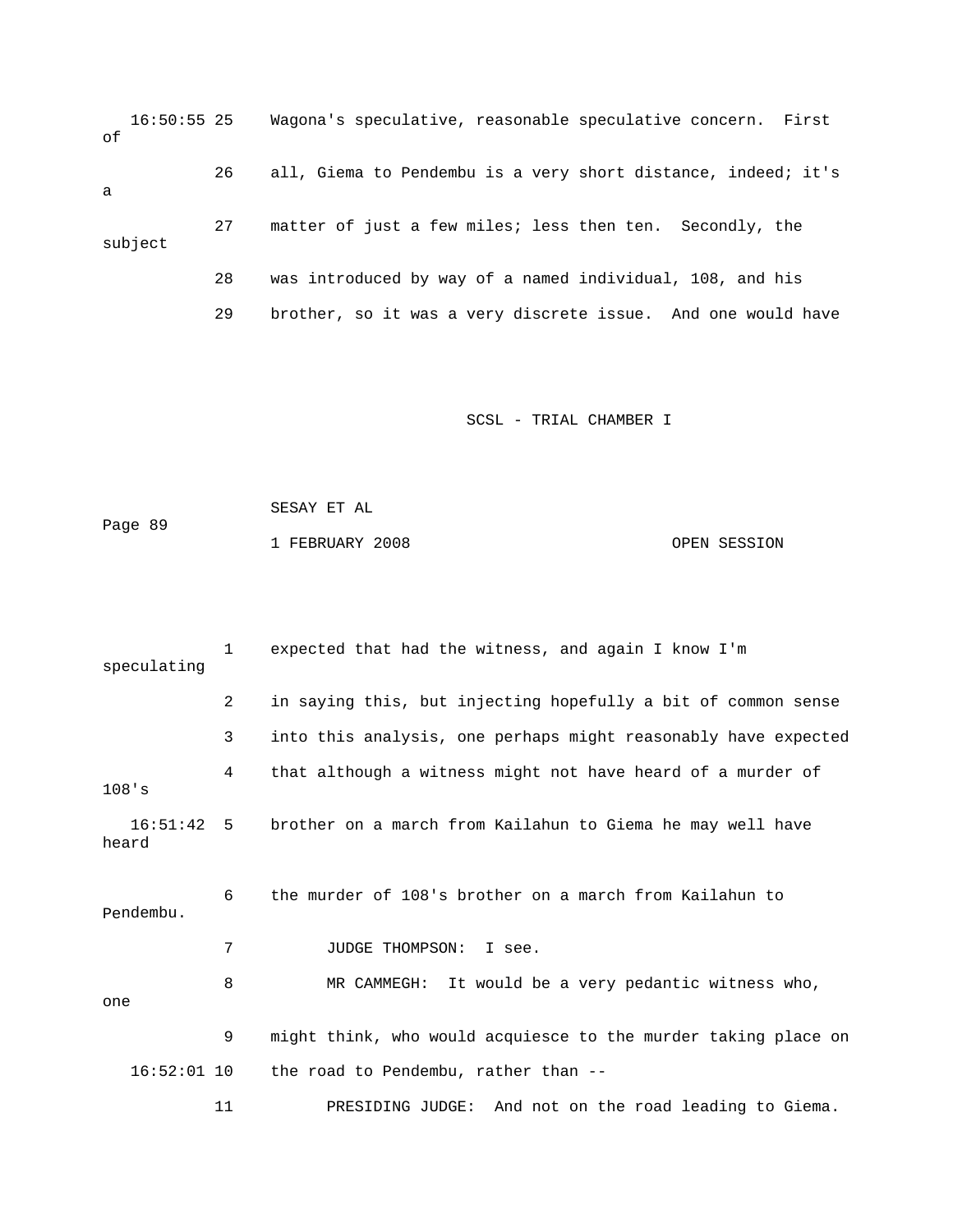16:50:55 25 Wagona's speculative, reasonable speculative concern. First of

26 all, Giema to Pendembu is a very short distance, indeed; it's a

27 matter of just a few miles; less then ten. Secondly, the subject

28 was introduced by way of a named individual, 108, and his

29 brother, so it was a very discrete issue. And one would have

1 expected that had the witness, and again I know I'm speculating

2 in saying this, but injecting hopefully a bit of common sense

3 into this analysis, one perhaps might reasonably have expected

4 that although a witness might not have heard of a murder of 108's

16:51:42 5 brother on a march from Kailahun to Giema he may well have heard

6 the murder of 108's brother on a march from Kailahun to Pendembu.

7 JUDGE THOMPSON: I see.

8 MR CAMMEGH: It would be a very pedantic witness who, one

9 might think, who would acquiesce to the murder taking place on

16:52:01 10 the road to Pendembu, rather than --

11 PRESIDING JUDGE: And not on the road leading to Giema.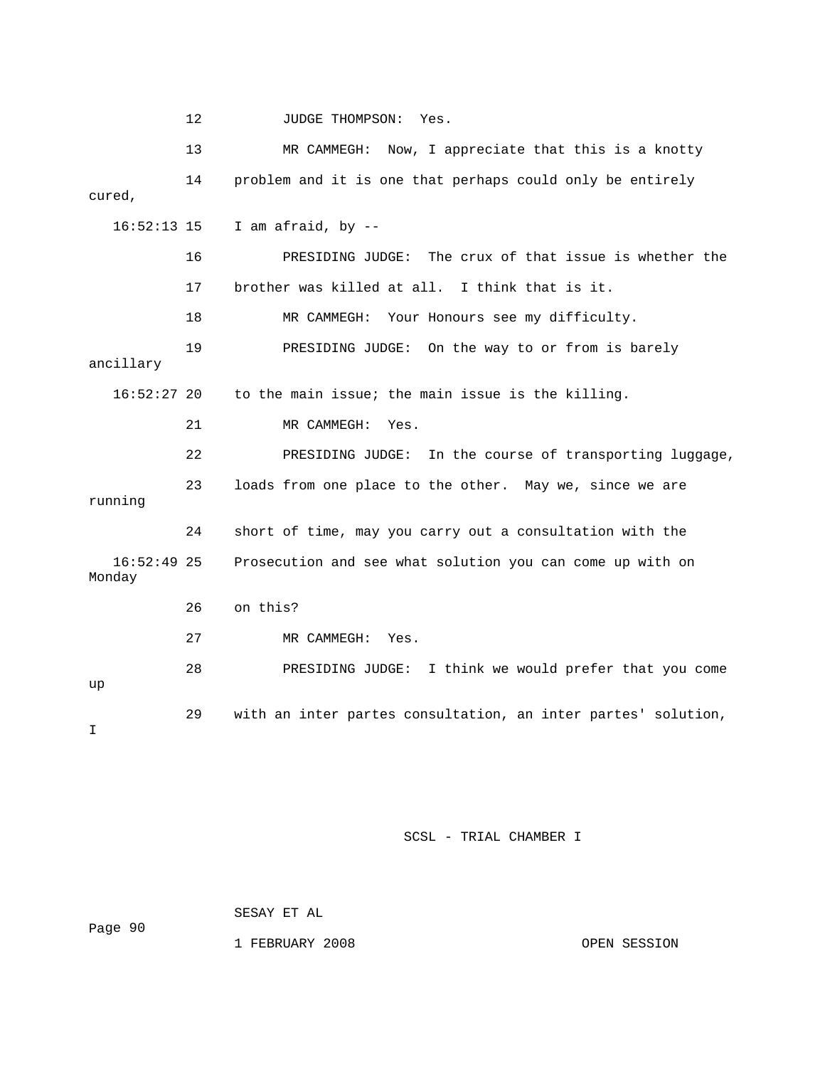12 JUDGE THOMPSON: Yes.

13 MR CAMMEGH: Now, I appreciate that this is a knotty

14 problem and it is one that perhaps could only be entirely cured,

16:52:13 15 I am afraid, by --

16 PRESIDING JUDGE: The crux of that issue is whether the

17 brother was killed at all. I think that is it.

18 MR CAMMEGH: Your Honours see my difficulty.

19 PRESIDING JUDGE: On the way to or from is barely ancillary

16:52:27 20 to the main issue; the main issue is the killing.

21 MR CAMMEGH: Yes.

22 PRESIDING JUDGE: In the course of transporting luggage,

23 loads from one place to the other. May we, since we are running

24 short of time, may you carry out a consultation with the

16:52:49 25 Prosecution and see what solution you can come up with on Monday

26 on this?

27 MR CAMMEGH: Yes.

28 PRESIDING JUDGE: I think we would prefer that you come up

29 with an inter partes consultation, an inter partes' solution, I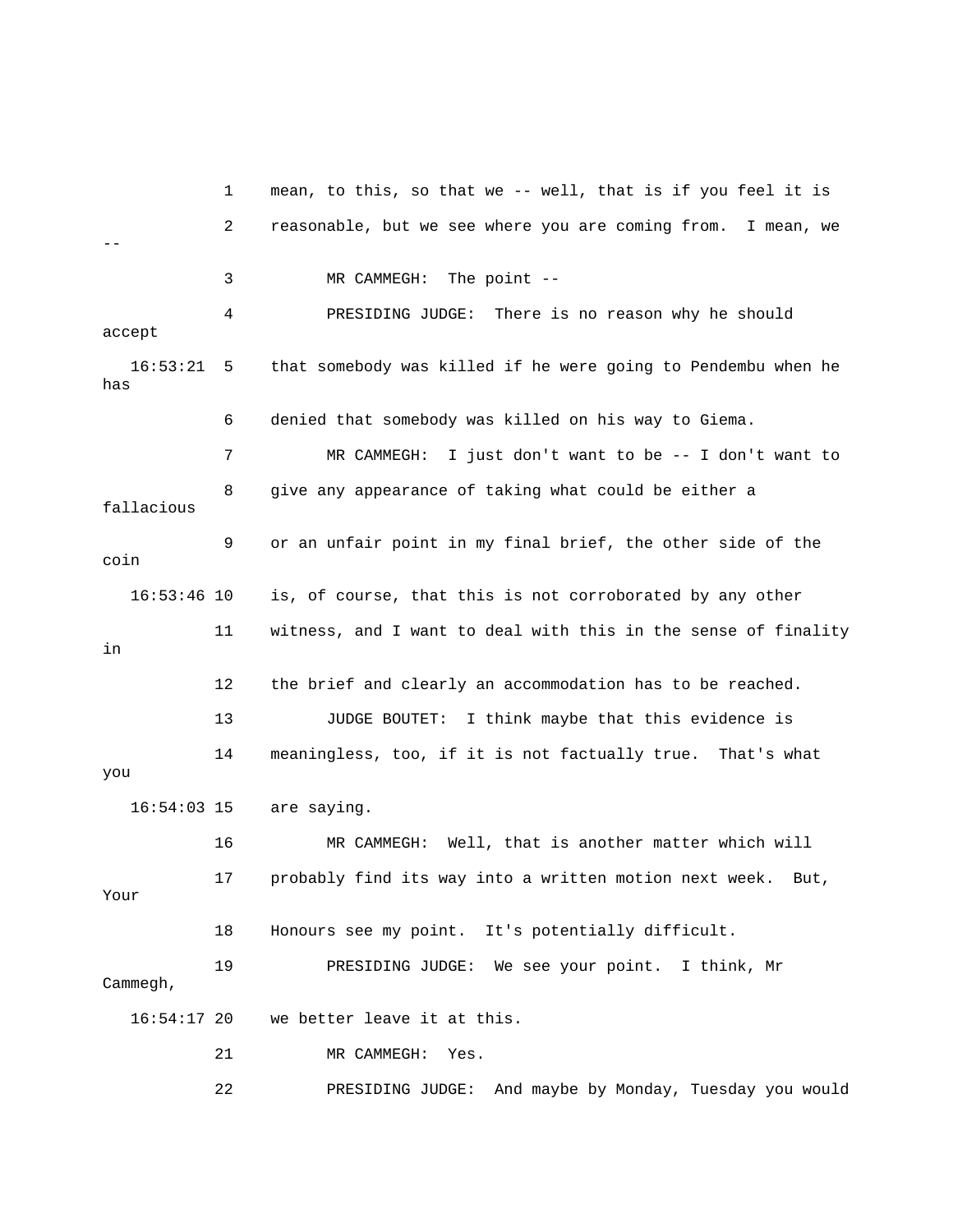1 mean, to this, so that we -- well, that is if you feel it is

2 reasonable, but we see where you are coming from. I mean, we --

3 MR CAMMEGH: The point --

4 PRESIDING JUDGE: There is no reason why he should accept

16:53:21 5 that somebody was killed if he were going to Pendembu when he has

6 denied that somebody was killed on his way to Giema.

7 MR CAMMEGH: I just don't want to be -- I don't want to

8 give any appearance of taking what could be either a fallacious

9 or an unfair point in my final brief, the other side of the coin

16:53:46 10 is, of course, that this is not corroborated by any other

11 witness, and I want to deal with this in the sense of finality in

12 the brief and clearly an accommodation has to be reached.

13 JUDGE BOUTET: I think maybe that this evidence is

14 meaningless, too, if it is not factually true. That's what you

16:54:03 15 are saying.

16 MR CAMMEGH: Well, that is another matter which will

17 probably find its way into a written motion next week. But, Your

18 Honours see my point. It's potentially difficult.

19 PRESIDING JUDGE: We see your point. I think, Mr Cammegh,

16:54:17 20 we better leave it at this.

21 MR CAMMEGH: Yes.

22 PRESIDING JUDGE: And maybe by Monday, Tuesday you would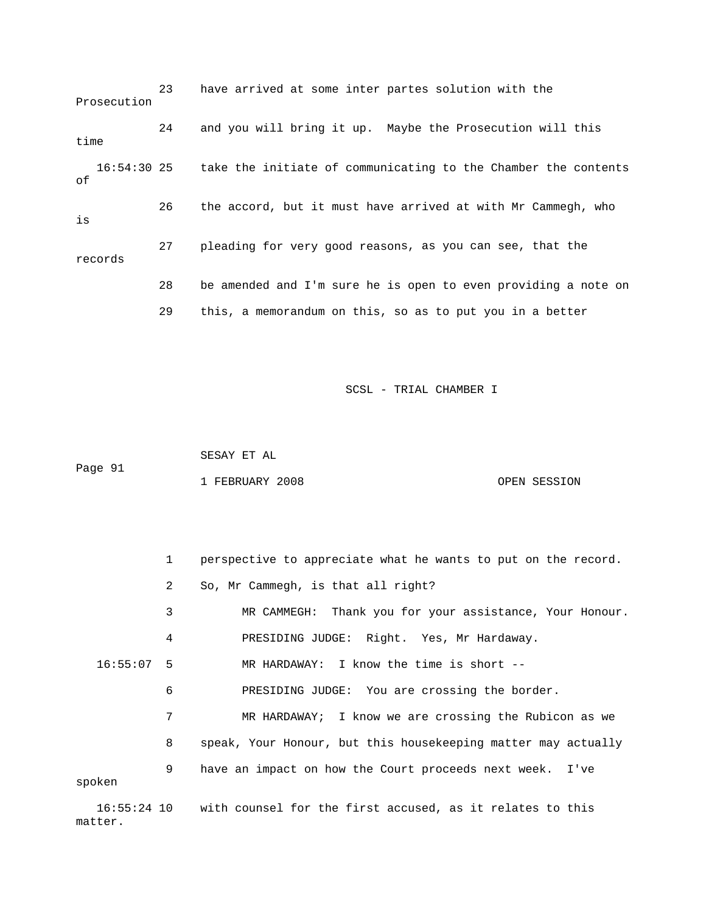23 have arrived at some inter partes solution with the Prosecution

24 and you will bring it up. Maybe the Prosecution will this time

16:54:30 25 take the initiate of communicating to the Chamber the contents of

26 the accord, but it must have arrived at with Mr Cammegh, who is

27 pleading for very good reasons, as you can see, that the records

28 be amended and I'm sure he is open to even providing a note on

29 this, a memorandum on this, so as to put you in a better

1 perspective to appreciate what he wants to put on the record.

2 So, Mr Cammegh, is that all right?

3 MR CAMMEGH: Thank you for your assistance, Your Honour.

4 PRESIDING JUDGE: Right. Yes, Mr Hardaway.

16:55:07 5 MR HARDAWAY: I know the time is short --

6 PRESIDING JUDGE: You are crossing the border.

7 MR HARDAWAY; I know we are crossing the Rubicon as we

8 speak, Your Honour, but this housekeeping matter may actually

9 have an impact on how the Court proceeds next week. I've spoken

16:55:24 10 with counsel for the first accused, as it relates to this matter.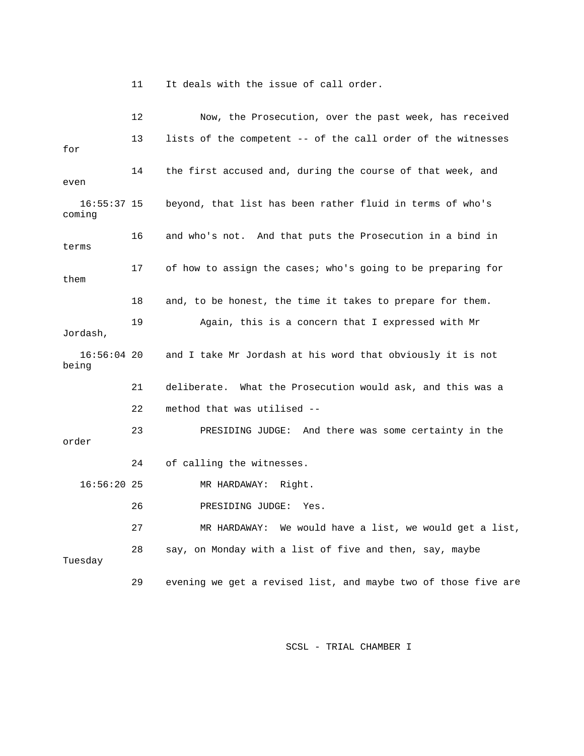11 It deals with the issue of call order.

12 Now, the Prosecution, over the past week, has received

13 lists of the competent -- of the call order of the witnesses for

14 the first accused and, during the course of that week, and even

16:55:37 15 beyond, that list has been rather fluid in terms of who's coming

16 and who's not. And that puts the Prosecution in a bind in terms

17 of how to assign the cases; who's going to be preparing for them

18 and, to be honest, the time it takes to prepare for them.

19 Again, this is a concern that I expressed with Mr Jordash,

16:56:04 20 and I take Mr Jordash at his word that obviously it is not being

21 deliberate. What the Prosecution would ask, and this was a

22 method that was utilised --

23 PRESIDING JUDGE: And there was some certainty in the order

24 of calling the witnesses.

16:56:20 25 MR HARDAWAY: Right.

26 PRESIDING JUDGE: Yes.

27 MR HARDAWAY: We would have a list, we would get a list,

28 say, on Monday with a list of five and then, say, maybe Tuesday

29 evening we get a revised list, and maybe two of those five are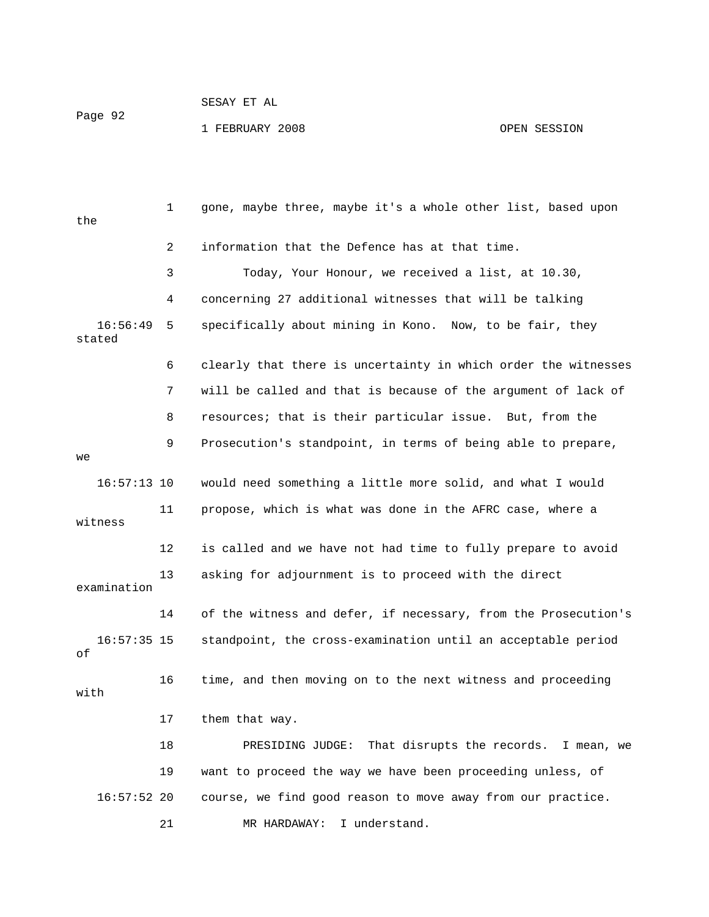gone, maybe three, maybe it's a whole other list, based upon the information that the Defence has at that time.

Today, Your Honour, we received a list, at 10.30, concerning 27 additional witnesses that will be talking specifically about mining in Kono. Now, to be fair, they stated clearly that there is uncertainty in which order the witnesses will be called and that is because of the argument of lack of resources; that is their particular issue. But, from the Prosecution's standpoint, in terms of being able to prepare, we would need something a little more solid, and what I would propose, which is what was done in the AFRC case, where a witness is called and we have not had time to fully prepare to avoid asking for adjournment is to proceed with the direct examination of the witness and defer, if necessary, from the Prosecution's standpoint, the cross-examination until an acceptable period of time, and then moving on to the next witness and proceeding with them that way.

PRESIDING JUDGE: That disrupts the records. I mean, we want to proceed the way we have been proceeding unless, of course, we find good reason to move away from our practice.

MR HARDAWAY: I understand.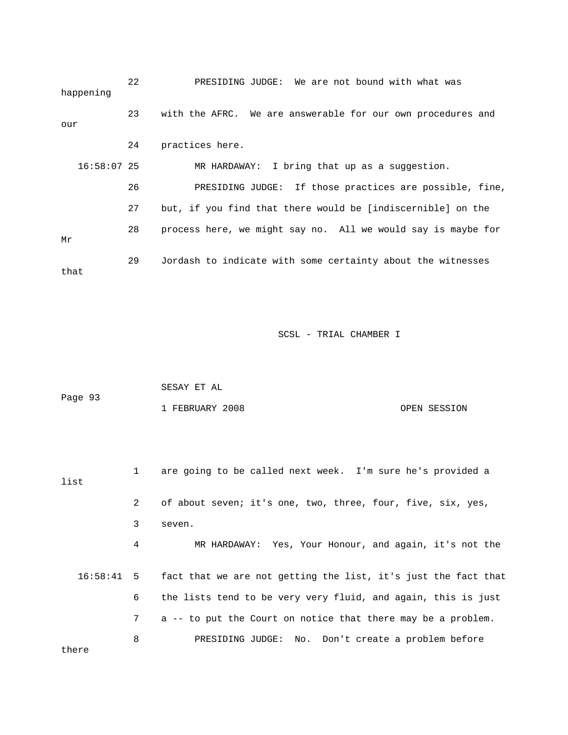22 PRESIDING JUDGE: We are not bound with what was happening

23 with the AFRC. We are answerable for our own procedures and our

24 practices here.

16:58:07 25 MR HARDAWAY: I bring that up as a suggestion.

26 PRESIDING JUDGE: If those practices are possible, fine,

27 but, if you find that there would be [indiscernible] on the

28 process here, we might say no. All we would say is maybe for Mr

29 Jordash to indicate with some certainty about the witnesses that

1 are going to be called next week. I'm sure he's provided a list

2 of about seven; it's one, two, three, four, five, six, yes,

3 seven.

4 MR HARDAWAY: Yes, Your Honour, and again, it's not the

16:58:41 5 fact that we are not getting the list, it's just the fact that

6 the lists tend to be very very fluid, and again, this is just

7 a -- to put the Court on notice that there may be a problem.

8 PRESIDING JUDGE: No. Don't create a problem before there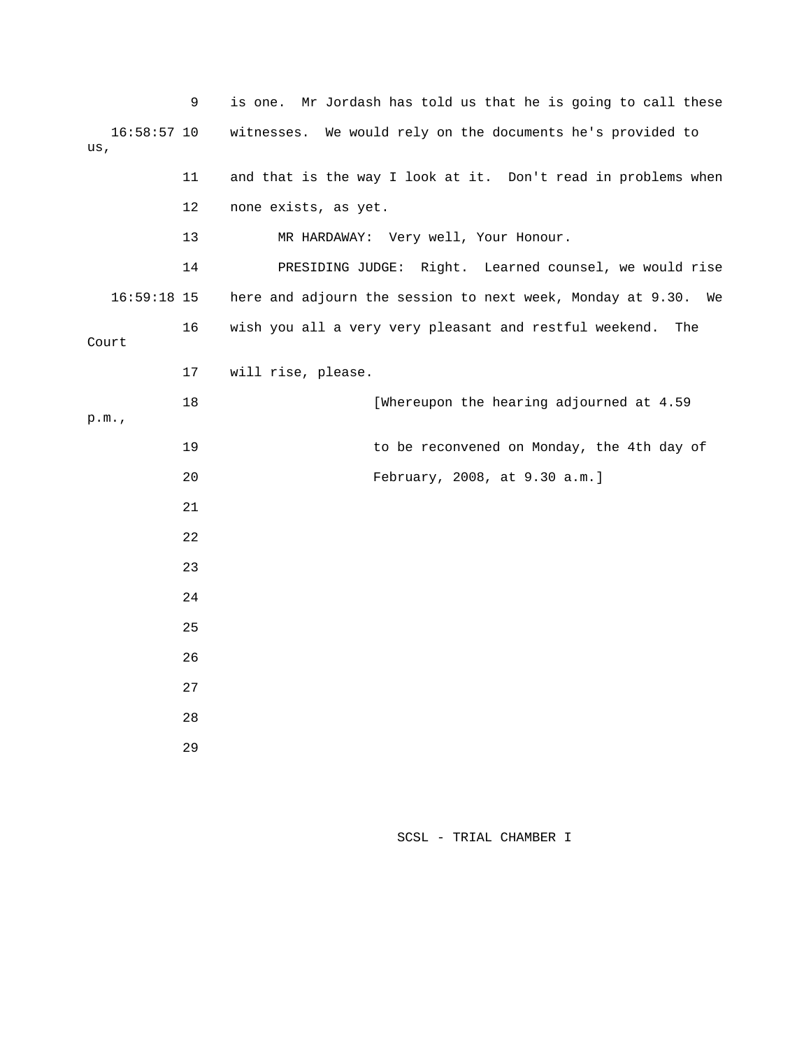9 is one. Mr Jordash has told us that he is going to call these

16:58:57 10 witnesses. We would rely on the documents he's provided to us,

11 and that is the way I look at it. Don't read in problems when

12 none exists, as yet.

13 MR HARDAWAY: Very well, Your Honour.

14 PRESIDING JUDGE: Right. Learned counsel, we would rise

16:59:18 15 here and adjourn the session to next week, Monday at 9.30. We

16 wish you all a very very pleasant and restful weekend. The Court

17 will rise, please.

18 [Whereupon the hearing adjourned at 4.59 p.m.,

19 to be reconvened on Monday, the 4th day of

20 February, 2008, at 9.30 a.m.]

21

22

23

24

25

26

27

28

29

SCSL - TRIAL CHAMBER I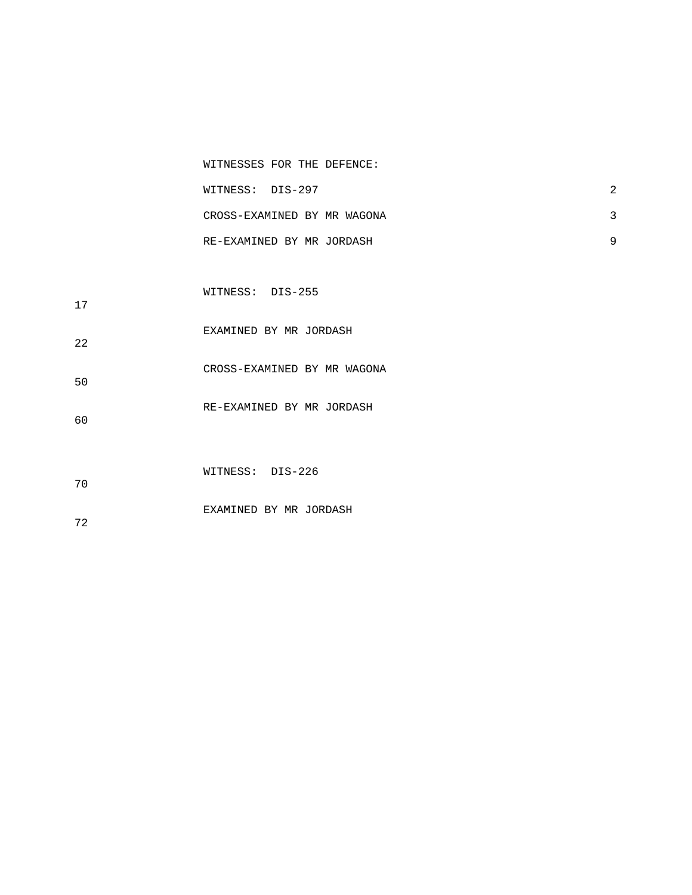WITNESSES FOR THE DEFENCE:

| | |
|---|---|
| WITNESS: DIS-297 | 2 |
| CROSS-EXAMINED BY MR WAGONA | 3 |
| RE-EXAMINED BY MR JORDASH | 9 |
| WITNESS: DIS-255 | 17 |
| EXAMINED BY MR JORDASH | 22 |
| CROSS-EXAMINED BY MR WAGONA | 50 |
| RE-EXAMINED BY MR JORDASH | 60 |
| WITNESS: DIS-226 | 70 |
| EXAMINED BY MR JORDASH | 72 |